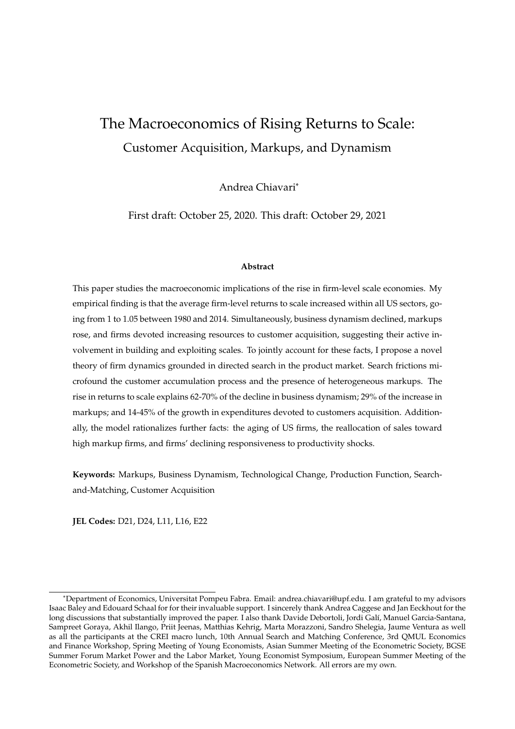# The Macroeconomics of Rising Returns to Scale:

## Customer Acquisition, Markups, and Dynamism

Andrea Chiavari*

First draft: October 25, 2020. This draft: October 29, 2021

**Abstract**

This paper studies the macroeconomic implications of the rise in firm-level scale economies. My empirical finding is that the average firm-level returns to scale increased within all US sectors, going from 1 to 1.05 between 1980 and 2014. Simultaneously, business dynamism declined, markups rose, and firms devoted increasing resources to customer acquisition, suggesting their active involvement in building and exploiting scales. To jointly account for these facts, I propose a novel theory of firm dynamics grounded in directed search in the product market. Search frictions microfound the customer accumulation process and the presence of heterogeneous markups. The rise in returns to scale explains 62-70% of the decline in business dynamism; 29% of the increase in markups; and 14-45% of the growth in expenditures devoted to customers acquisition. Additionally, the model rationalizes further facts: the aging of US firms, the reallocation of sales toward high markup firms, and firms' declining responsiveness to productivity shocks.

**Keywords:** Markups, Business Dynamism, Technological Change, Production Function, Search-and-Matching, Customer Acquisition

**JEL Codes:** D21, D24, L11, L16, E22

---

*Department of Economics, Universitat Pompeu Fabra. Email: andrea.chiavari@upf.edu. I am grateful to my advisors Isaac Baley and Edouard Schaal for for their invaluable support. I sincerely thank Andrea Caggese and Jan Eeckhout for the long discussions that substantially improved the paper. I also thank Davide Debortoli, Jordi Galí, Manuel Garcia-Santana, Sampreet Goraya, Akhil Ilango, Priit Jeenas, Matthias Kehrig, Marta Morazzoni, Sandro Shelegia, Jaume Ventura as well as all the participants at the CREI macro lunch, 10th Annual Search and Matching Conference, 3rd QMUL Economics and Finance Workshop, Spring Meeting of Young Economists, Asian Summer Meeting of the Econometric Society, BGSE Summer Forum Market Power and the Labor Market, Young Economist Symposium, European Summer Meeting of the Econometric Society, and Workshop of the Spanish Macroeconomics Network. All errors are my own.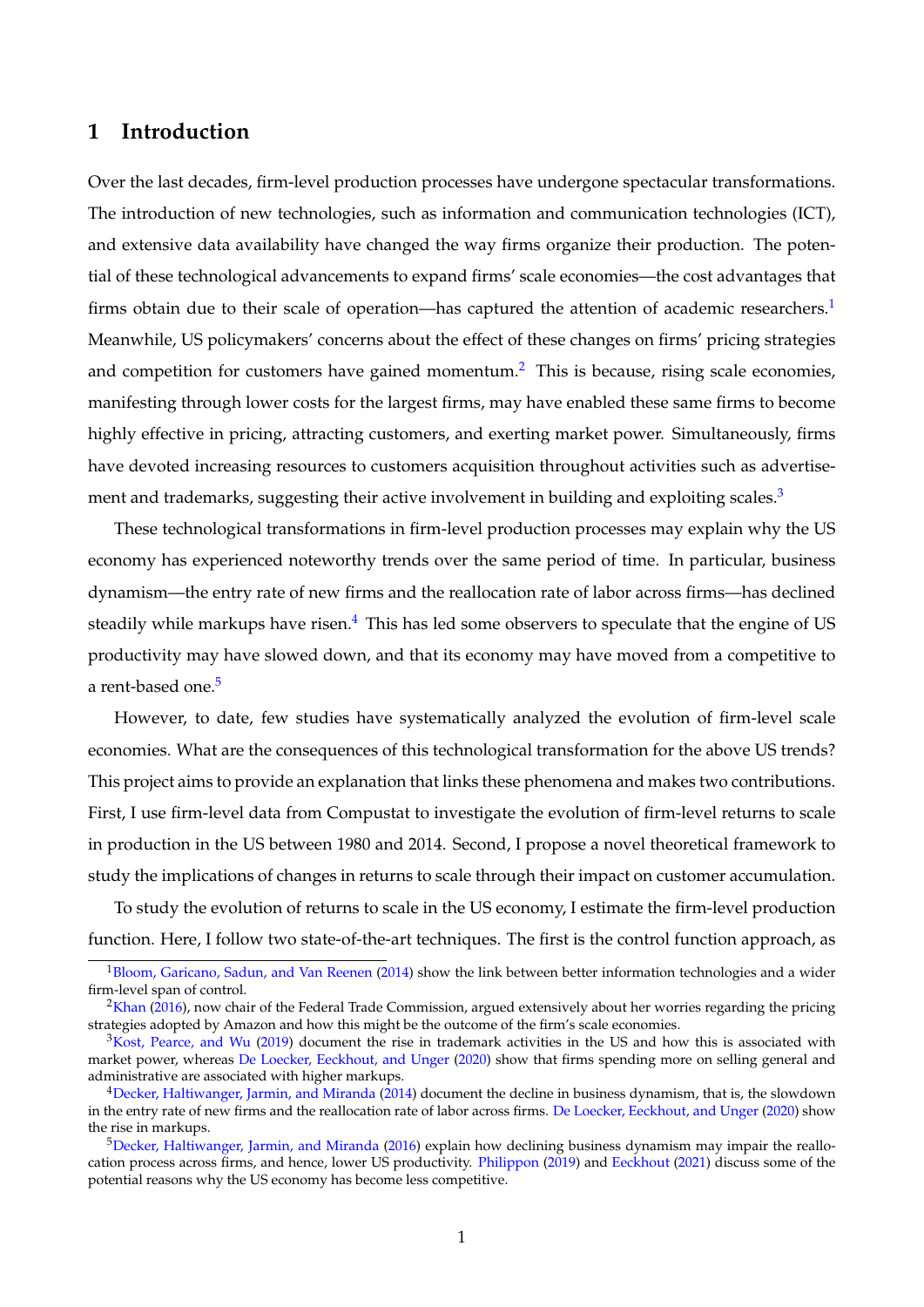# 1 Introduction

Over the last decades, firm-level production processes have undergone spectacular transformations. The introduction of new technologies, such as information and communication technologies (ICT), and extensive data availability have changed the way firms organize their production. The potential of these technological advancements to expand firms' scale economies—the cost advantages that firms obtain due to their scale of operation—has captured the attention of academic researchers.[1] Meanwhile, US policymakers' concerns about the effect of these changes on firms' pricing strategies and competition for customers have gained momentum.[2] This is because, rising scale economies, manifesting through lower costs for the largest firms, may have enabled these same firms to become highly effective in pricing, attracting customers, and exerting market power. Simultaneously, firms have devoted increasing resources to customers acquisition throughout activities such as advertisement and trademarks, suggesting their active involvement in building and exploiting scales.[3]

These technological transformations in firm-level production processes may explain why the US economy has experienced noteworthy trends over the same period of time. In particular, business dynamism—the entry rate of new firms and the reallocation rate of labor across firms—has declined steadily while markups have risen.[4] This has led some observers to speculate that the engine of US productivity may have slowed down, and that its economy may have moved from a competitive to a rent-based one.[5]

However, to date, few studies have systematically analyzed the evolution of firm-level scale economies. What are the consequences of this technological transformation for the above US trends? This project aims to provide an explanation that links these phenomena and makes two contributions. First, I use firm-level data from Compustat to investigate the evolution of firm-level returns to scale in production in the US between 1980 and 2014. Second, I propose a novel theoretical framework to study the implications of changes in returns to scale through their impact on customer accumulation.

To study the evolution of returns to scale in the US economy, I estimate the firm-level production function. Here, I follow two state-of-the-art techniques. The first is the control function approach, as

---

[1] Bloom, Garicano, Sadun, and Van Reenen (2014) show the link between better information technologies and a wider firm-level span of control.

[2] Khan (2016), now chair of the Federal Trade Commission, argued extensively about her worries regarding the pricing strategies adopted by Amazon and how this might be the outcome of the firm's scale economies.

[3] Kost, Pearce, and Wu (2019) document the rise in trademark activities in the US and how this is associated with market power, whereas De Loecker, Eeckhout, and Unger (2020) show that firms spending more on selling general and administrative are associated with higher markups.

[4] Decker, Haltiwanger, Jarmin, and Miranda (2014) document the decline in business dynamism, that is, the slowdown in the entry rate of new firms and the reallocation rate of labor across firms. De Loecker, Eeckhout, and Unger (2020) show the rise in markups.

[5] Decker, Haltiwanger, Jarmin, and Miranda (2016) explain how declining business dynamism may impair the reallocation process across firms, and hence, lower US productivity. Philippon (2019) and Eeckhout (2021) discuss some of the potential reasons why the US economy has become less competitive.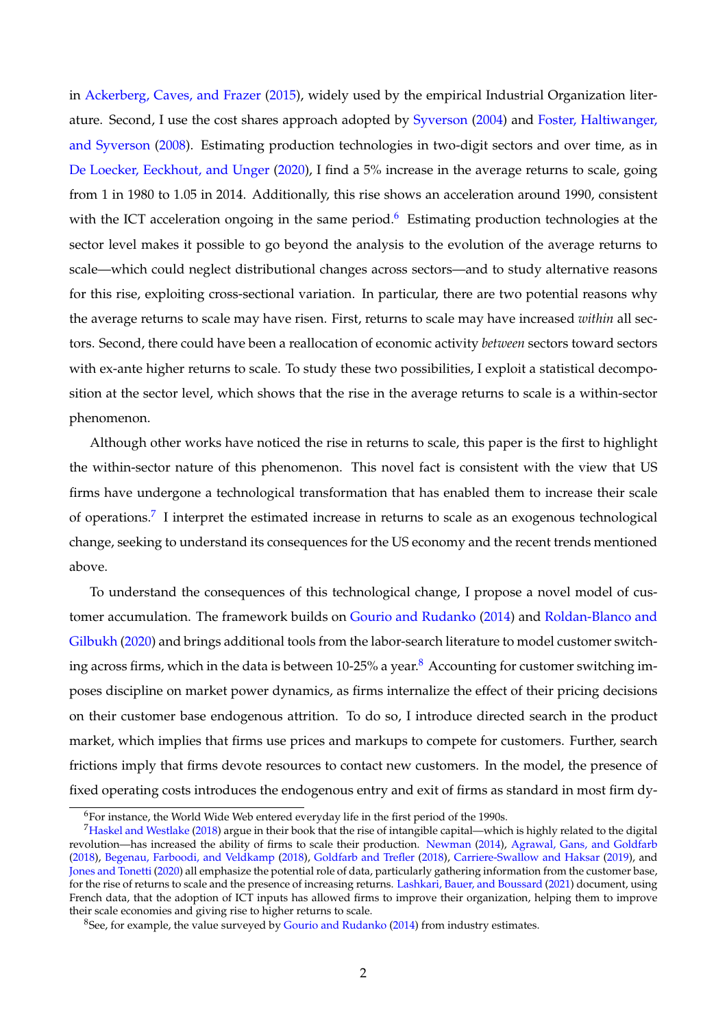in Ackerberg, Caves, and Frazer (2015), widely used by the empirical Industrial Organization literature. Second, I use the cost shares approach adopted by Syverson (2004) and Foster, Haltiwanger, and Syverson (2008). Estimating production technologies in two-digit sectors and over time, as in De Loecker, Eeckhout, and Unger (2020), I find a 5% increase in the average returns to scale, going from 1 in 1980 to 1.05 in 2014. Additionally, this rise shows an acceleration around 1990, consistent with the ICT acceleration ongoing in the same period.[6] Estimating production technologies at the sector level makes it possible to go beyond the analysis to the evolution of the average returns to scale—which could neglect distributional changes across sectors—and to study alternative reasons for this rise, exploiting cross-sectional variation. In particular, there are two potential reasons why the average returns to scale may have risen. First, returns to scale may have increased *within* all sectors. Second, there could have been a reallocation of economic activity *between* sectors toward sectors with ex-ante higher returns to scale. To study these two possibilities, I exploit a statistical decomposition at the sector level, which shows that the rise in the average returns to scale is a within-sector phenomenon.

Although other works have noticed the rise in returns to scale, this paper is the first to highlight the within-sector nature of this phenomenon. This novel fact is consistent with the view that US firms have undergone a technological transformation that has enabled them to increase their scale of operations.[7] I interpret the estimated increase in returns to scale as an exogenous technological change, seeking to understand its consequences for the US economy and the recent trends mentioned above.

To understand the consequences of this technological change, I propose a novel model of customer accumulation. The framework builds on Gourio and Rudanko (2014) and Roldan-Blanco and Gilbukh (2020) and brings additional tools from the labor-search literature to model customer switching across firms, which in the data is between 10-25% a year.[8] Accounting for customer switching imposes discipline on market power dynamics, as firms internalize the effect of their pricing decisions on their customer base endogenous attrition. To do so, I introduce directed search in the product market, which implies that firms use prices and markups to compete for customers. Further, search frictions imply that firms devote resources to contact new customers. In the model, the presence of fixed operating costs introduces the endogenous entry and exit of firms as standard in most firm dy-

[6] For instance, the World Wide Web entered everyday life in the first period of the 1990s.

[7] Haskel and Westlake (2018) argue in their book that the rise of intangible capital—which is highly related to the digital revolution—has increased the ability of firms to scale their production. Newman (2014), Agrawal, Gans, and Goldfarb (2018), Begenau, Farboodi, and Veldkamp (2018), Goldfarb and Trefler (2018), Carriere-Swallow and Haksar (2019), and Jones and Tonetti (2020) all emphasize the potential role of data, particularly gathering information from the customer base, for the rise of returns to scale and the presence of increasing returns. Lashkari, Bauer, and Boussard (2021) document, using French data, that the adoption of ICT inputs has allowed firms to improve their organization, helping them to improve their scale economies and giving rise to higher returns to scale.

[8] See, for example, the value surveyed by Gourio and Rudanko (2014) from industry estimates.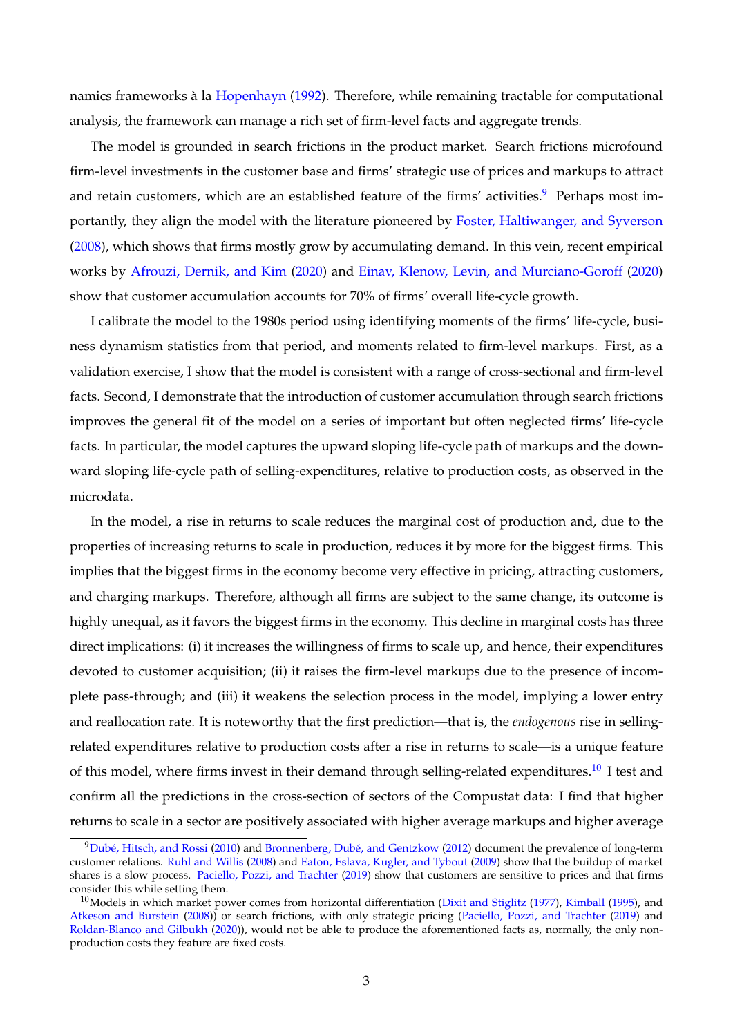namics frameworks à la Hopenhayn (1992). Therefore, while remaining tractable for computational analysis, the framework can manage a rich set of firm-level facts and aggregate trends.

The model is grounded in search frictions in the product market. Search frictions microfound firm-level investments in the customer base and firms' strategic use of prices and markups to attract and retain customers, which are an established feature of the firms' activities.[9] Perhaps most importantly, they align the model with the literature pioneered by Foster, Haltiwanger, and Syverson (2008), which shows that firms mostly grow by accumulating demand. In this vein, recent empirical works by Afrouzi, Dernik, and Kim (2020) and Einav, Klenow, Levin, and Murciano-Goroff (2020) show that customer accumulation accounts for 70% of firms' overall life-cycle growth.

I calibrate the model to the 1980s period using identifying moments of the firms' life-cycle, business dynamism statistics from that period, and moments related to firm-level markups. First, as a validation exercise, I show that the model is consistent with a range of cross-sectional and firm-level facts. Second, I demonstrate that the introduction of customer accumulation through search frictions improves the general fit of the model on a series of important but often neglected firms' life-cycle facts. In particular, the model captures the upward sloping life-cycle path of markups and the downward sloping life-cycle path of selling-expenditures, relative to production costs, as observed in the microdata.

In the model, a rise in returns to scale reduces the marginal cost of production and, due to the properties of increasing returns to scale in production, reduces it by more for the biggest firms. This implies that the biggest firms in the economy become very effective in pricing, attracting customers, and charging markups. Therefore, although all firms are subject to the same change, its outcome is highly unequal, as it favors the biggest firms in the economy. This decline in marginal costs has three direct implications: (i) it increases the willingness of firms to scale up, and hence, their expenditures devoted to customer acquisition; (ii) it raises the firm-level markups due to the presence of incomplete pass-through; and (iii) it weakens the selection process in the model, implying a lower entry and reallocation rate. It is noteworthy that the first prediction—that is, the *endogenous* rise in selling-related expenditures relative to production costs after a rise in returns to scale—is a unique feature of this model, where firms invest in their demand through selling-related expenditures.[10] I test and confirm all the predictions in the cross-section of sectors of the Compustat data: I find that higher returns to scale in a sector are positively associated with higher average markups and higher average

[9] Dubé, Hitsch, and Rossi (2010) and Bronnenberg, Dubé, and Gentzkow (2012) document the prevalence of long-term customer relations. Ruhl and Willis (2008) and Eaton, Eslava, Kugler, and Tybout (2009) show that the buildup of market shares is a slow process. Paciello, Pozzi, and Trachter (2019) show that customers are sensitive to prices and that firms consider this while setting them.

[10] Models in which market power comes from horizontal differentiation (Dixit and Stiglitz (1977), Kimball (1995), and Atkeson and Burstein (2008)) or search frictions, with only strategic pricing (Paciello, Pozzi, and Trachter (2019) and Roldan-Blanco and Gilbukh (2020)), would not be able to produce the aforementioned facts as, normally, the only non-production costs they feature are fixed costs.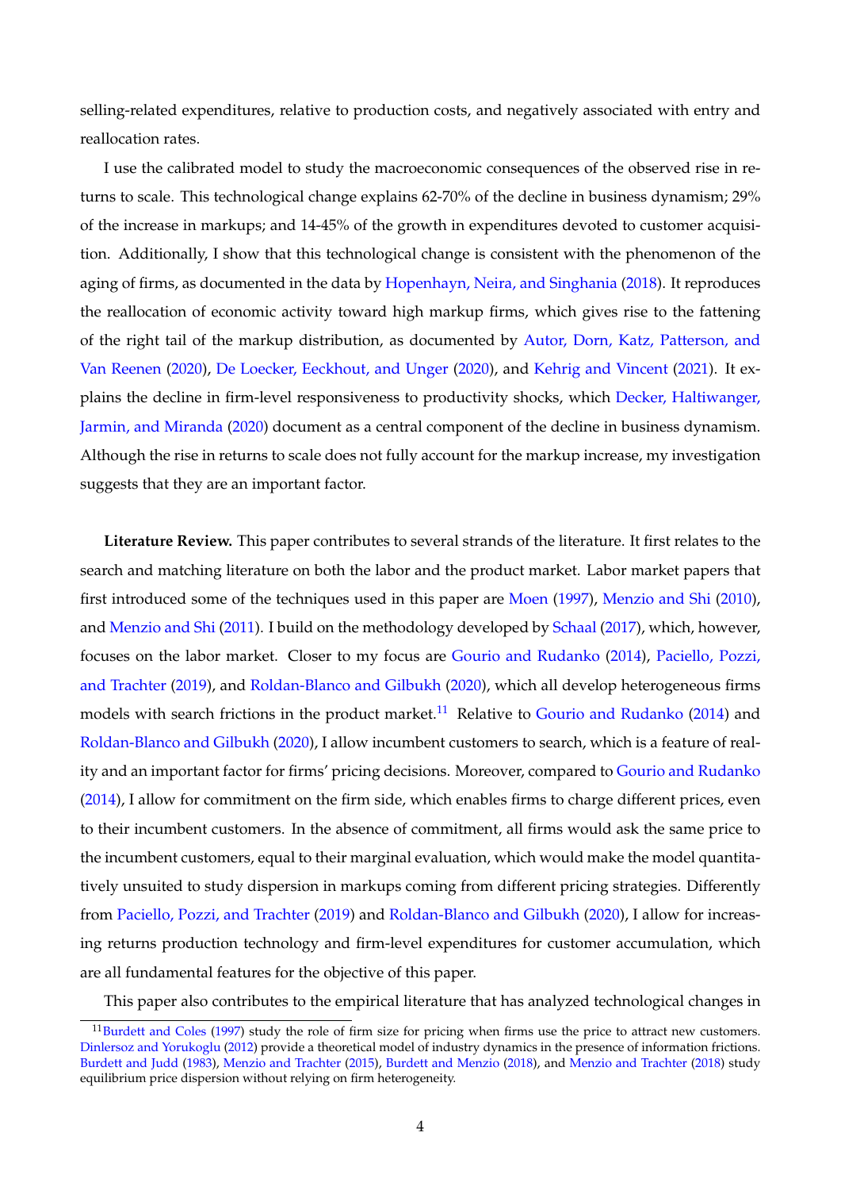selling-related expenditures, relative to production costs, and negatively associated with entry and reallocation rates.

I use the calibrated model to study the macroeconomic consequences of the observed rise in returns to scale. This technological change explains 62-70% of the decline in business dynamism; 29% of the increase in markups; and 14-45% of the growth in expenditures devoted to customer acquisition. Additionally, I show that this technological change is consistent with the phenomenon of the aging of firms, as documented in the data by Hopenhayn, Neira, and Singhania (2018). It reproduces the reallocation of economic activity toward high markup firms, which gives rise to the fattening of the right tail of the markup distribution, as documented by Autor, Dorn, Katz, Patterson, and Van Reenen (2020), De Loecker, Eeckhout, and Unger (2020), and Kehrig and Vincent (2021). It explains the decline in firm-level responsiveness to productivity shocks, which Decker, Haltiwanger, Jarmin, and Miranda (2020) document as a central component of the decline in business dynamism. Although the rise in returns to scale does not fully account for the markup increase, my investigation suggests that they are an important factor.

**Literature Review.** This paper contributes to several strands of the literature. It first relates to the search and matching literature on both the labor and the product market. Labor market papers that first introduced some of the techniques used in this paper are Moen (1997), Menzio and Shi (2010), and Menzio and Shi (2011). I build on the methodology developed by Schaal (2017), which, however, focuses on the labor market. Closer to my focus are Gourio and Rudanko (2014), Paciello, Pozzi, and Trachter (2019), and Roldan-Blanco and Gilbukh (2020), which all develop heterogeneous firms models with search frictions in the product market.[11] Relative to Gourio and Rudanko (2014) and Roldan-Blanco and Gilbukh (2020), I allow incumbent customers to search, which is a feature of reality and an important factor for firms' pricing decisions. Moreover, compared to Gourio and Rudanko (2014), I allow for commitment on the firm side, which enables firms to charge different prices, even to their incumbent customers. In the absence of commitment, all firms would ask the same price to the incumbent customers, equal to their marginal evaluation, which would make the model quantitatively unsuited to study dispersion in markups coming from different pricing strategies. Differently from Paciello, Pozzi, and Trachter (2019) and Roldan-Blanco and Gilbukh (2020), I allow for increasing returns production technology and firm-level expenditures for customer accumulation, which are all fundamental features for the objective of this paper.

This paper also contributes to the empirical literature that has analyzed technological changes in

[11] Burdett and Coles (1997) study the role of firm size for pricing when firms use the price to attract new customers. Dinlersoz and Yorukoglu (2012) provide a theoretical model of industry dynamics in the presence of information frictions. Burdett and Judd (1983), Menzio and Trachter (2015), Burdett and Menzio (2018), and Menzio and Trachter (2018) study equilibrium price dispersion without relying on firm heterogeneity.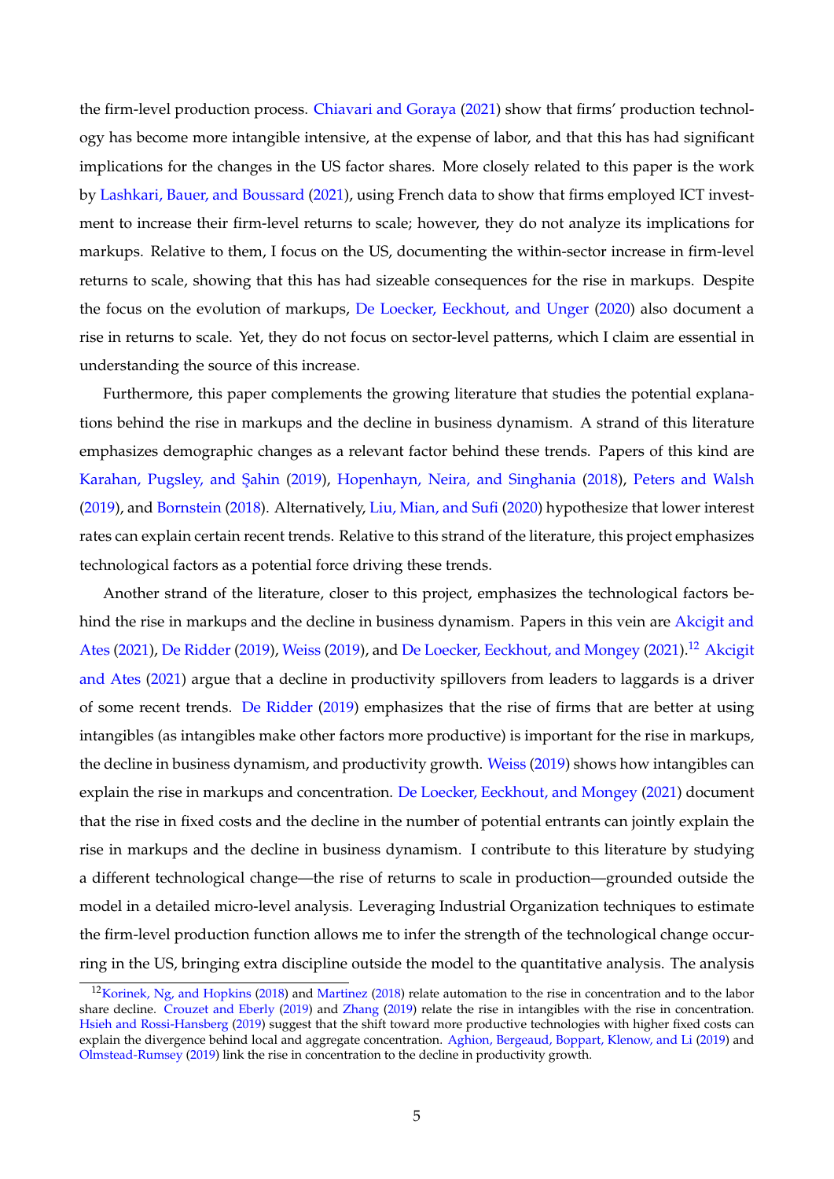the firm-level production process. Chiavari and Goraya (2021) show that firms' production technology has become more intangible intensive, at the expense of labor, and that this has had significant implications for the changes in the US factor shares. More closely related to this paper is the work by Lashkari, Bauer, and Boussard (2021), using French data to show that firms employed ICT investment to increase their firm-level returns to scale; however, they do not analyze its implications for markups. Relative to them, I focus on the US, documenting the within-sector increase in firm-level returns to scale, showing that this has had sizeable consequences for the rise in markups. Despite the focus on the evolution of markups, De Loecker, Eeckhout, and Unger (2020) also document a rise in returns to scale. Yet, they do not focus on sector-level patterns, which I claim are essential in understanding the source of this increase.

Furthermore, this paper complements the growing literature that studies the potential explanations behind the rise in markups and the decline in business dynamism. A strand of this literature emphasizes demographic changes as a relevant factor behind these trends. Papers of this kind are Karahan, Pugsley, and Şahin (2019), Hopenhayn, Neira, and Singhania (2018), Peters and Walsh (2019), and Bornstein (2018). Alternatively, Liu, Mian, and Sufi (2020) hypothesize that lower interest rates can explain certain recent trends. Relative to this strand of the literature, this project emphasizes technological factors as a potential force driving these trends.

Another strand of the literature, closer to this project, emphasizes the technological factors behind the rise in markups and the decline in business dynamism. Papers in this vein are Akcigit and Ates (2021), De Ridder (2019), Weiss (2019), and De Loecker, Eeckhout, and Mongey (2021).[12] Akcigit and Ates (2021) argue that a decline in productivity spillovers from leaders to laggards is a driver of some recent trends. De Ridder (2019) emphasizes that the rise of firms that are better at using intangibles (as intangibles make other factors more productive) is important for the rise in markups, the decline in business dynamism, and productivity growth. Weiss (2019) shows how intangibles can explain the rise in markups and concentration. De Loecker, Eeckhout, and Mongey (2021) document that the rise in fixed costs and the decline in the number of potential entrants can jointly explain the rise in markups and the decline in business dynamism. I contribute to this literature by studying a different technological change—the rise of returns to scale in production—grounded outside the model in a detailed micro-level analysis. Leveraging Industrial Organization techniques to estimate the firm-level production function allows me to infer the strength of the technological change occurring in the US, bringing extra discipline outside the model to the quantitative analysis. The analysis

[12] Korinek, Ng, and Hopkins (2018) and Martinez (2018) relate automation to the rise in concentration and to the labor share decline. Crouzet and Eberly (2019) and Zhang (2019) relate the rise in intangibles with the rise in concentration. Hsieh and Rossi-Hansberg (2019) suggest that the shift toward more productive technologies with higher fixed costs can explain the divergence behind local and aggregate concentration. Aghion, Bergeaud, Boppart, Klenow, and Li (2019) and Olmstead-Rumsey (2019) link the rise in concentration to the decline in productivity growth.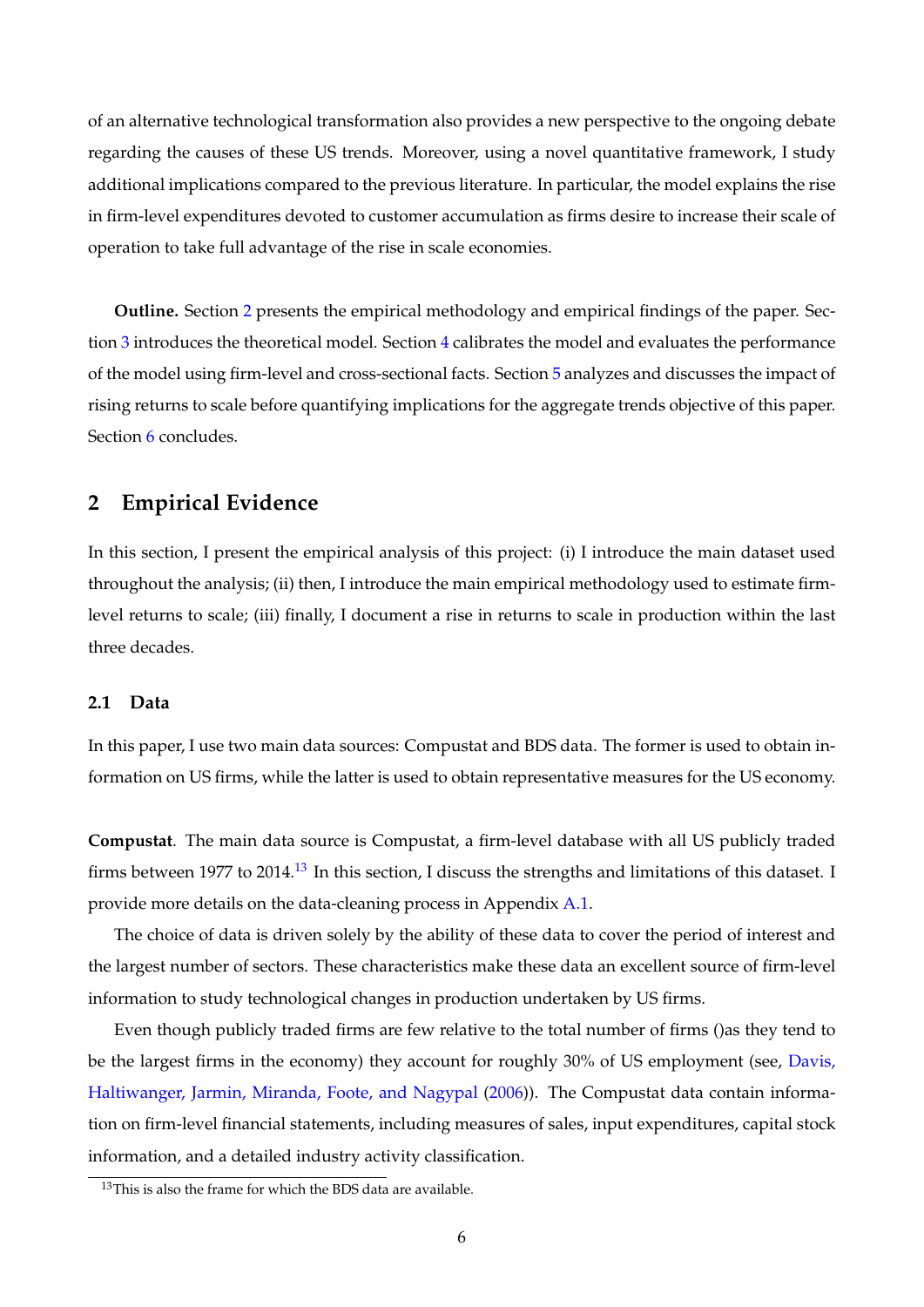of an alternative technological transformation also provides a new perspective to the ongoing debate regarding the causes of these US trends. Moreover, using a novel quantitative framework, I study additional implications compared to the previous literature. In particular, the model explains the rise in firm-level expenditures devoted to customer accumulation as firms desire to increase their scale of operation to take full advantage of the rise in scale economies.

**Outline.** Section 2 presents the empirical methodology and empirical findings of the paper. Section 3 introduces the theoretical model. Section 4 calibrates the model and evaluates the performance of the model using firm-level and cross-sectional facts. Section 5 analyzes and discusses the impact of rising returns to scale before quantifying implications for the aggregate trends objective of this paper. Section 6 concludes.

## 2 Empirical Evidence

In this section, I present the empirical analysis of this project: (i) I introduce the main dataset used throughout the analysis; (ii) then, I introduce the main empirical methodology used to estimate firm-level returns to scale; (iii) finally, I document a rise in returns to scale in production within the last three decades.

### 2.1 Data

In this paper, I use two main data sources: Compustat and BDS data. The former is used to obtain information on US firms, while the latter is used to obtain representative measures for the US economy.

**Compustat**. The main data source is Compustat, a firm-level database with all US publicly traded firms between 1977 to 2014.[13] In this section, I discuss the strengths and limitations of this dataset. I provide more details on the data-cleaning process in Appendix A.1.

The choice of data is driven solely by the ability of these data to cover the period of interest and the largest number of sectors. These characteristics make these data an excellent source of firm-level information to study technological changes in production undertaken by US firms.

Even though publicly traded firms are few relative to the total number of firms ()as they tend to be the largest firms in the economy) they account for roughly 30% of US employment (see, Davis, Haltiwanger, Jarmin, Miranda, Foote, and Nagypal (2006)). The Compustat data contain information on firm-level financial statements, including measures of sales, input expenditures, capital stock information, and a detailed industry activity classification.

[13] This is also the frame for which the BDS data are available.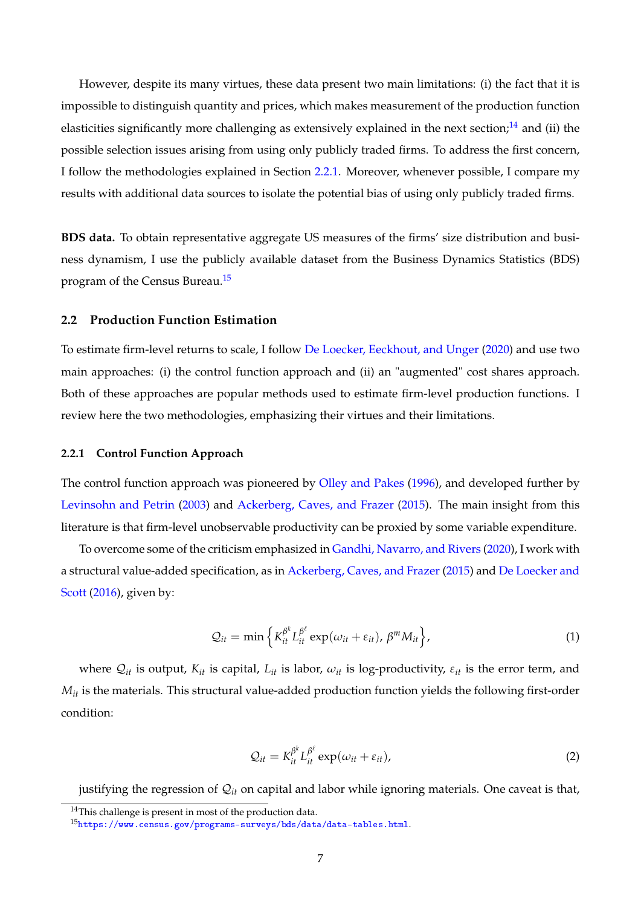However, despite its many virtues, these data present two main limitations: (i) the fact that it is impossible to distinguish quantity and prices, which makes measurement of the production function elasticities significantly more challenging as extensively explained in the next section;[14] and (ii) the possible selection issues arising from using only publicly traded firms. To address the first concern, I follow the methodologies explained in Section 2.2.1. Moreover, whenever possible, I compare my results with additional data sources to isolate the potential bias of using only publicly traded firms.

**BDS data.** To obtain representative aggregate US measures of the firms' size distribution and business dynamism, I use the publicly available dataset from the Business Dynamics Statistics (BDS) program of the Census Bureau.[15]

## 2.2 Production Function Estimation

To estimate firm-level returns to scale, I follow De Loecker, Eeckhout, and Unger (2020) and use two main approaches: (i) the control function approach and (ii) an "augmented" cost shares approach. Both of these approaches are popular methods used to estimate firm-level production functions. I review here the two methodologies, emphasizing their virtues and their limitations.

### 2.2.1 Control Function Approach

The control function approach was pioneered by Olley and Pakes (1996), and developed further by Levinsohn and Petrin (2003) and Ackerberg, Caves, and Frazer (2015). The main insight from this literature is that firm-level unobservable productivity can be proxied by some variable expenditure.

To overcome some of the criticism emphasized in Gandhi, Navarro, and Rivers (2020), I work with a structural value-added specification, as in Ackerberg, Caves, and Frazer (2015) and De Loecker and Scott (2016), given by:

$$\mathcal{Q}_{it} = \min\left\{K_{it}^{\beta^k} L_{it}^{\beta^\ell} \exp(\omega_{it} + \varepsilon_{it}),\, \beta^m M_{it}\right\}, \tag{1}$$

where $\mathcal{Q}_{it}$ is output, $K_{it}$ is capital, $L_{it}$ is labor, $\omega_{it}$ is log-productivity, $\varepsilon_{it}$ is the error term, and $M_{it}$ is the materials. This structural value-added production function yields the following first-order condition:

$$\mathcal{Q}_{it} = K_{it}^{\beta^k} L_{it}^{\beta^\ell} \exp(\omega_{it} + \varepsilon_{it}), \tag{2}$$

justifying the regression of $\mathcal{Q}_{it}$ on capital and labor while ignoring materials. One caveat is that,

[14] This challenge is present in most of the production data.

[15] https://www.census.gov/programs-surveys/bds/data/data-tables.html.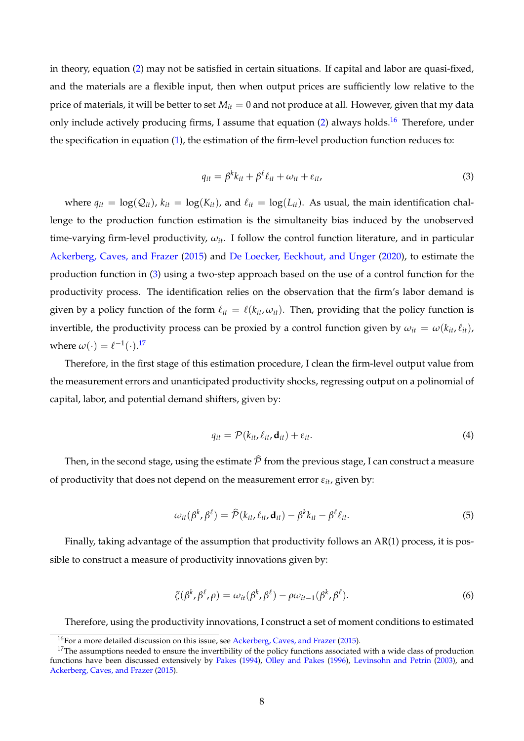in theory, equation (2) may not be satisfied in certain situations. If capital and labor are quasi-fixed, and the materials are a flexible input, then when output prices are sufficiently low relative to the price of materials, it will be better to set $M_{it} = 0$ and not produce at all. However, given that my data only include actively producing firms, I assume that equation (2) always holds.[16] Therefore, under the specification in equation (1), the estimation of the firm-level production function reduces to:

$$q_{it} = \beta^k k_{it} + \beta^\ell \ell_{it} + \omega_{it} + \varepsilon_{it}, \tag{3}$$

where $q_{it} = \log(\mathcal{Q}_{it})$, $k_{it} = \log(K_{it})$, and $\ell_{it} = \log(L_{it})$. As usual, the main identification challenge to the production function estimation is the simultaneity bias induced by the unobserved time-varying firm-level productivity, $\omega_{it}$. I follow the control function literature, and in particular Ackerberg, Caves, and Frazer (2015) and De Loecker, Eeckhout, and Unger (2020), to estimate the production function in (3) using a two-step approach based on the use of a control function for the productivity process. The identification relies on the observation that the firm's labor demand is given by a policy function of the form $\ell_{it} = \ell(k_{it}, \omega_{it})$. Then, providing that the policy function is invertible, the productivity process can be proxied by a control function given by $\omega_{it} = \omega(k_{it}, \ell_{it})$, where $\omega(\cdot) = \ell^{-1}(\cdot)$.[17]

Therefore, in the first stage of this estimation procedure, I clean the firm-level output value from the measurement errors and unanticipated productivity shocks, regressing output on a polinomial of capital, labor, and potential demand shifters, given by:

$$q_{it} = \mathcal{P}(k_{it}, \ell_{it}, \mathbf{d}_{it}) + \varepsilon_{it}. \tag{4}$$

Then, in the second stage, using the estimate $\widehat{\mathcal{P}}$ from the previous stage, I can construct a measure of productivity that does not depend on the measurement error $\varepsilon_{it}$, given by:

$$\omega_{it}(\beta^k, \beta^\ell) = \widehat{\mathcal{P}}(k_{it}, \ell_{it}, \mathbf{d}_{it}) - \beta^k k_{it} - \beta^\ell \ell_{it}. \tag{5}$$

Finally, taking advantage of the assumption that productivity follows an AR(1) process, it is possible to construct a measure of productivity innovations given by:

$$\xi(\beta^k, \beta^\ell, \rho) = \omega_{it}(\beta^k, \beta^\ell) - \rho\omega_{it-1}(\beta^k, \beta^\ell). \tag{6}$$

Therefore, using the productivity innovations, I construct a set of moment conditions to estimated

[16] For a more detailed discussion on this issue, see Ackerberg, Caves, and Frazer (2015).

[17] The assumptions needed to ensure the invertibility of the policy functions associated with a wide class of production functions have been discussed extensively by Pakes (1994), Olley and Pakes (1996), Levinsohn and Petrin (2003), and Ackerberg, Caves, and Frazer (2015).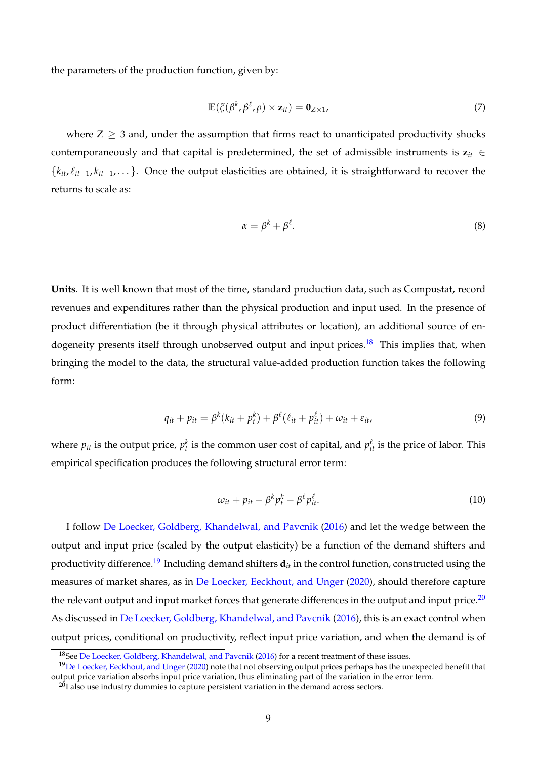the parameters of the production function, given by:

$$\mathbb{E}(\xi(\beta^k, \beta^\ell, \rho) \times \mathbf{z}_{it}) = \mathbf{0}_{Z\times 1}, \tag{7}$$

where $Z \geq 3$ and, under the assumption that firms react to unanticipated productivity shocks contemporaneously and that capital is predetermined, the set of admissible instruments is $\mathbf{z}_{it} \in \{k_{it}, \ell_{it-1}, k_{it-1}, \dots\}$. Once the output elasticities are obtained, it is straightforward to recover the returns to scale as:

$$\alpha = \beta^k + \beta^\ell. \tag{8}$$

**Units**. It is well known that most of the time, standard production data, such as Compustat, record revenues and expenditures rather than the physical production and input used. In the presence of product differentiation (be it through physical attributes or location), an additional source of endogeneity presents itself through unobserved output and input prices.[18] This implies that, when bringing the model to the data, the structural value-added production function takes the following form:

$$q_{it} + p_{it} = \beta^k(k_{it} + p_t^k) + \beta^\ell(\ell_{it} + p_{it}^\ell) + \omega_{it} + \varepsilon_{it}, \tag{9}$$

where $p_{it}$ is the output price, $p_t^k$ is the common user cost of capital, and $p_{it}^\ell$ is the price of labor. This empirical specification produces the following structural error term:

$$\omega_{it} + p_{it} - \beta^k p_t^k - \beta^\ell p_{it}^\ell. \tag{10}$$

I follow De Loecker, Goldberg, Khandelwal, and Pavcnik (2016) and let the wedge between the output and input price (scaled by the output elasticity) be a function of the demand shifters and productivity difference.[19] Including demand shifters $\mathbf{d}_{it}$ in the control function, constructed using the measures of market shares, as in De Loecker, Eeckhout, and Unger (2020), should therefore capture the relevant output and input market forces that generate differences in the output and input price.[20] As discussed in De Loecker, Goldberg, Khandelwal, and Pavcnik (2016), this is an exact control when output prices, conditional on productivity, reflect input price variation, and when the demand is of

[18] See De Loecker, Goldberg, Khandelwal, and Pavcnik (2016) for a recent treatment of these issues.

[19] De Loecker, Eeckhout, and Unger (2020) note that not observing output prices perhaps has the unexpected benefit that output price variation absorbs input price variation, thus eliminating part of the variation in the error term.

[20] I also use industry dummies to capture persistent variation in the demand across sectors.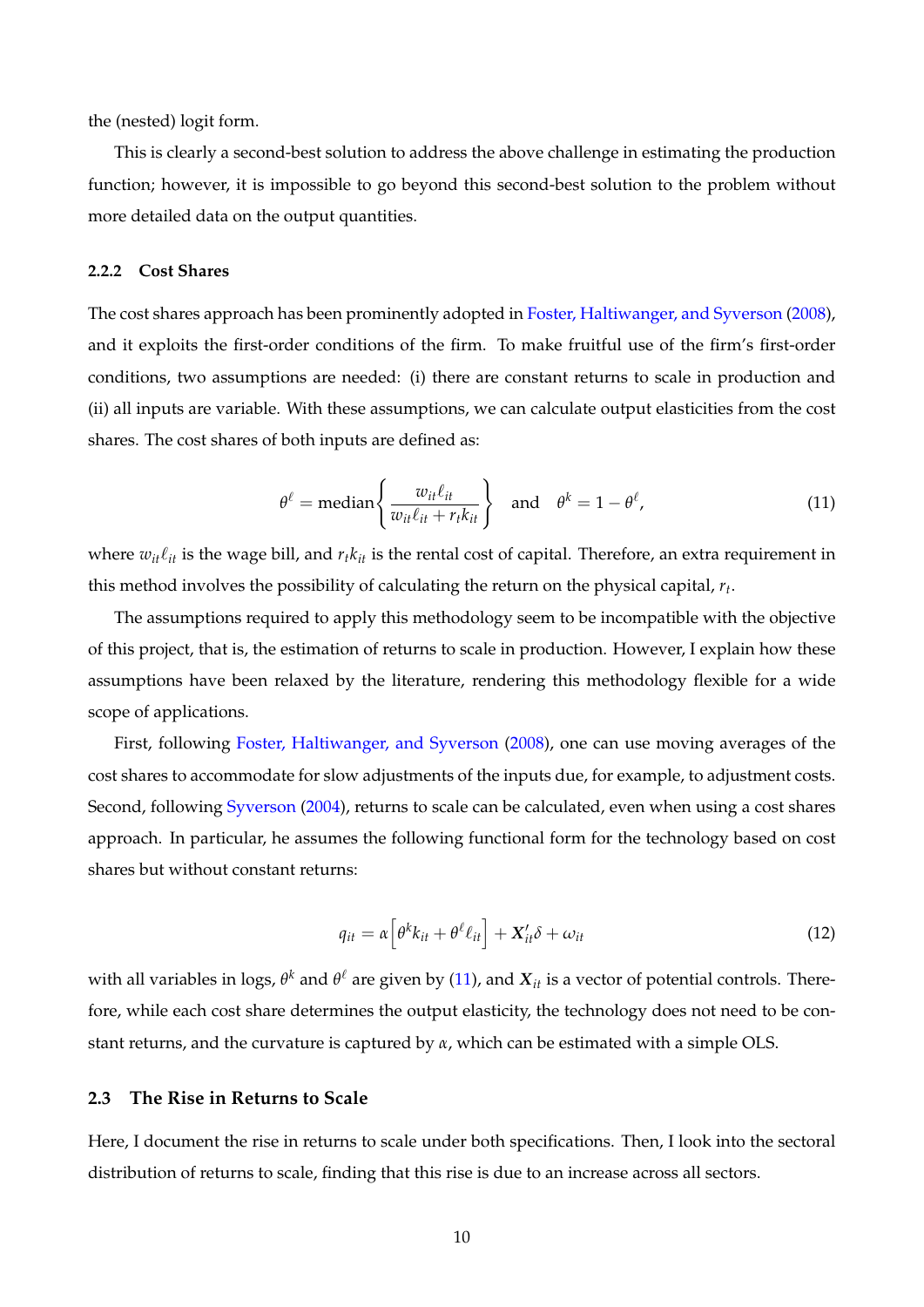the (nested) logit form.

This is clearly a second-best solution to address the above challenge in estimating the production function; however, it is impossible to go beyond this second-best solution to the problem without more detailed data on the output quantities.

### 2.2.2 Cost Shares

The cost shares approach has been prominently adopted in Foster, Haltiwanger, and Syverson (2008), and it exploits the first-order conditions of the firm. To make fruitful use of the firm's first-order conditions, two assumptions are needed: (i) there are constant returns to scale in production and (ii) all inputs are variable. With these assumptions, we can calculate output elasticities from the cost shares. The cost shares of both inputs are defined as:

$$\theta^{\ell} = \text{median}\left\{ \frac{w_{it}\ell_{it}}{w_{it}\ell_{it} + r_t k_{it}} \right\} \quad \text{and} \quad \theta^k = 1 - \theta^{\ell}, \tag{11}$$

where $w_{it}\ell_{it}$ is the wage bill, and $r_t k_{it}$ is the rental cost of capital. Therefore, an extra requirement in this method involves the possibility of calculating the return on the physical capital, $r_t$.

The assumptions required to apply this methodology seem to be incompatible with the objective of this project, that is, the estimation of returns to scale in production. However, I explain how these assumptions have been relaxed by the literature, rendering this methodology flexible for a wide scope of applications.

First, following Foster, Haltiwanger, and Syverson (2008), one can use moving averages of the cost shares to accommodate for slow adjustments of the inputs due, for example, to adjustment costs. Second, following Syverson (2004), returns to scale can be calculated, even when using a cost shares approach. In particular, he assumes the following functional form for the technology based on cost shares but without constant returns:

$$q_{it} = \alpha\left[\theta^k k_{it} + \theta^{\ell}\ell_{it}\right] + \boldsymbol{X}_{it}'\delta + \omega_{it} \tag{12}$$

with all variables in logs, $\theta^k$ and $\theta^{\ell}$ are given by (11), and $\boldsymbol{X}_{it}$ is a vector of potential controls. Therefore, while each cost share determines the output elasticity, the technology does not need to be constant returns, and the curvature is captured by $\alpha$, which can be estimated with a simple OLS.

## 2.3 The Rise in Returns to Scale

Here, I document the rise in returns to scale under both specifications. Then, I look into the sectoral distribution of returns to scale, finding that this rise is due to an increase across all sectors.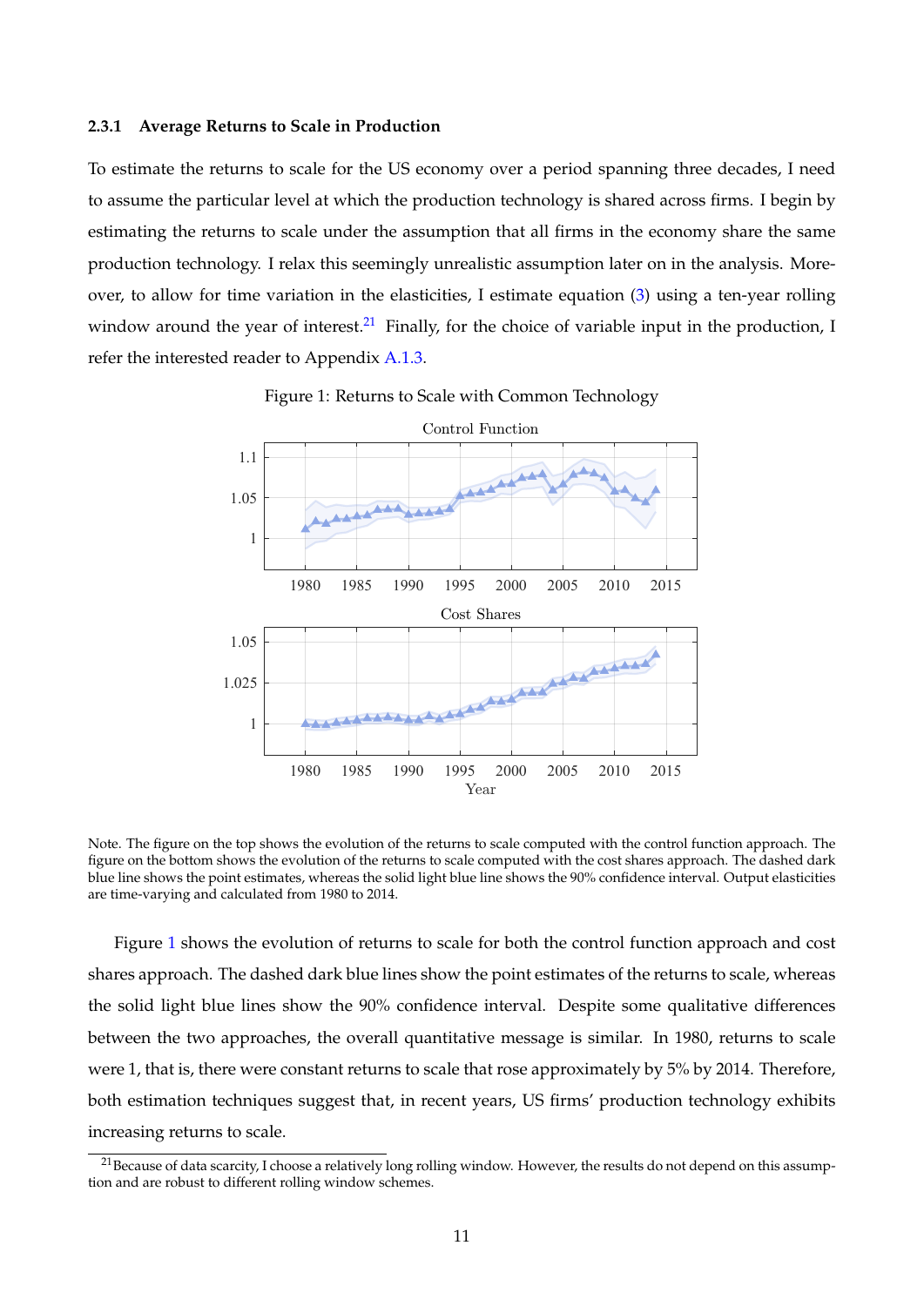#### 2.3.1 Average Returns to Scale in Production

To estimate the returns to scale for the US economy over a period spanning three decades, I need to assume the particular level at which the production technology is shared across firms. I begin by estimating the returns to scale under the assumption that all firms in the economy share the same production technology. I relax this seemingly unrealistic assumption later on in the analysis. Moreover, to allow for time variation in the elasticities, I estimate equation (3) using a ten-year rolling window around the year of interest.[21] Finally, for the choice of variable input in the production, I refer the interested reader to Appendix A.1.3.

Figure 1: Returns to Scale with Common Technology

Note. The figure on the top shows the evolution of the returns to scale computed with the control function approach. The figure on the bottom shows the evolution of the returns to scale computed with the cost shares approach. The dashed dark blue line shows the point estimates, whereas the solid light blue line shows the 90% confidence interval. Output elasticities are time-varying and calculated from 1980 to 2014.

Figure 1 shows the evolution of returns to scale for both the control function approach and cost shares approach. The dashed dark blue lines show the point estimates of the returns to scale, whereas the solid light blue lines show the 90% confidence interval. Despite some qualitative differences between the two approaches, the overall quantitative message is similar. In 1980, returns to scale were 1, that is, there were constant returns to scale that rose approximately by 5% by 2014. Therefore, both estimation techniques suggest that, in recent years, US firms' production technology exhibits increasing returns to scale.

[21] Because of data scarcity, I choose a relatively long rolling window. However, the results do not depend on this assumption and are robust to different rolling window schemes.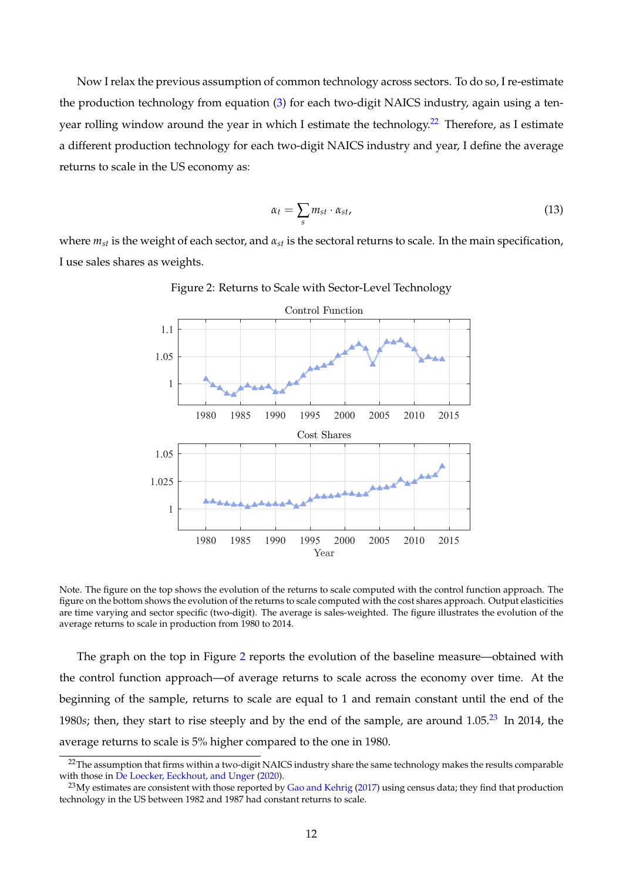Now I relax the previous assumption of common technology across sectors. To do so, I re-estimate the production technology from equation (3) for each two-digit NAICS industry, again using a ten-year rolling window around the year in which I estimate the technology.[22] Therefore, as I estimate a different production technology for each two-digit NAICS industry and year, I define the average returns to scale in the US economy as:

$$\alpha_t = \sum_s m_{st} \cdot \alpha_{st}, \tag{13}$$

where $m_{st}$ is the weight of each sector, and $\alpha_{st}$ is the sectoral returns to scale. In the main specification, I use sales shares as weights.

Figure 2: Returns to Scale with Sector-Level Technology

Note. The figure on the top shows the evolution of the returns to scale computed with the control function approach. The figure on the bottom shows the evolution of the returns to scale computed with the cost shares approach. Output elasticities are time varying and sector specific (two-digit). The average is sales-weighted. The figure illustrates the evolution of the average returns to scale in production from 1980 to 2014.

The graph on the top in Figure 2 reports the evolution of the baseline measure—obtained with the control function approach—of average returns to scale across the economy over time. At the beginning of the sample, returns to scale are equal to 1 and remain constant until the end of the 1980*s*; then, they start to rise steeply and by the end of the sample, are around 1.05.[23] In 2014, the average returns to scale is 5% higher compared to the one in 1980.

[22] The assumption that firms within a two-digit NAICS industry share the same technology makes the results comparable with those in De Loecker, Eeckhout, and Unger (2020).

[23] My estimates are consistent with those reported by Gao and Kehrig (2017) using census data; they find that production technology in the US between 1982 and 1987 had constant returns to scale.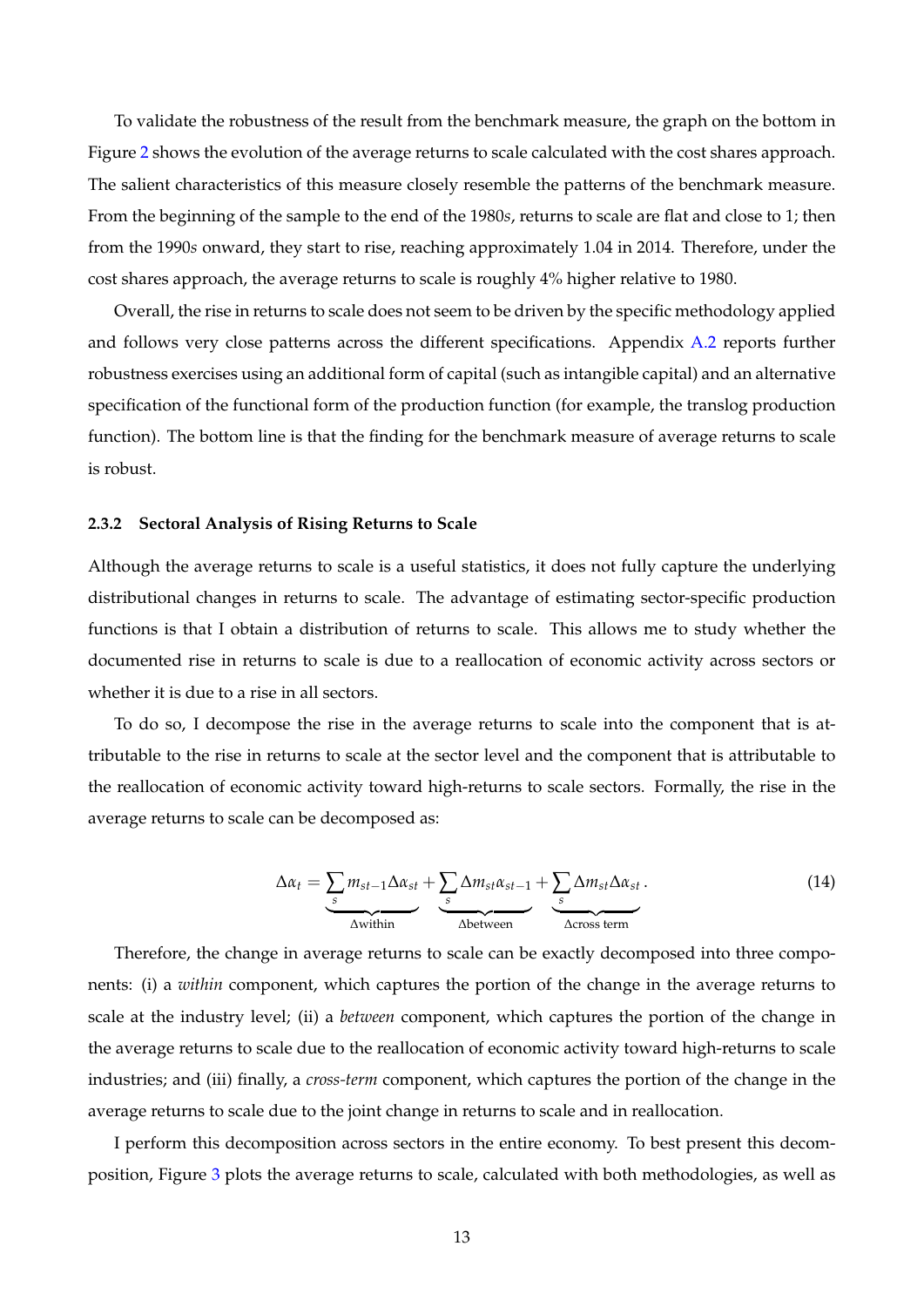To validate the robustness of the result from the benchmark measure, the graph on the bottom in Figure 2 shows the evolution of the average returns to scale calculated with the cost shares approach. The salient characteristics of this measure closely resemble the patterns of the benchmark measure. From the beginning of the sample to the end of the 1980*s*, returns to scale are flat and close to 1; then from the 1990*s* onward, they start to rise, reaching approximately 1.04 in 2014. Therefore, under the cost shares approach, the average returns to scale is roughly 4% higher relative to 1980.

Overall, the rise in returns to scale does not seem to be driven by the specific methodology applied and follows very close patterns across the different specifications. Appendix A.2 reports further robustness exercises using an additional form of capital (such as intangible capital) and an alternative specification of the functional form of the production function (for example, the translog production function). The bottom line is that the finding for the benchmark measure of average returns to scale is robust.

### 2.3.2 Sectoral Analysis of Rising Returns to Scale

Although the average returns to scale is a useful statistics, it does not fully capture the underlying distributional changes in returns to scale. The advantage of estimating sector-specific production functions is that I obtain a distribution of returns to scale. This allows me to study whether the documented rise in returns to scale is due to a reallocation of economic activity across sectors or whether it is due to a rise in all sectors.

To do so, I decompose the rise in the average returns to scale into the component that is attributable to the rise in returns to scale at the sector level and the component that is attributable to the reallocation of economic activity toward high-returns to scale sectors. Formally, the rise in the average returns to scale can be decomposed as:

$$\Delta\alpha_t = \underbrace{\sum_s m_{st-1}\Delta\alpha_{st}}_{\Delta\text{within}} + \underbrace{\sum_s \Delta m_{st}\alpha_{st-1}}_{\Delta\text{between}} + \underbrace{\sum_s \Delta m_{st}\Delta\alpha_{st}}_{\Delta\text{cross term}}. \tag{14}$$

Therefore, the change in average returns to scale can be exactly decomposed into three components: (i) a *within* component, which captures the portion of the change in the average returns to scale at the industry level; (ii) a *between* component, which captures the portion of the change in the average returns to scale due to the reallocation of economic activity toward high-returns to scale industries; and (iii) finally, a *cross-term* component, which captures the portion of the change in the average returns to scale due to the joint change in returns to scale and in reallocation.

I perform this decomposition across sectors in the entire economy. To best present this decomposition, Figure 3 plots the average returns to scale, calculated with both methodologies, as well as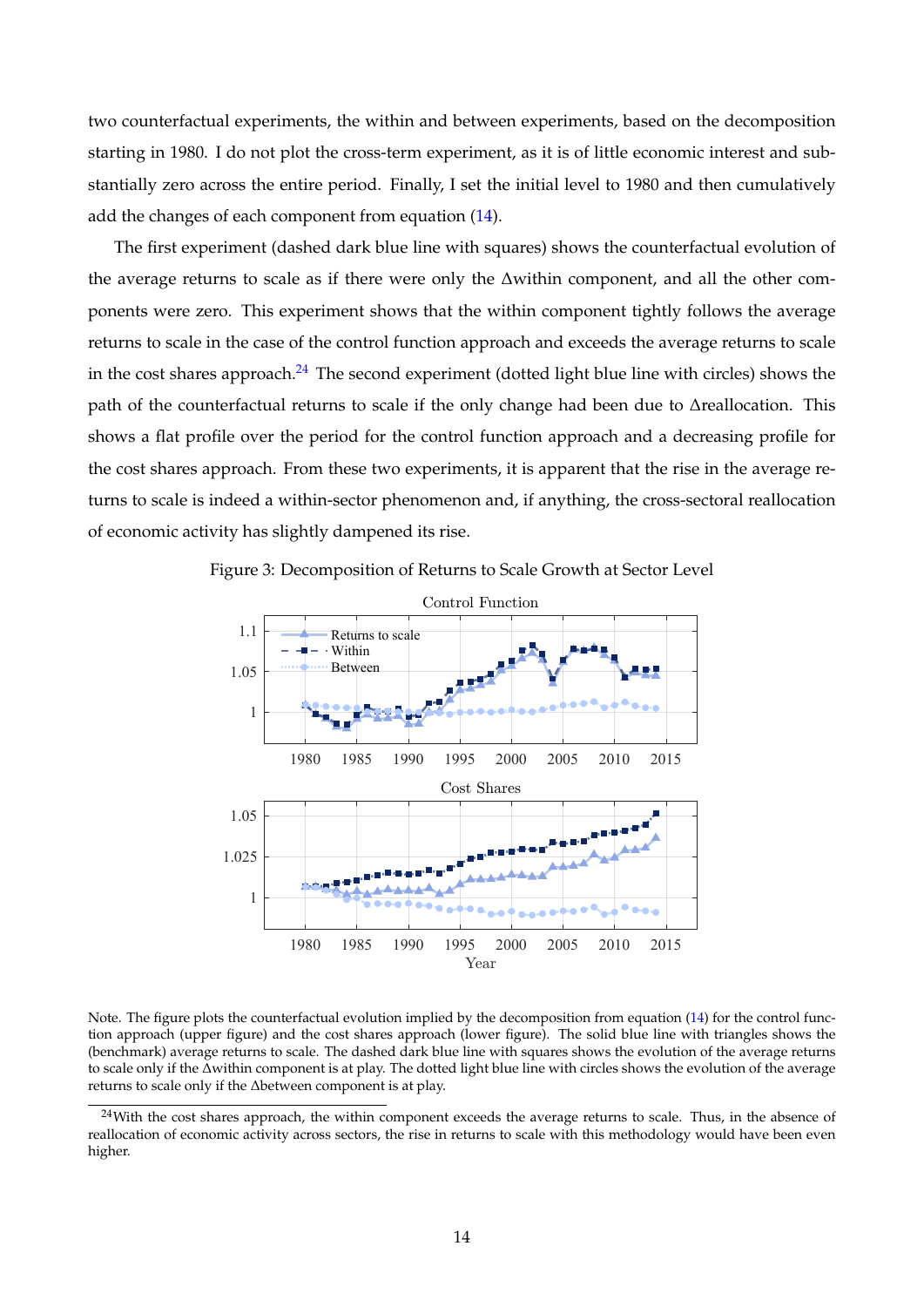two counterfactual experiments, the within and between experiments, based on the decomposition starting in 1980. I do not plot the cross-term experiment, as it is of little economic interest and substantially zero across the entire period. Finally, I set the initial level to 1980 and then cumulatively add the changes of each component from equation (14).

The first experiment (dashed dark blue line with squares) shows the counterfactual evolution of the average returns to scale as if there were only the Δwithin component, and all the other components were zero. This experiment shows that the within component tightly follows the average returns to scale in the case of the control function approach and exceeds the average returns to scale in the cost shares approach.[24] The second experiment (dotted light blue line with circles) shows the path of the counterfactual returns to scale if the only change had been due to Δreallocation. This shows a flat profile over the period for the control function approach and a decreasing profile for the cost shares approach. From these two experiments, it is apparent that the rise in the average returns to scale is indeed a within-sector phenomenon and, if anything, the cross-sectoral reallocation of economic activity has slightly dampened its rise.

Figure 3: Decomposition of Returns to Scale Growth at Sector Level

Note. The figure plots the counterfactual evolution implied by the decomposition from equation (14) for the control function approach (upper figure) and the cost shares approach (lower figure). The solid blue line with triangles shows the (benchmark) average returns to scale. The dashed dark blue line with squares shows the evolution of the average returns to scale only if the Δwithin component is at play. The dotted light blue line with circles shows the evolution of the average returns to scale only if the Δbetween component is at play.

[24]With the cost shares approach, the within component exceeds the average returns to scale. Thus, in the absence of reallocation of economic activity across sectors, the rise in returns to scale with this methodology would have been even higher.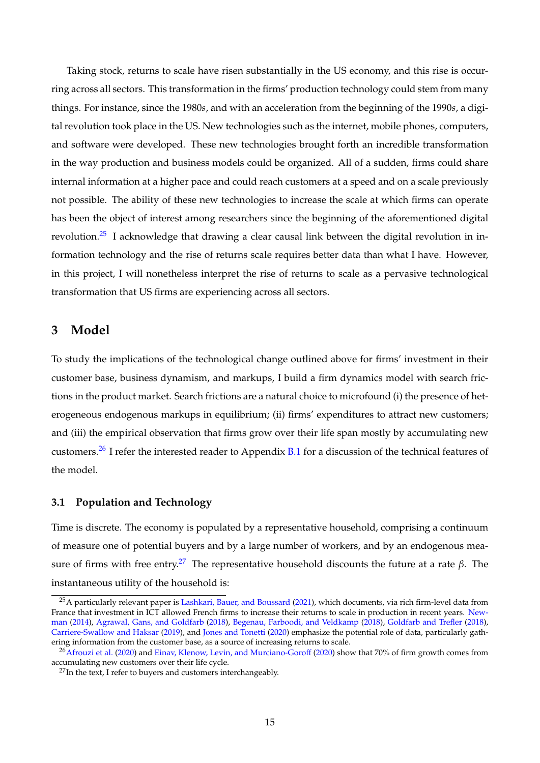Taking stock, returns to scale have risen substantially in the US economy, and this rise is occurring across all sectors. This transformation in the firms' production technology could stem from many things. For instance, since the 1980*s*, and with an acceleration from the beginning of the 1990*s*, a digital revolution took place in the US. New technologies such as the internet, mobile phones, computers, and software were developed. These new technologies brought forth an incredible transformation in the way production and business models could be organized. All of a sudden, firms could share internal information at a higher pace and could reach customers at a speed and on a scale previously not possible. The ability of these new technologies to increase the scale at which firms can operate has been the object of interest among researchers since the beginning of the aforementioned digital revolution.[25] I acknowledge that drawing a clear causal link between the digital revolution in information technology and the rise of returns scale requires better data than what I have. However, in this project, I will nonetheless interpret the rise of returns to scale as a pervasive technological transformation that US firms are experiencing across all sectors.

## 3 Model

To study the implications of the technological change outlined above for firms' investment in their customer base, business dynamism, and markups, I build a firm dynamics model with search frictions in the product market. Search frictions are a natural choice to microfound (i) the presence of heterogeneous endogenous markups in equilibrium; (ii) firms' expenditures to attract new customers; and (iii) the empirical observation that firms grow over their life span mostly by accumulating new customers.[26] I refer the interested reader to Appendix B.1 for a discussion of the technical features of the model.

### 3.1 Population and Technology

Time is discrete. The economy is populated by a representative household, comprising a continuum of measure one of potential buyers and by a large number of workers, and by an endogenous measure of firms with free entry.[27] The representative household discounts the future at a rate $\beta$. The instantaneous utility of the household is:

[25] A particularly relevant paper is Lashkari, Bauer, and Boussard (2021), which documents, via rich firm-level data from France that investment in ICT allowed French firms to increase their returns to scale in production in recent years. Newman (2014), Agrawal, Gans, and Goldfarb (2018), Begenau, Farboodi, and Veldkamp (2018), Goldfarb and Trefler (2018), Carriere-Swallow and Haksar (2019), and Jones and Tonetti (2020) emphasize the potential role of data, particularly gathering information from the customer base, as a source of increasing returns to scale.

[26] Afrouzi et al. (2020) and Einav, Klenow, Levin, and Murciano-Goroff (2020) show that 70% of firm growth comes from accumulating new customers over their life cycle.

[27] In the text, I refer to buyers and customers interchangeably.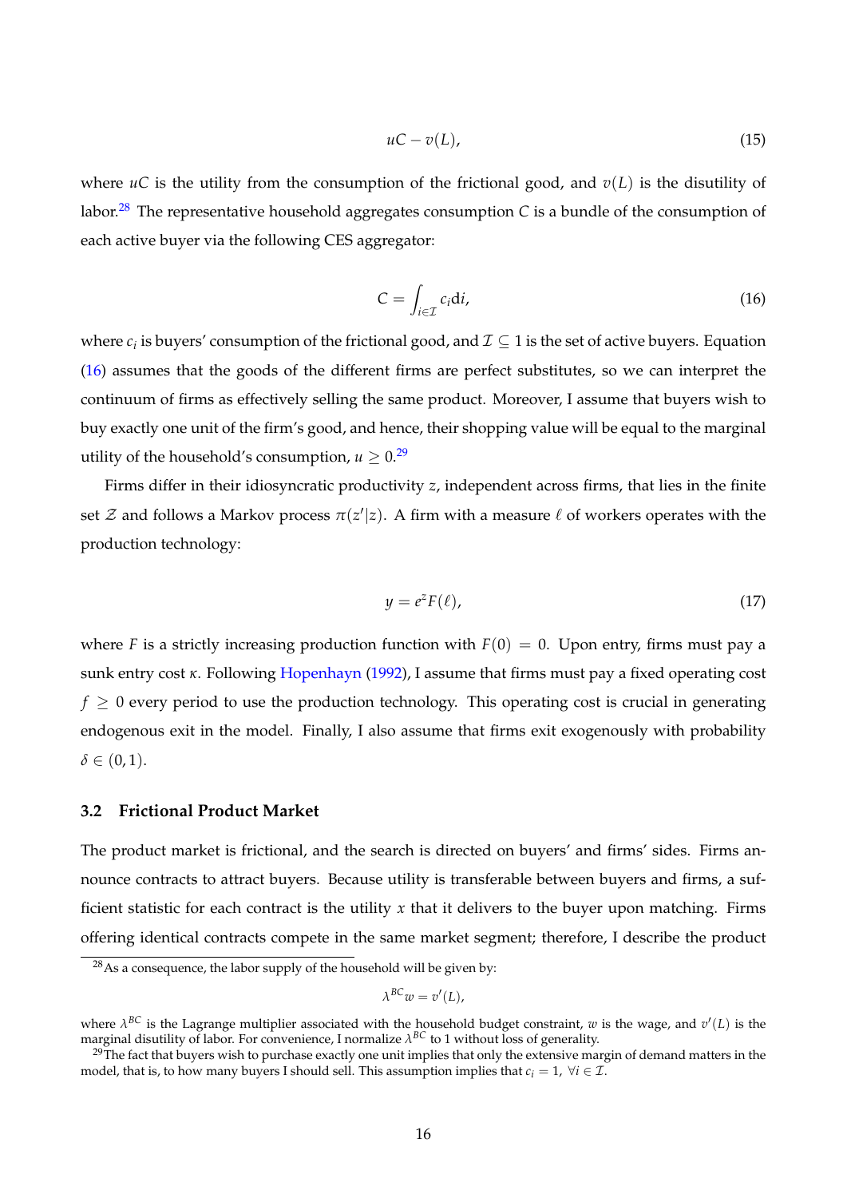$$uC - v(L), \tag{15}$$

where $uC$ is the utility from the consumption of the frictional good, and $v(L)$ is the disutility of labor.[28] The representative household aggregates consumption $C$ is a bundle of the consumption of each active buyer via the following CES aggregator:

$$C = \int_{i \in \mathcal{I}} c_i \mathrm{d}i, \tag{16}$$

where $c_i$ is buyers' consumption of the frictional good, and $\mathcal{I} \subseteq 1$ is the set of active buyers. Equation (16) assumes that the goods of the different firms are perfect substitutes, so we can interpret the continuum of firms as effectively selling the same product. Moreover, I assume that buyers wish to buy exactly one unit of the firm's good, and hence, their shopping value will be equal to the marginal utility of the household's consumption, $u \geq 0$.[29]

Firms differ in their idiosyncratic productivity $z$, independent across firms, that lies in the finite set $\mathcal{Z}$ and follows a Markov process $\pi(z'|z)$. A firm with a measure $\ell$ of workers operates with the production technology:

$$y = e^z F(\ell), \tag{17}$$

where $F$ is a strictly increasing production function with $F(0) = 0$. Upon entry, firms must pay a sunk entry cost $\kappa$. Following Hopenhayn (1992), I assume that firms must pay a fixed operating cost $f \geq 0$ every period to use the production technology. This operating cost is crucial in generating endogenous exit in the model. Finally, I also assume that firms exit exogenously with probability $\delta \in (0, 1)$.

### 3.2 Frictional Product Market

The product market is frictional, and the search is directed on buyers' and firms' sides. Firms announce contracts to attract buyers. Because utility is transferable between buyers and firms, a sufficient statistic for each contract is the utility $x$ that it delivers to the buyer upon matching. Firms offering identical contracts compete in the same market segment; therefore, I describe the product

---

[28] As a consequence, the labor supply of the household will be given by:

$$\lambda^{BC} w = v'(L),$$

where $\lambda^{BC}$ is the Lagrange multiplier associated with the household budget constraint, $w$ is the wage, and $v'(L)$ is the marginal disutility of labor. For convenience, I normalize $\lambda^{BC}$ to 1 without loss of generality.

[29] The fact that buyers wish to purchase exactly one unit implies that only the extensive margin of demand matters in the model, that is, to how many buyers I should sell. This assumption implies that $c_i = 1$, $\forall i \in \mathcal{I}$.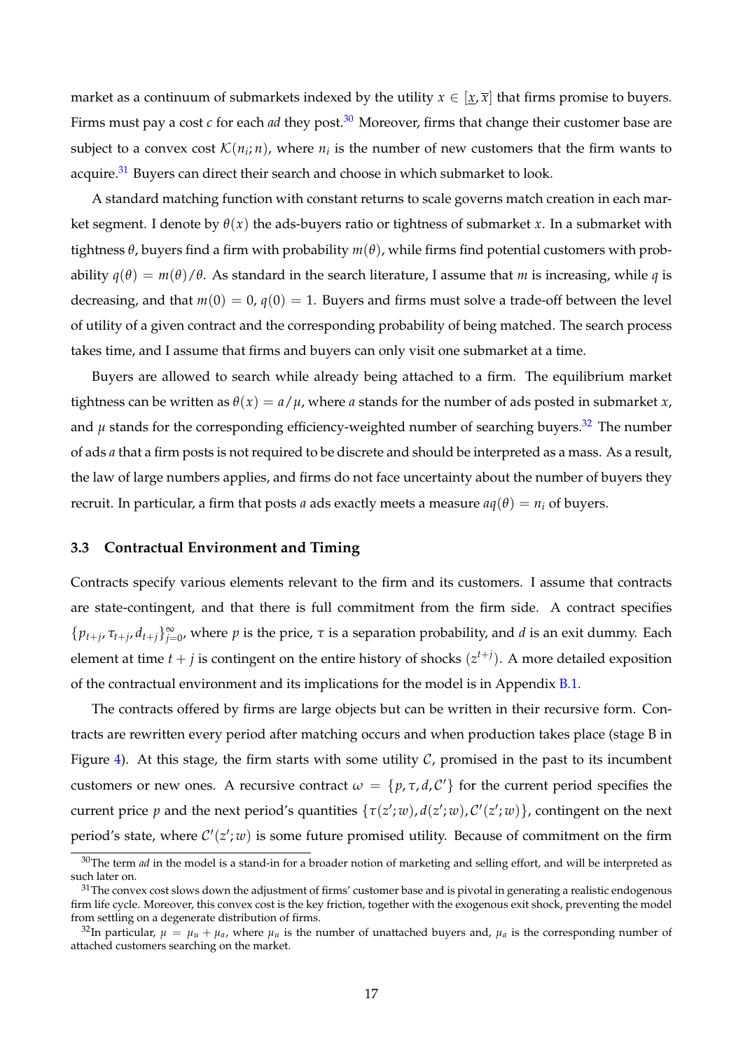market as a continuum of submarkets indexed by the utility $x \in [\underline{x}, \overline{x}]$ that firms promise to buyers. Firms must pay a cost $c$ for each *ad* they post.[30] Moreover, firms that change their customer base are subject to a convex cost $\mathcal{K}(n_i; n)$, where $n_i$ is the number of new customers that the firm wants to acquire.[31] Buyers can direct their search and choose in which submarket to look.

A standard matching function with constant returns to scale governs match creation in each market segment. I denote by $\theta(x)$ the ads-buyers ratio or tightness of submarket $x$. In a submarket with tightness $\theta$, buyers find a firm with probability $m(\theta)$, while firms find potential customers with probability $q(\theta) = m(\theta)/\theta$. As standard in the search literature, I assume that $m$ is increasing, while $q$ is decreasing, and that $m(0) = 0$, $q(0) = 1$. Buyers and firms must solve a trade-off between the level of utility of a given contract and the corresponding probability of being matched. The search process takes time, and I assume that firms and buyers can only visit one submarket at a time.

Buyers are allowed to search while already being attached to a firm. The equilibrium market tightness can be written as $\theta(x) = a/\mu$, where $a$ stands for the number of ads posted in submarket $x$, and $\mu$ stands for the corresponding efficiency-weighted number of searching buyers.[32] The number of ads $a$ that a firm posts is not required to be discrete and should be interpreted as a mass. As a result, the law of large numbers applies, and firms do not face uncertainty about the number of buyers they recruit. In particular, a firm that posts $a$ ads exactly meets a measure $aq(\theta) = n_i$ of buyers.

### 3.3 Contractual Environment and Timing

Contracts specify various elements relevant to the firm and its customers. I assume that contracts are state-contingent, and that there is full commitment from the firm side. A contract specifies $\{p_{t+j}, \tau_{t+j}, d_{t+j}\}_{j=0}^{\infty}$, where $p$ is the price, $\tau$ is a separation probability, and $d$ is an exit dummy. Each element at time $t + j$ is contingent on the entire history of shocks $(z^{t+j})$. A more detailed exposition of the contractual environment and its implications for the model is in Appendix B.1.

The contracts offered by firms are large objects but can be written in their recursive form. Contracts are rewritten every period after matching occurs and when production takes place (stage B in Figure 4). At this stage, the firm starts with some utility $\mathcal{C}$, promised in the past to its incumbent customers or new ones. A recursive contract $\omega = \{p, \tau, d, \mathcal{C}'\}$ for the current period specifies the current price $p$ and the next period's quantities $\{\tau(z'; w), d(z'; w), \mathcal{C}'(z'; w)\}$, contingent on the next period's state, where $\mathcal{C}'(z'; w)$ is some future promised utility. Because of commitment on the firm

[30] The term *ad* in the model is a stand-in for a broader notion of marketing and selling effort, and will be interpreted as such later on.

[31] The convex cost slows down the adjustment of firms' customer base and is pivotal in generating a realistic endogenous firm life cycle. Moreover, this convex cost is the key friction, together with the exogenous exit shock, preventing the model from settling on a degenerate distribution of firms.

[32] In particular, $\mu = \mu_u + \mu_a$, where $\mu_u$ is the number of unattached buyers and, $\mu_a$ is the corresponding number of attached customers searching on the market.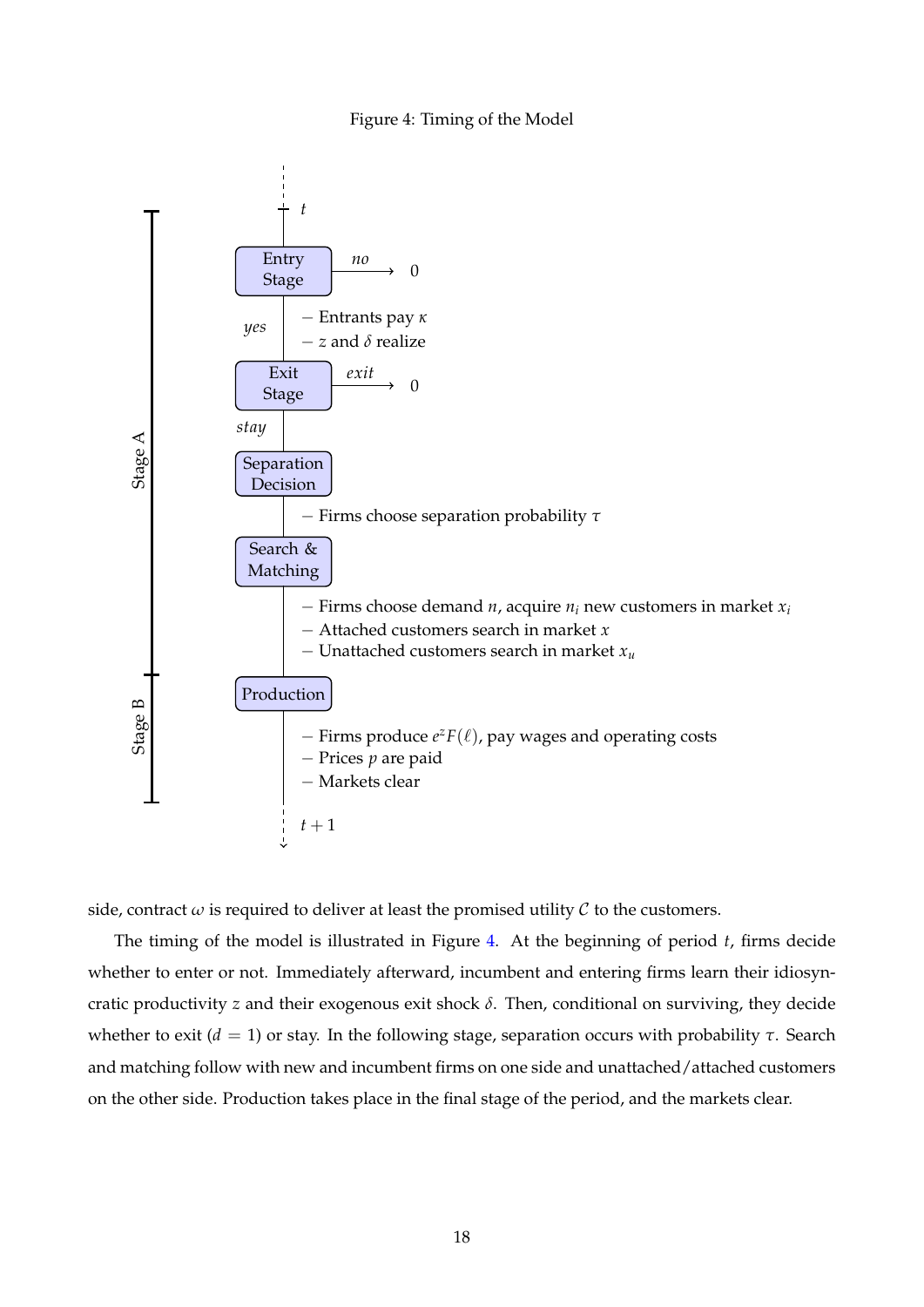Figure 4: Timing of the Model

side, contract $\omega$ is required to deliver at least the promised utility $\mathcal{C}$ to the customers.

The timing of the model is illustrated in Figure 4. At the beginning of period $t$, firms decide whether to enter or not. Immediately afterward, incumbent and entering firms learn their idiosyncratic productivity $z$ and their exogenous exit shock $\delta$. Then, conditional on surviving, they decide whether to exit ($d = 1$) or stay. In the following stage, separation occurs with probability $\tau$. Search and matching follow with new and incumbent firms on one side and unattached/attached customers on the other side. Production takes place in the final stage of the period, and the markets clear.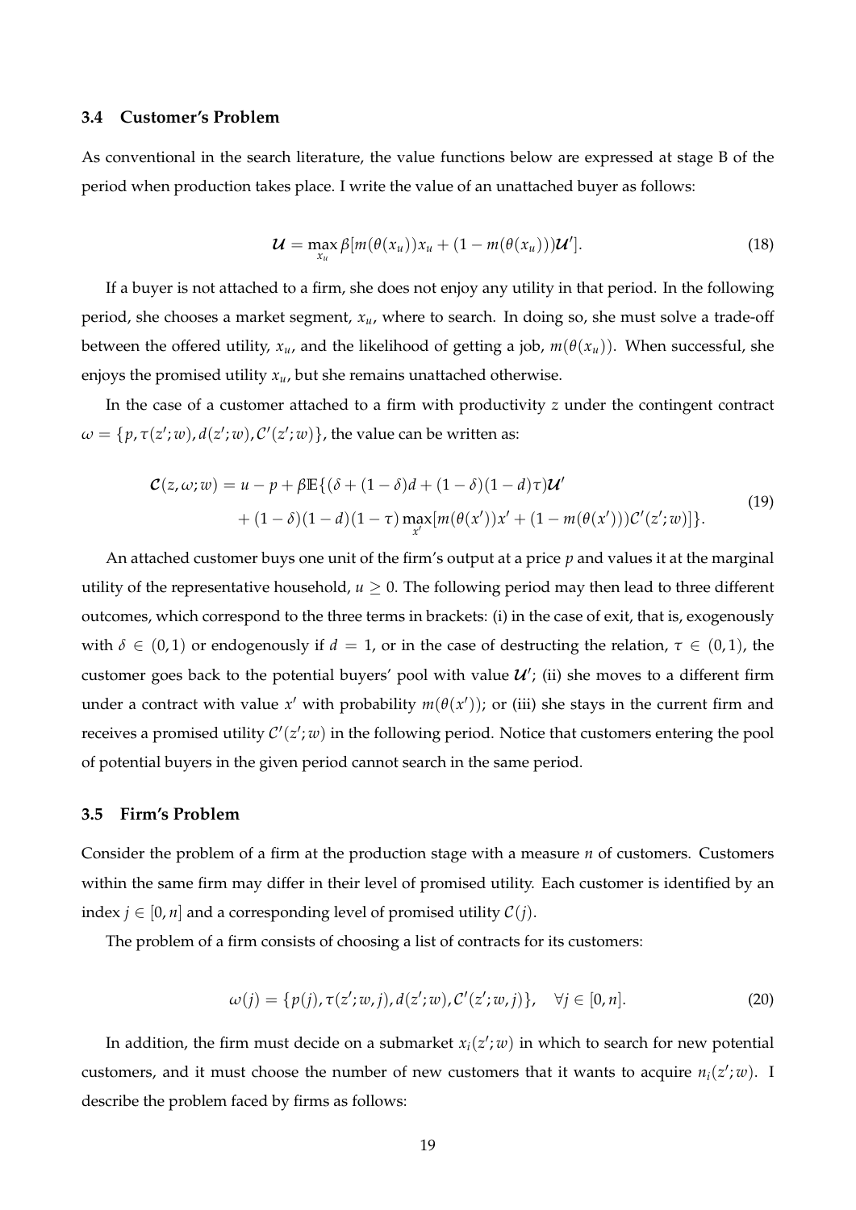### 3.4 Customer's Problem

As conventional in the search literature, the value functions below are expressed at stage B of the period when production takes place. I write the value of an unattached buyer as follows:

$$\mathcal{U} = \max_{x_u} \beta[m(\theta(x_u))x_u + (1 - m(\theta(x_u)))\mathcal{U}']. \tag{18}$$

If a buyer is not attached to a firm, she does not enjoy any utility in that period. In the following period, she chooses a market segment, $x_u$, where to search. In doing so, she must solve a trade-off between the offered utility, $x_u$, and the likelihood of getting a job, $m(\theta(x_u))$. When successful, she enjoys the promised utility $x_u$, but she remains unattached otherwise.

In the case of a customer attached to a firm with productivity $z$ under the contingent contract $\omega = \{p, \tau(z'; w), d(z'; w), \mathcal{C}'(z'; w)\}$, the value can be written as:

$$\begin{aligned}\mathcal{C}(z, \omega; w) = u - p + \beta\mathbb{E}\{&(\delta + (1-\delta)d + (1-\delta)(1-d)\tau)\mathcal{U}' \\ &+ (1-\delta)(1-d)(1-\tau)\max_{x'}[m(\theta(x'))x' + (1 - m(\theta(x')))\mathcal{C}'(z'; w)]\}.\end{aligned} \tag{19}$$

An attached customer buys one unit of the firm's output at a price $p$ and values it at the marginal utility of the representative household, $u \geq 0$. The following period may then lead to three different outcomes, which correspond to the three terms in brackets: (i) in the case of exit, that is, exogenously with $\delta \in (0, 1)$ or endogenously if $d = 1$, or in the case of destructing the relation, $\tau \in (0, 1)$, the customer goes back to the potential buyers' pool with value $\mathcal{U}'$; (ii) she moves to a different firm under a contract with value $x'$ with probability $m(\theta(x'))$; or (iii) she stays in the current firm and receives a promised utility $\mathcal{C}'(z'; w)$ in the following period. Notice that customers entering the pool of potential buyers in the given period cannot search in the same period.

### 3.5 Firm's Problem

Consider the problem of a firm at the production stage with a measure $n$ of customers. Customers within the same firm may differ in their level of promised utility. Each customer is identified by an index $j \in [0, n]$ and a corresponding level of promised utility $\mathcal{C}(j)$.

The problem of a firm consists of choosing a list of contracts for its customers:

$$\omega(j) = \{p(j), \tau(z'; w, j), d(z'; w), \mathcal{C}'(z'; w, j)\}, \quad \forall j \in [0, n]. \tag{20}$$

In addition, the firm must decide on a submarket $x_i(z'; w)$ in which to search for new potential customers, and it must choose the number of new customers that it wants to acquire $n_i(z'; w)$. I describe the problem faced by firms as follows: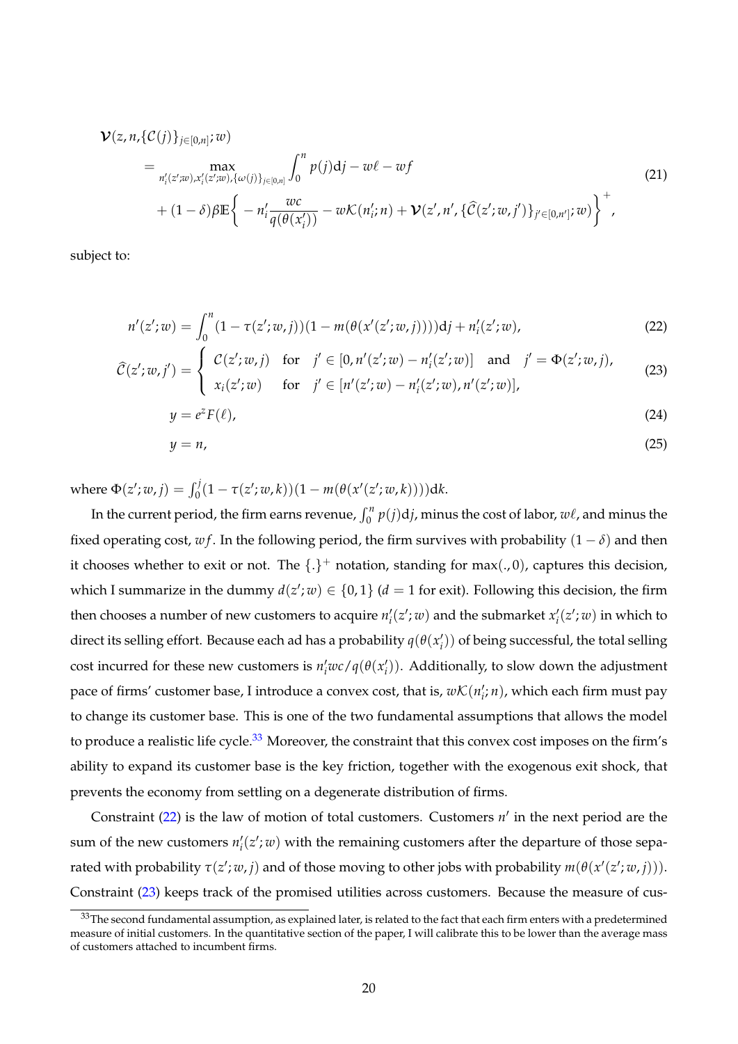$$
\begin{aligned}
&\boldsymbol{\mathcal{V}}(z, n, \{\mathcal{C}(j)\}_{j\in[0,n]}; w) \\
&\quad = \max_{n_i'(z';w), x_i'(z';w), \{\omega(j)\}_{j\in[0,n]}} \int_0^n p(j)\mathrm{d}j - w\ell - wf \\
&\quad\quad + (1-\delta)\beta\mathbb{E}\bigg\{ - n_i' \frac{wc}{q(\theta(x_i'))} - w\mathcal{K}(n_i'; n) + \boldsymbol{\mathcal{V}}(z', n', \{\widehat{\mathcal{C}}(z'; w, j')\}_{j'\in[0,n']}; w)\bigg\}^+ ,
\end{aligned}
\tag{21}
$$

subject to:

$$
n'(z';w) = \int_0^n (1-\tau(z';w,j))(1-m(\theta(x'(z';w,j))))\mathrm{d}j + n_i'(z';w), \tag{22}
$$

$$
\widehat{\mathcal{C}}(z';w,j') = \begin{cases} \mathcal{C}(z';w,j) & \text{for} \quad j' \in [0, n'(z';w) - n_i'(z';w)] \quad \text{and} \quad j' = \Phi(z';w,j), \\ x_i(z';w) & \text{for} \quad j' \in [n'(z';w) - n_i'(z';w), n'(z';w)], \end{cases} \tag{23}
$$

$$
y = e^z F(\ell), \tag{24}
$$

$$
y = n, \tag{25}
$$

where $\Phi(z';w,j) = \int_0^j (1-\tau(z';w,k))(1-m(\theta(x'(z';w,k))))\mathrm{d}k$.

In the current period, the firm earns revenue, $\int_0^n p(j)\mathrm{d}j$, minus the cost of labor, $w\ell$, and minus the fixed operating cost, $wf$. In the following period, the firm survives with probability $(1-\delta)$ and then it chooses whether to exit or not. The $\{.\}^+$ notation, standing for $\max(.,0)$, captures this decision, which I summarize in the dummy $d(z';w) \in \{0,1\}$ ($d=1$ for exit). Following this decision, the firm then chooses a number of new customers to acquire $n_i'(z';w)$ and the submarket $x_i'(z';w)$ in which to direct its selling effort. Because each ad has a probability $q(\theta(x_i'))$ of being successful, the total selling cost incurred for these new customers is $n_i' wc / q(\theta(x_i'))$. Additionally, to slow down the adjustment pace of firms' customer base, I introduce a convex cost, that is, $w\mathcal{K}(n_i';n)$, which each firm must pay to change its customer base. This is one of the two fundamental assumptions that allows the model to produce a realistic life cycle.[33] Moreover, the constraint that this convex cost imposes on the firm's ability to expand its customer base is the key friction, together with the exogenous exit shock, that prevents the economy from settling on a degenerate distribution of firms.

Constraint (22) is the law of motion of total customers. Customers $n'$ in the next period are the sum of the new customers $n_i'(z';w)$ with the remaining customers after the departure of those separated with probability $\tau(z';w,j)$ and of those moving to other jobs with probability $m(\theta(x'(z';w,j)))$. Constraint (23) keeps track of the promised utilities across customers. Because the measure of cus-

[33] The second fundamental assumption, as explained later, is related to the fact that each firm enters with a predetermined measure of initial customers. In the quantitative section of the paper, I will calibrate this to be lower than the average mass of customers attached to incumbent firms.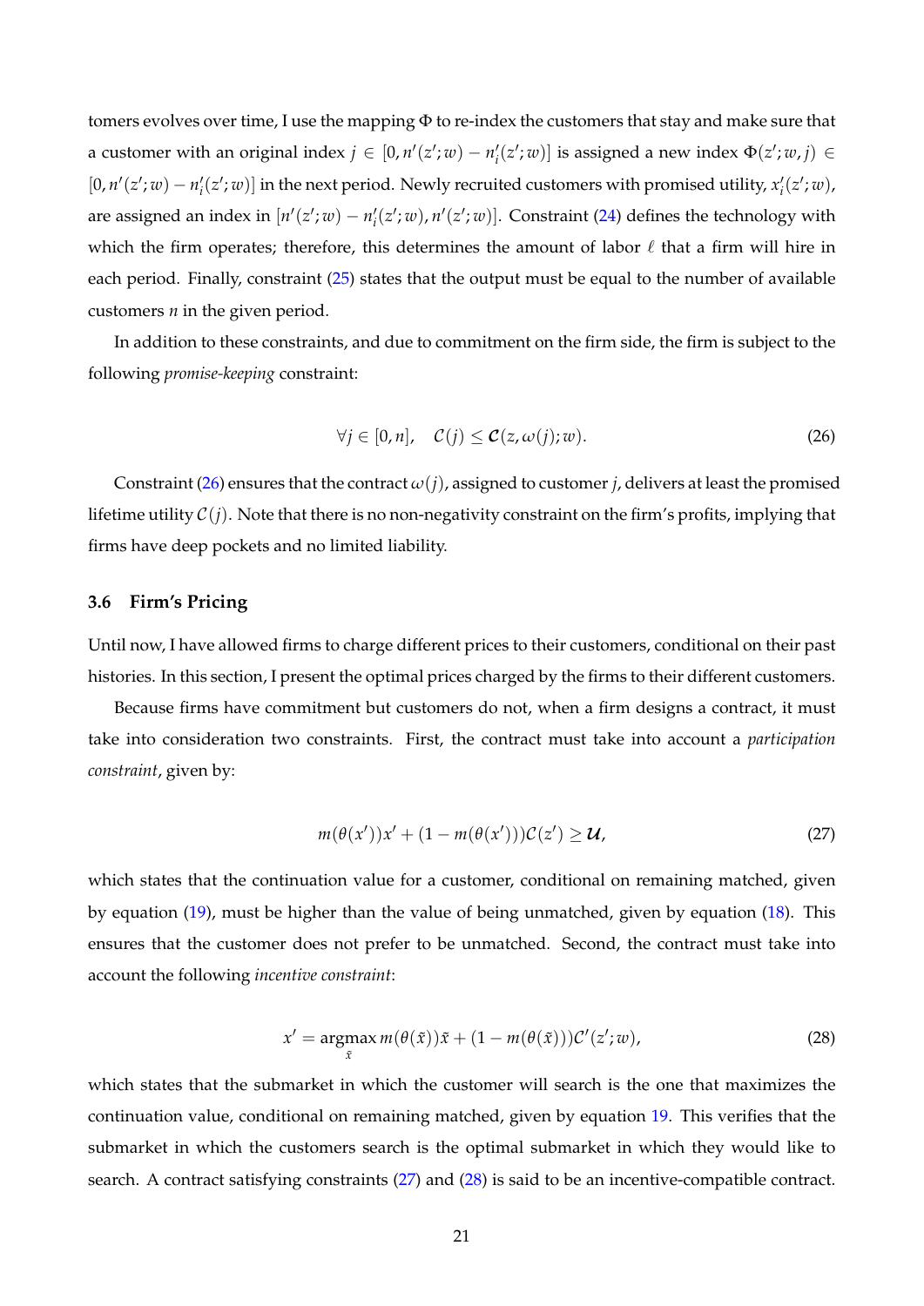tomers evolves over time, I use the mapping $\Phi$ to re-index the customers that stay and make sure that a customer with an original index $j \in [0, n'(z';w) - n'_i(z';w)]$ is assigned a new index $\Phi(z';w,j) \in [0, n'(z';w) - n'_i(z';w)]$ in the next period. Newly recruited customers with promised utility, $x'_i(z';w)$, are assigned an index in $[n'(z';w) - n'_i(z';w), n'(z';w)]$. Constraint (24) defines the technology with which the firm operates; therefore, this determines the amount of labor $\ell$ that a firm will hire in each period. Finally, constraint (25) states that the output must be equal to the number of available customers $n$ in the given period.

In addition to these constraints, and due to commitment on the firm side, the firm is subject to the following *promise-keeping* constraint:

$$\forall j \in [0, n], \quad \mathcal{C}(j) \leq \boldsymbol{\mathcal{C}}(z, \omega(j); w). \tag{26}$$

Constraint (26) ensures that the contract $\omega(j)$, assigned to customer $j$, delivers at least the promised lifetime utility $\mathcal{C}(j)$. Note that there is no non-negativity constraint on the firm's profits, implying that firms have deep pockets and no limited liability.

### 3.6 Firm's Pricing

Until now, I have allowed firms to charge different prices to their customers, conditional on their past histories. In this section, I present the optimal prices charged by the firms to their different customers.

Because firms have commitment but customers do not, when a firm designs a contract, it must take into consideration two constraints. First, the contract must take into account a *participation constraint*, given by:

$$m(\theta(x'))x' + (1 - m(\theta(x')))\mathcal{C}(z') \geq \boldsymbol{\mathcal{U}}, \tag{27}$$

which states that the continuation value for a customer, conditional on remaining matched, given by equation (19), must be higher than the value of being unmatched, given by equation (18). This ensures that the customer does not prefer to be unmatched. Second, the contract must take into account the following *incentive constraint*:

$$x' = \operatorname*{argmax}_{\tilde{x}} m(\theta(\tilde{x}))\tilde{x} + (1 - m(\theta(\tilde{x})))\mathcal{C}'(z';w), \tag{28}$$

which states that the submarket in which the customer will search is the one that maximizes the continuation value, conditional on remaining matched, given by equation 19. This verifies that the submarket in which the customers search is the optimal submarket in which they would like to search. A contract satisfying constraints (27) and (28) is said to be an incentive-compatible contract.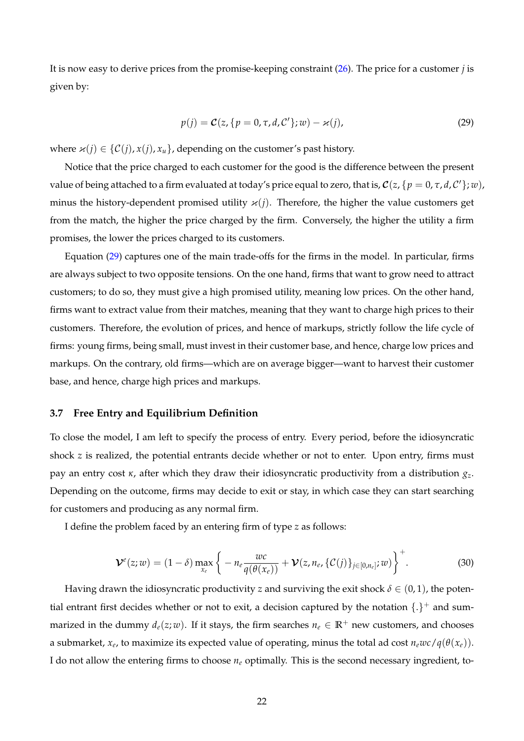It is now easy to derive prices from the promise-keeping constraint (26). The price for a customer $j$ is given by:

$$p(j) = \boldsymbol{\mathcal{C}}(z, \{p = 0, \tau, d, \mathcal{C}'\}; w) - \varkappa(j), \tag{29}$$

where $\varkappa(j) \in \{\mathcal{C}(j), x(j), x_u\}$, depending on the customer's past history.

Notice that the price charged to each customer for the good is the difference between the present value of being attached to a firm evaluated at today's price equal to zero, that is, $\boldsymbol{\mathcal{C}}(z, \{p = 0, \tau, d, \mathcal{C}'\}; w)$, minus the history-dependent promised utility $\varkappa(j)$. Therefore, the higher the value customers get from the match, the higher the price charged by the firm. Conversely, the higher the utility a firm promises, the lower the prices charged to its customers.

Equation (29) captures one of the main trade-offs for the firms in the model. In particular, firms are always subject to two opposite tensions. On the one hand, firms that want to grow need to attract customers; to do so, they must give a high promised utility, meaning low prices. On the other hand, firms want to extract value from their matches, meaning that they want to charge high prices to their customers. Therefore, the evolution of prices, and hence of markups, strictly follow the life cycle of firms: young firms, being small, must invest in their customer base, and hence, charge low prices and markups. On the contrary, old firms—which are on average bigger—want to harvest their customer base, and hence, charge high prices and markups.

### 3.7 Free Entry and Equilibrium Definition

To close the model, I am left to specify the process of entry. Every period, before the idiosyncratic shock $z$ is realized, the potential entrants decide whether or not to enter. Upon entry, firms must pay an entry cost $\kappa$, after which they draw their idiosyncratic productivity from a distribution $g_z$. Depending on the outcome, firms may decide to exit or stay, in which case they can start searching for customers and producing as any normal firm.

I define the problem faced by an entering firm of type $z$ as follows:

$$\boldsymbol{\mathcal{V}}^e(z; w) = (1 - \delta) \max_{x_e} \left\{ -n_e \frac{wc}{q(\theta(x_e))} + \boldsymbol{\mathcal{V}}(z, n_e, \{\mathcal{C}(j)\}_{j \in [0, n_e]}; w) \right\}^+. \tag{30}$$

Having drawn the idiosyncratic productivity $z$ and surviving the exit shock $\delta \in (0, 1)$, the potential entrant first decides whether or not to exit, a decision captured by the notation $\{.\}^+$ and summarized in the dummy $d_e(z; w)$. If it stays, the firm searches $n_e \in \mathbb{R}^+$ new customers, and chooses a submarket, $x_e$, to maximize its expected value of operating, minus the total ad cost $n_e wc/q(\theta(x_e))$. I do not allow the entering firms to choose $n_e$ optimally. This is the second necessary ingredient, to-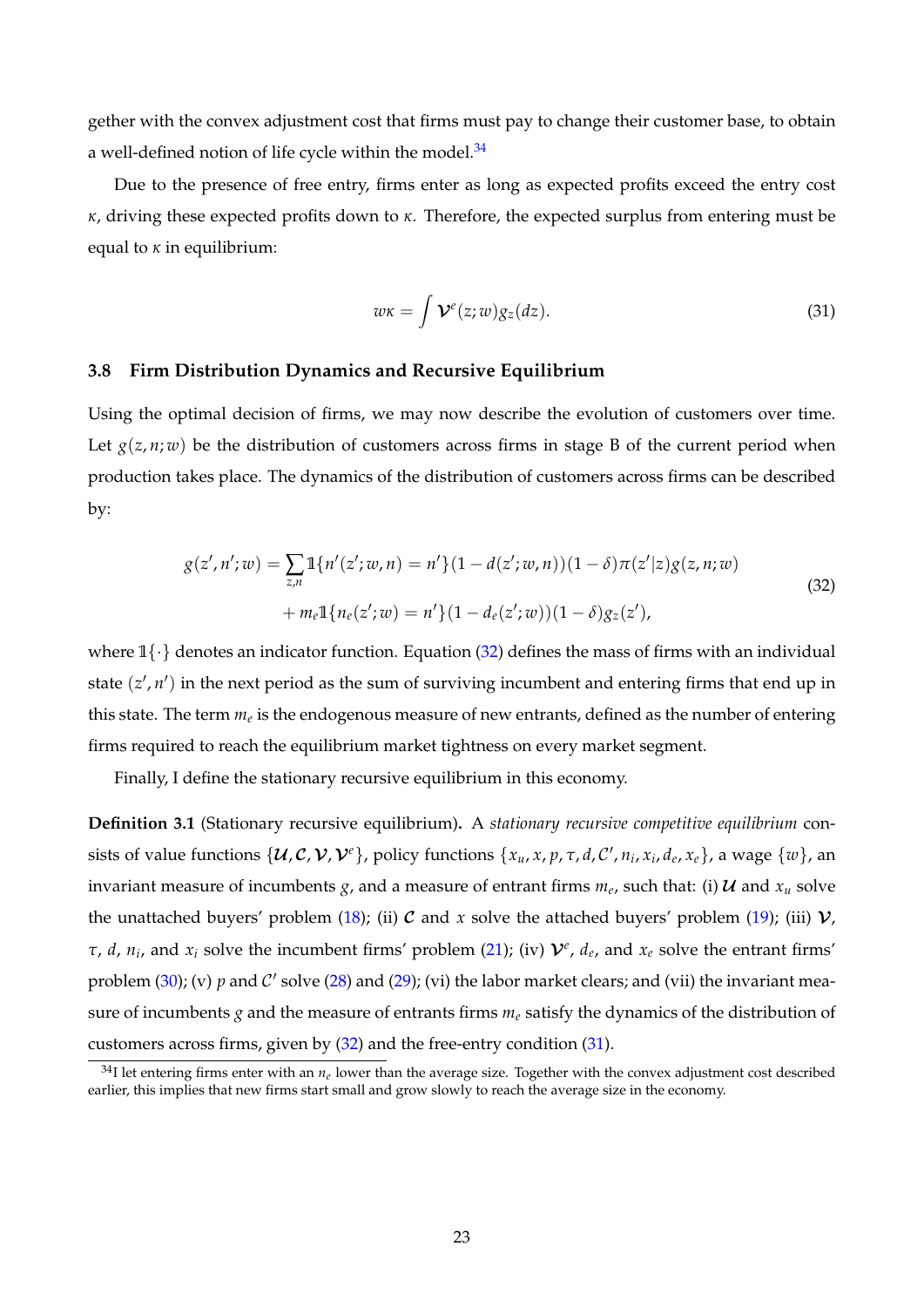gether with the convex adjustment cost that firms must pay to change their customer base, to obtain a well-defined notion of life cycle within the model.[34]

Due to the presence of free entry, firms enter as long as expected profits exceed the entry cost $\kappa$, driving these expected profits down to $\kappa$. Therefore, the expected surplus from entering must be equal to $\kappa$ in equilibrium:

$$w\kappa = \int \mathcal{V}^e(z;w) g_z(dz). \tag{31}$$

### 3.8 Firm Distribution Dynamics and Recursive Equilibrium

Using the optimal decision of firms, we may now describe the evolution of customers over time. Let $g(z,n;w)$ be the distribution of customers across firms in stage B of the current period when production takes place. The dynamics of the distribution of customers across firms can be described by:

$$\begin{aligned} g(z',n';w) = & \sum_{z,n} \mathbb{1}\{n'(z';w,n) = n'\}(1 - d(z';w,n))(1-\delta)\pi(z'|z) g(z,n;w) \\ & + m_e \mathbb{1}\{n_e(z';w) = n'\}(1 - d_e(z';w))(1-\delta) g_z(z'), \end{aligned} \tag{32}$$

where $\mathbb{1}\{\cdot\}$ denotes an indicator function. Equation (32) defines the mass of firms with an individual state $(z',n')$ in the next period as the sum of surviving incumbent and entering firms that end up in this state. The term $m_e$ is the endogenous measure of new entrants, defined as the number of entering firms required to reach the equilibrium market tightness on every market segment.

Finally, I define the stationary recursive equilibrium in this economy.

**Definition 3.1** (Stationary recursive equilibrium)**.** A *stationary recursive competitive equilibrium* consists of value functions $\{\mathcal{U}, \mathcal{C}, \mathcal{V}, \mathcal{V}^e\}$, policy functions $\{x_u, x, p, \tau, d, \mathcal{C}', n_i, x_i, d_e, x_e\}$, a wage $\{w\}$, an invariant measure of incumbents $g$, and a measure of entrant firms $m_e$, such that: (i) $\mathcal{U}$ and $x_u$ solve the unattached buyers' problem (18); (ii) $\mathcal{C}$ and $x$ solve the attached buyers' problem (19); (iii) $\mathcal{V}$, $\tau$, $d$, $n_i$, and $x_i$ solve the incumbent firms' problem (21); (iv) $\mathcal{V}^e$, $d_e$, and $x_e$ solve the entrant firms' problem (30); (v) $p$ and $\mathcal{C}'$ solve (28) and (29); (vi) the labor market clears; and (vii) the invariant measure of incumbents $g$ and the measure of entrants firms $m_e$ satisfy the dynamics of the distribution of customers across firms, given by (32) and the free-entry condition (31).

[34] I let entering firms enter with an $n_e$ lower than the average size. Together with the convex adjustment cost described earlier, this implies that new firms start small and grow slowly to reach the average size in the economy.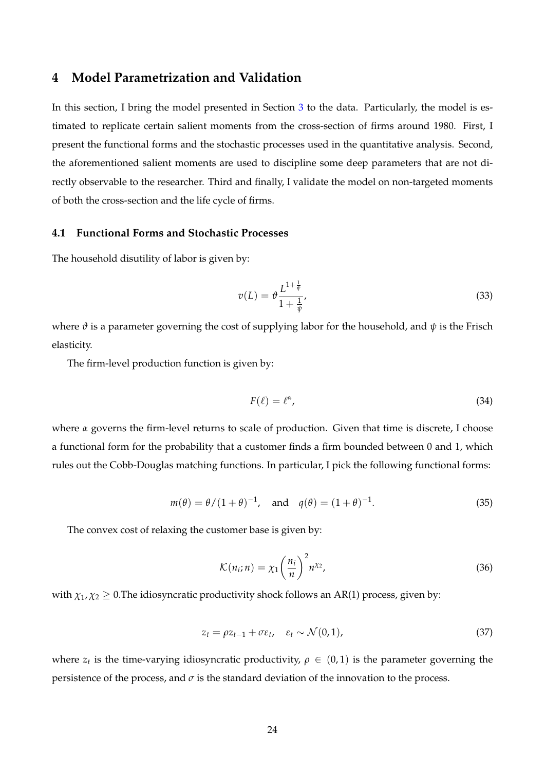## 4 Model Parametrization and Validation

In this section, I bring the model presented in Section 3 to the data. Particularly, the model is estimated to replicate certain salient moments from the cross-section of firms around 1980. First, I present the functional forms and the stochastic processes used in the quantitative analysis. Second, the aforementioned salient moments are used to discipline some deep parameters that are not directly observable to the researcher. Third and finally, I validate the model on non-targeted moments of both the cross-section and the life cycle of firms.

### 4.1 Functional Forms and Stochastic Processes

The household disutility of labor is given by:

$$v(L) = \vartheta \frac{L^{1+\frac{1}{\psi}}}{1+\frac{1}{\psi}}, \tag{33}$$

where $\vartheta$ is a parameter governing the cost of supplying labor for the household, and $\psi$ is the Frisch elasticity.

The firm-level production function is given by:

$$F(\ell) = \ell^{\alpha}, \tag{34}$$

where $\alpha$ governs the firm-level returns to scale of production. Given that time is discrete, I choose a functional form for the probability that a customer finds a firm bounded between 0 and 1, which rules out the Cobb-Douglas matching functions. In particular, I pick the following functional forms:

$$m(\theta) = \theta/(1+\theta)^{-1}, \quad \text{and} \quad q(\theta) = (1+\theta)^{-1}. \tag{35}$$

The convex cost of relaxing the customer base is given by:

$$\mathcal{K}(n_i; n) = \chi_1 \left(\frac{n_i}{n}\right)^2 n^{\chi_2}, \tag{36}$$

with $\chi_1, \chi_2 \geq 0$.The idiosyncratic productivity shock follows an AR(1) process, given by:

$$z_t = \rho z_{t-1} + \sigma \varepsilon_t, \quad \varepsilon_t \sim \mathcal{N}(0,1), \tag{37}$$

where $z_t$ is the time-varying idiosyncratic productivity, $\rho \in (0,1)$ is the parameter governing the persistence of the process, and $\sigma$ is the standard deviation of the innovation to the process.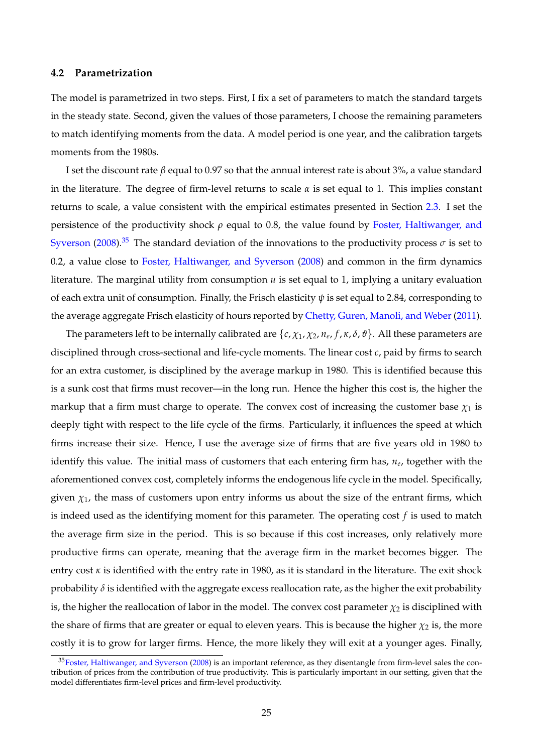### 4.2 Parametrization

The model is parametrized in two steps. First, I fix a set of parameters to match the standard targets in the steady state. Second, given the values of those parameters, I choose the remaining parameters to match identifying moments from the data. A model period is one year, and the calibration targets moments from the 1980s.

I set the discount rate $\beta$ equal to 0.97 so that the annual interest rate is about 3%, a value standard in the literature. The degree of firm-level returns to scale $\alpha$ is set equal to 1. This implies constant returns to scale, a value consistent with the empirical estimates presented in Section 2.3. I set the persistence of the productivity shock $\rho$ equal to 0.8, the value found by Foster, Haltiwanger, and Syverson (2008).[35] The standard deviation of the innovations to the productivity process $\sigma$ is set to 0.2, a value close to Foster, Haltiwanger, and Syverson (2008) and common in the firm dynamics literature. The marginal utility from consumption $u$ is set equal to 1, implying a unitary evaluation of each extra unit of consumption. Finally, the Frisch elasticity $\psi$ is set equal to 2.84, corresponding to the average aggregate Frisch elasticity of hours reported by Chetty, Guren, Manoli, and Weber (2011).

The parameters left to be internally calibrated are $\{c, \chi_1, \chi_2, n_e, f, \kappa, \delta, \vartheta\}$. All these parameters are disciplined through cross-sectional and life-cycle moments. The linear cost $c$, paid by firms to search for an extra customer, is disciplined by the average markup in 1980. This is identified because this is a sunk cost that firms must recover—in the long run. Hence the higher this cost is, the higher the markup that a firm must charge to operate. The convex cost of increasing the customer base $\chi_1$ is deeply tight with respect to the life cycle of the firms. Particularly, it influences the speed at which firms increase their size. Hence, I use the average size of firms that are five years old in 1980 to identify this value. The initial mass of customers that each entering firm has, $n_e$, together with the aforementioned convex cost, completely informs the endogenous life cycle in the model. Specifically, given $\chi_1$, the mass of customers upon entry informs us about the size of the entrant firms, which is indeed used as the identifying moment for this parameter. The operating cost $f$ is used to match the average firm size in the period. This is so because if this cost increases, only relatively more productive firms can operate, meaning that the average firm in the market becomes bigger. The entry cost $\kappa$ is identified with the entry rate in 1980, as it is standard in the literature. The exit shock probability $\delta$ is identified with the aggregate excess reallocation rate, as the higher the exit probability is, the higher the reallocation of labor in the model. The convex cost parameter $\chi_2$ is disciplined with the share of firms that are greater or equal to eleven years. This is because the higher $\chi_2$ is, the more costly it is to grow for larger firms. Hence, the more likely they will exit at a younger ages. Finally,

[35] Foster, Haltiwanger, and Syverson (2008) is an important reference, as they disentangle from firm-level sales the contribution of prices from the contribution of true productivity. This is particularly important in our setting, given that the model differentiates firm-level prices and firm-level productivity.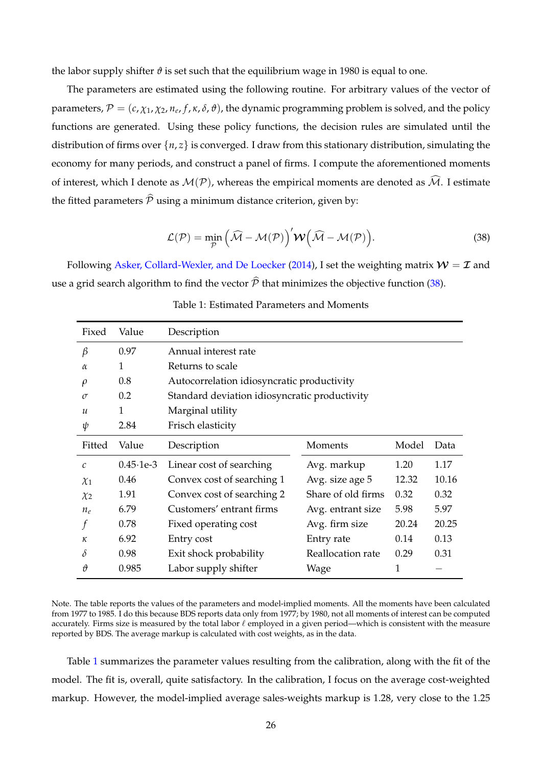the labor supply shifter $\vartheta$ is set such that the equilibrium wage in 1980 is equal to one.

The parameters are estimated using the following routine. For arbitrary values of the vector of parameters, $\mathcal{P} = (c, \chi_1, \chi_2, n_e, f, \kappa, \delta, \vartheta)$, the dynamic programming problem is solved, and the policy functions are generated. Using these policy functions, the decision rules are simulated until the distribution of firms over $\{n, z\}$ is converged. I draw from this stationary distribution, simulating the economy for many periods, and construct a panel of firms. I compute the aforementioned moments of interest, which I denote as $\mathcal{M}(\mathcal{P})$, whereas the empirical moments are denoted as $\widehat{\mathcal{M}}$. I estimate the fitted parameters $\widehat{\mathcal{P}}$ using a minimum distance criterion, given by:

$$\mathcal{L}(\mathcal{P}) = \min_{\mathcal{P}} \left(\widehat{\mathcal{M}} - \mathcal{M}(\mathcal{P})\right)' \mathcal{W} \left(\widehat{\mathcal{M}} - \mathcal{M}(\mathcal{P})\right). \tag{38}$$

Following Asker, Collard-Wexler, and De Loecker (2014), I set the weighting matrix $\mathcal{W} = \mathcal{I}$ and use a grid search algorithm to find the vector $\widehat{\mathcal{P}}$ that minimizes the objective function (38).

Table 1: Estimated Parameters and Moments

| Fixed | Value | Description | | | |
|---|---|---|---|---|---|
| $\beta$ | 0.97 | Annual interest rate | | | |
| $\alpha$ | 1 | Returns to scale | | | |
| $\rho$ | 0.8 | Autocorrelation idiosyncratic productivity | | | |
| $\sigma$ | 0.2 | Standard deviation idiosyncratic productivity | | | |
| $u$ | 1 | Marginal utility | | | |
| $\psi$ | 2.84 | Frisch elasticity | | | |
| **Fitted** | **Value** | **Description** | **Moments** | **Model** | **Data** |
| $c$ | 0.45·1e-3 | Linear cost of searching | Avg. markup | 1.20 | 1.17 |
| $\chi_1$ | 0.46 | Convex cost of searching 1 | Avg. size age 5 | 12.32 | 10.16 |
| $\chi_2$ | 1.91 | Convex cost of searching 2 | Share of old firms | 0.32 | 0.32 |
| $n_e$ | 6.79 | Customers' entrant firms | Avg. entrant size | 5.98 | 5.97 |
| $f$ | 0.78 | Fixed operating cost | Avg. firm size | 20.24 | 20.25 |
| $\kappa$ | 6.92 | Entry cost | Entry rate | 0.14 | 0.13 |
| $\delta$ | 0.98 | Exit shock probability | Reallocation rate | 0.29 | 0.31 |
| $\vartheta$ | 0.985 | Labor supply shifter | Wage | 1 | – |

Note. The table reports the values of the parameters and model-implied moments. All the moments have been calculated from 1977 to 1985. I do this because BDS reports data only from 1977; by 1980, not all moments of interest can be computed accurately. Firms size is measured by the total labor $\ell$ employed in a given period—which is consistent with the measure reported by BDS. The average markup is calculated with cost weights, as in the data.

Table 1 summarizes the parameter values resulting from the calibration, along with the fit of the model. The fit is, overall, quite satisfactory. In the calibration, I focus on the average cost-weighted markup. However, the model-implied average sales-weights markup is 1.28, very close to the 1.25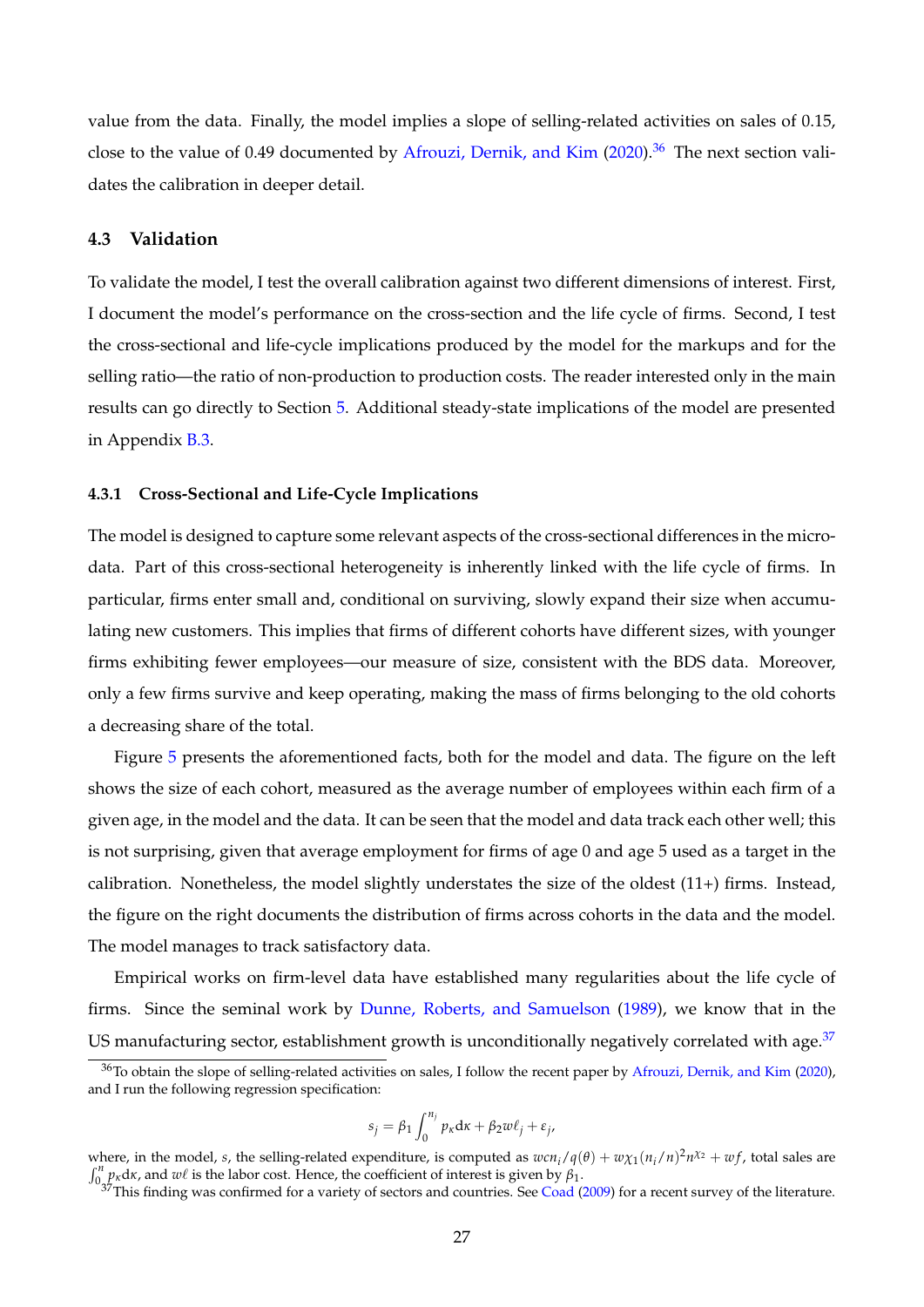value from the data. Finally, the model implies a slope of selling-related activities on sales of 0.15, close to the value of 0.49 documented by Afrouzi, Dernik, and Kim (2020).[36] The next section validates the calibration in deeper detail.

### 4.3 Validation

To validate the model, I test the overall calibration against two different dimensions of interest. First, I document the model's performance on the cross-section and the life cycle of firms. Second, I test the cross-sectional and life-cycle implications produced by the model for the markups and for the selling ratio—the ratio of non-production to production costs. The reader interested only in the main results can go directly to Section 5. Additional steady-state implications of the model are presented in Appendix B.3.

#### 4.3.1 Cross-Sectional and Life-Cycle Implications

The model is designed to capture some relevant aspects of the cross-sectional differences in the micro-data. Part of this cross-sectional heterogeneity is inherently linked with the life cycle of firms. In particular, firms enter small and, conditional on surviving, slowly expand their size when accumulating new customers. This implies that firms of different cohorts have different sizes, with younger firms exhibiting fewer employees—our measure of size, consistent with the BDS data. Moreover, only a few firms survive and keep operating, making the mass of firms belonging to the old cohorts a decreasing share of the total.

Figure 5 presents the aforementioned facts, both for the model and data. The figure on the left shows the size of each cohort, measured as the average number of employees within each firm of a given age, in the model and the data. It can be seen that the model and data track each other well; this is not surprising, given that average employment for firms of age 0 and age 5 used as a target in the calibration. Nonetheless, the model slightly understates the size of the oldest (11+) firms. Instead, the figure on the right documents the distribution of firms across cohorts in the data and the model. The model manages to track satisfactory data.

Empirical works on firm-level data have established many regularities about the life cycle of firms. Since the seminal work by Dunne, Roberts, and Samuelson (1989), we know that in the US manufacturing sector, establishment growth is unconditionally negatively correlated with age.[37]

[36] To obtain the slope of selling-related activities on sales, I follow the recent paper by Afrouzi, Dernik, and Kim (2020), and I run the following regression specification:

$$s_j = \beta_1 \int_0^{n_j} p_\kappa \mathrm{d}\kappa + \beta_2 w\ell_j + \varepsilon_j,$$

where, in the model, $s$, the selling-related expenditure, is computed as $wcn_i/q(\theta) + w\chi_1(n_i/n)^2 n^{\chi_2} + wf$, total sales are $\int_0^n p_\kappa \mathrm{d}\kappa$, and $w\ell$ is the labor cost. Hence, the coefficient of interest is given by $\beta_1$.

[37] This finding was confirmed for a variety of sectors and countries. See Coad (2009) for a recent survey of the literature.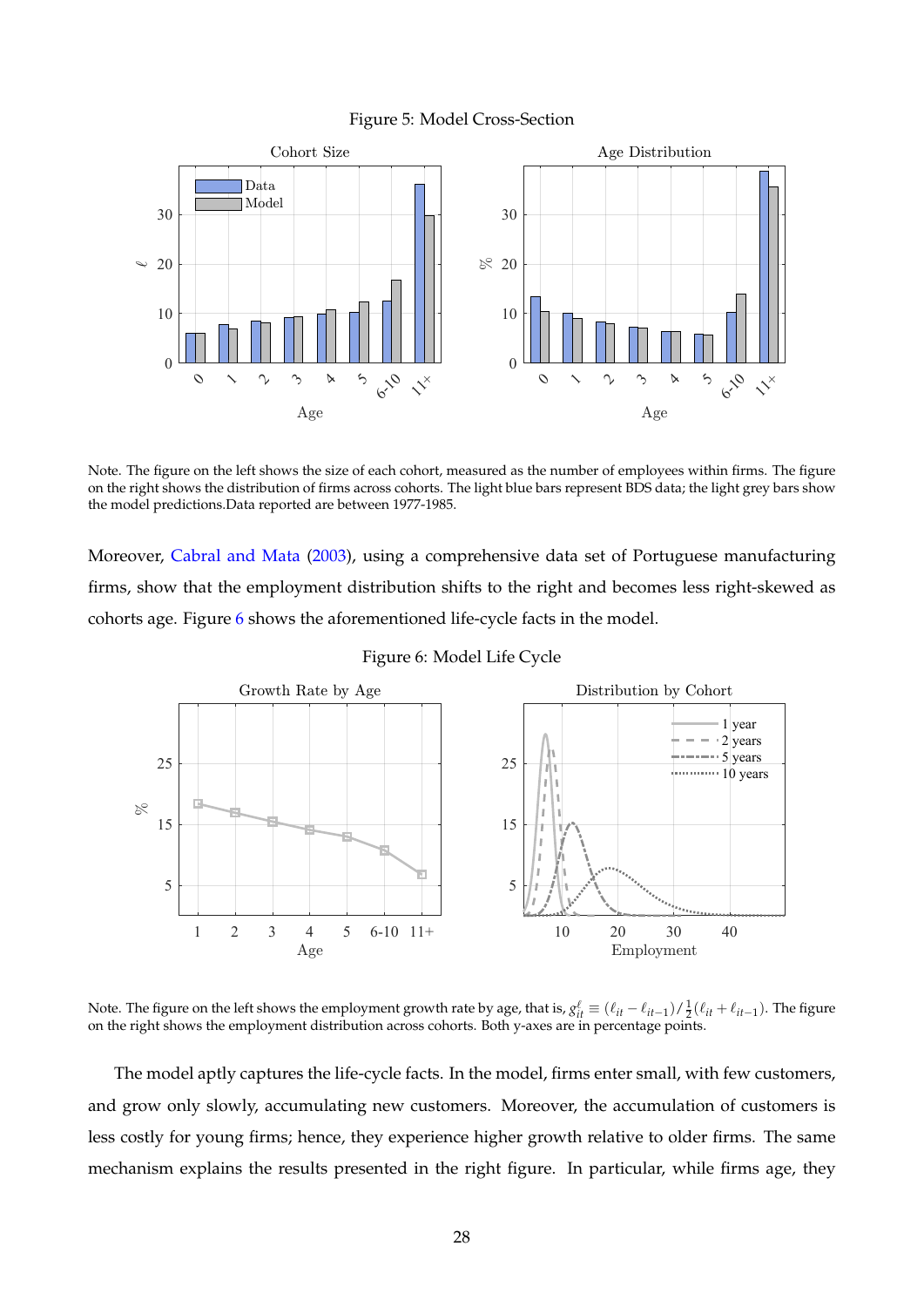Figure 5: Model Cross-Section

Note. The figure on the left shows the size of each cohort, measured as the number of employees within firms. The figure on the right shows the distribution of firms across cohorts. The light blue bars represent BDS data; the light grey bars show the model predictions.Data reported are between 1977-1985.

Moreover, Cabral and Mata (2003), using a comprehensive data set of Portuguese manufacturing firms, show that the employment distribution shifts to the right and becomes less right-skewed as cohorts age. Figure 6 shows the aforementioned life-cycle facts in the model.

Figure 6: Model Life Cycle

Note. The figure on the left shows the employment growth rate by age, that is, $g^{\ell}_{it} \equiv (\ell_{it} - \ell_{it-1})/\frac{1}{2}(\ell_{it} + \ell_{it-1})$. The figure on the right shows the employment distribution across cohorts. Both y-axes are in percentage points.

The model aptly captures the life-cycle facts. In the model, firms enter small, with few customers, and grow only slowly, accumulating new customers. Moreover, the accumulation of customers is less costly for young firms; hence, they experience higher growth relative to older firms. The same mechanism explains the results presented in the right figure. In particular, while firms age, they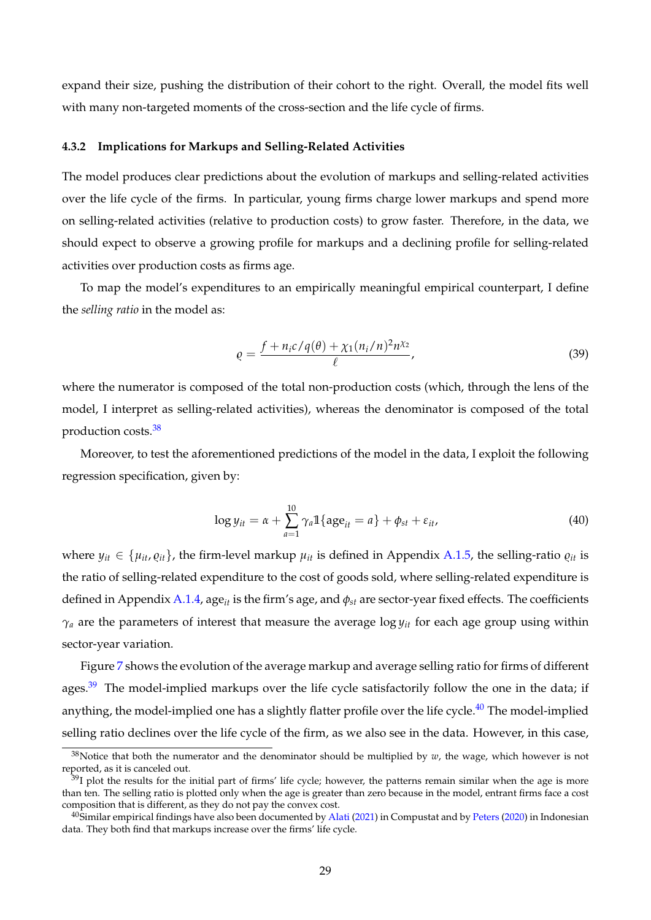expand their size, pushing the distribution of their cohort to the right. Overall, the model fits well with many non-targeted moments of the cross-section and the life cycle of firms.

### 4.3.2 Implications for Markups and Selling-Related Activities

The model produces clear predictions about the evolution of markups and selling-related activities over the life cycle of the firms. In particular, young firms charge lower markups and spend more on selling-related activities (relative to production costs) to grow faster. Therefore, in the data, we should expect to observe a growing profile for markups and a declining profile for selling-related activities over production costs as firms age.

To map the model's expenditures to an empirically meaningful empirical counterpart, I define the *selling ratio* in the model as:

$$\varrho = \frac{f + n_i c / q(\theta) + \chi_1 (n_i/n)^2 n^{\chi_2}}{\ell}, \tag{39}$$

where the numerator is composed of the total non-production costs (which, through the lens of the model, I interpret as selling-related activities), whereas the denominator is composed of the total production costs.[38]

Moreover, to test the aforementioned predictions of the model in the data, I exploit the following regression specification, given by:

$$\log y_{it} = \alpha + \sum_{a=1}^{10} \gamma_a \mathbb{1}\{\text{age}_{it} = a\} + \phi_{st} + \varepsilon_{it}, \tag{40}$$

where $y_{it} \in \{\mu_{it}, \varrho_{it}\}$, the firm-level markup $\mu_{it}$ is defined in Appendix A.1.5, the selling-ratio $\varrho_{it}$ is the ratio of selling-related expenditure to the cost of goods sold, where selling-related expenditure is defined in Appendix A.1.4, $\text{age}_{it}$ is the firm's age, and $\phi_{st}$ are sector-year fixed effects. The coefficients $\gamma_a$ are the parameters of interest that measure the average $\log y_{it}$ for each age group using within sector-year variation.

Figure 7 shows the evolution of the average markup and average selling ratio for firms of different ages.[39] The model-implied markups over the life cycle satisfactorily follow the one in the data; if anything, the model-implied one has a slightly flatter profile over the life cycle.[40] The model-implied selling ratio declines over the life cycle of the firm, as we also see in the data. However, in this case,

[38]Notice that both the numerator and the denominator should be multiplied by $w$, the wage, which however is not reported, as it is canceled out.

[39]I plot the results for the initial part of firms' life cycle; however, the patterns remain similar when the age is more than ten. The selling ratio is plotted only when the age is greater than zero because in the model, entrant firms face a cost composition that is different, as they do not pay the convex cost.

[40]Similar empirical findings have also been documented by Alati (2021) in Compustat and by Peters (2020) in Indonesian data. They both find that markups increase over the firms' life cycle.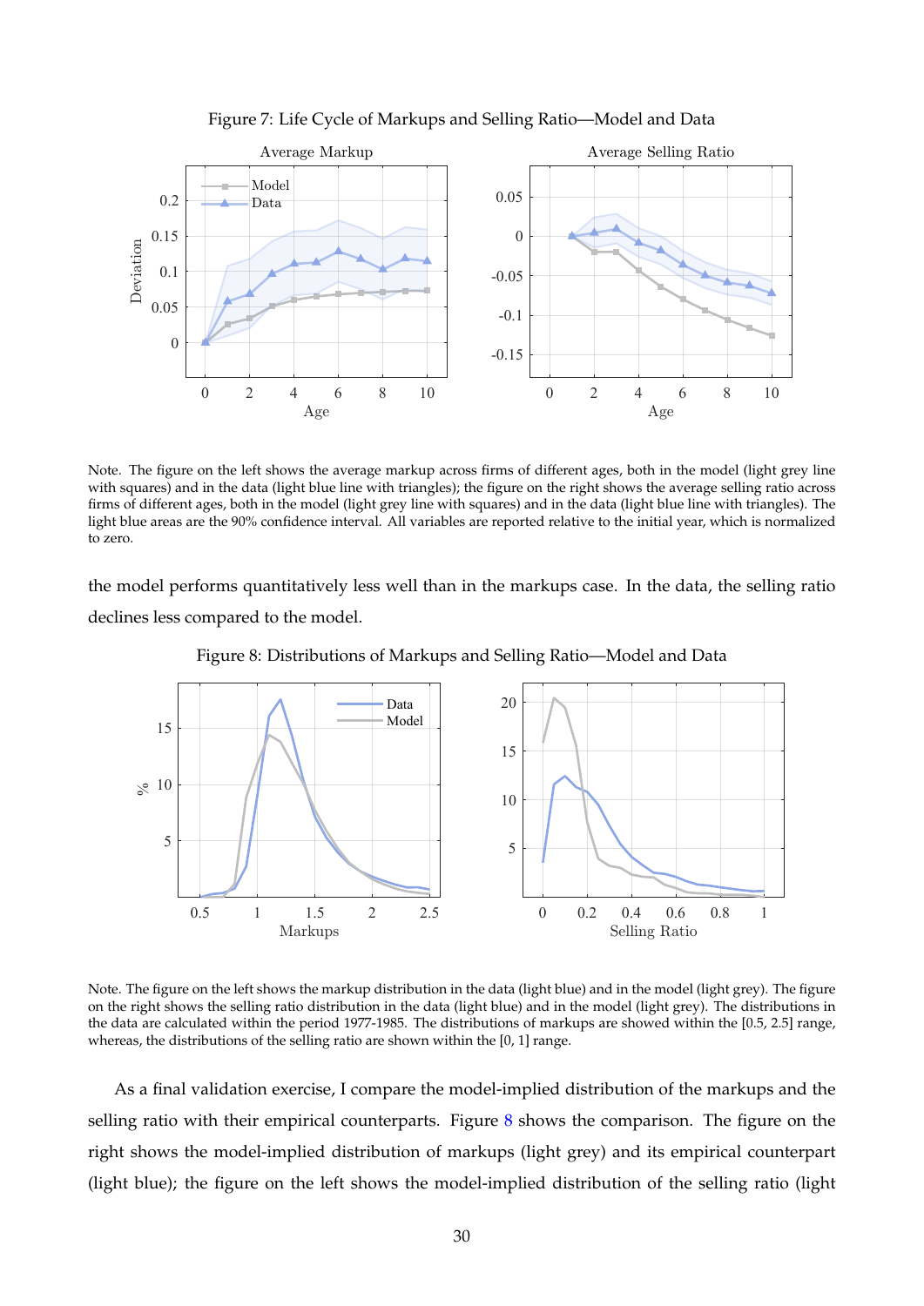Figure 7: Life Cycle of Markups and Selling Ratio—Model and Data

Note. The figure on the left shows the average markup across firms of different ages, both in the model (light grey line with squares) and in the data (light blue line with triangles); the figure on the right shows the average selling ratio across firms of different ages, both in the model (light grey line with squares) and in the data (light blue line with triangles). The light blue areas are the 90% confidence interval. All variables are reported relative to the initial year, which is normalized to zero.

the model performs quantitatively less well than in the markups case. In the data, the selling ratio declines less compared to the model.

Figure 8: Distributions of Markups and Selling Ratio—Model and Data

Note. The figure on the left shows the markup distribution in the data (light blue) and in the model (light grey). The figure on the right shows the selling ratio distribution in the data (light blue) and in the model (light grey). The distributions in the data are calculated within the period 1977-1985. The distributions of markups are showed within the [0.5, 2.5] range, whereas, the distributions of the selling ratio are shown within the [0, 1] range.

As a final validation exercise, I compare the model-implied distribution of the markups and the selling ratio with their empirical counterparts. Figure 8 shows the comparison. The figure on the right shows the model-implied distribution of markups (light grey) and its empirical counterpart (light blue); the figure on the left shows the model-implied distribution of the selling ratio (light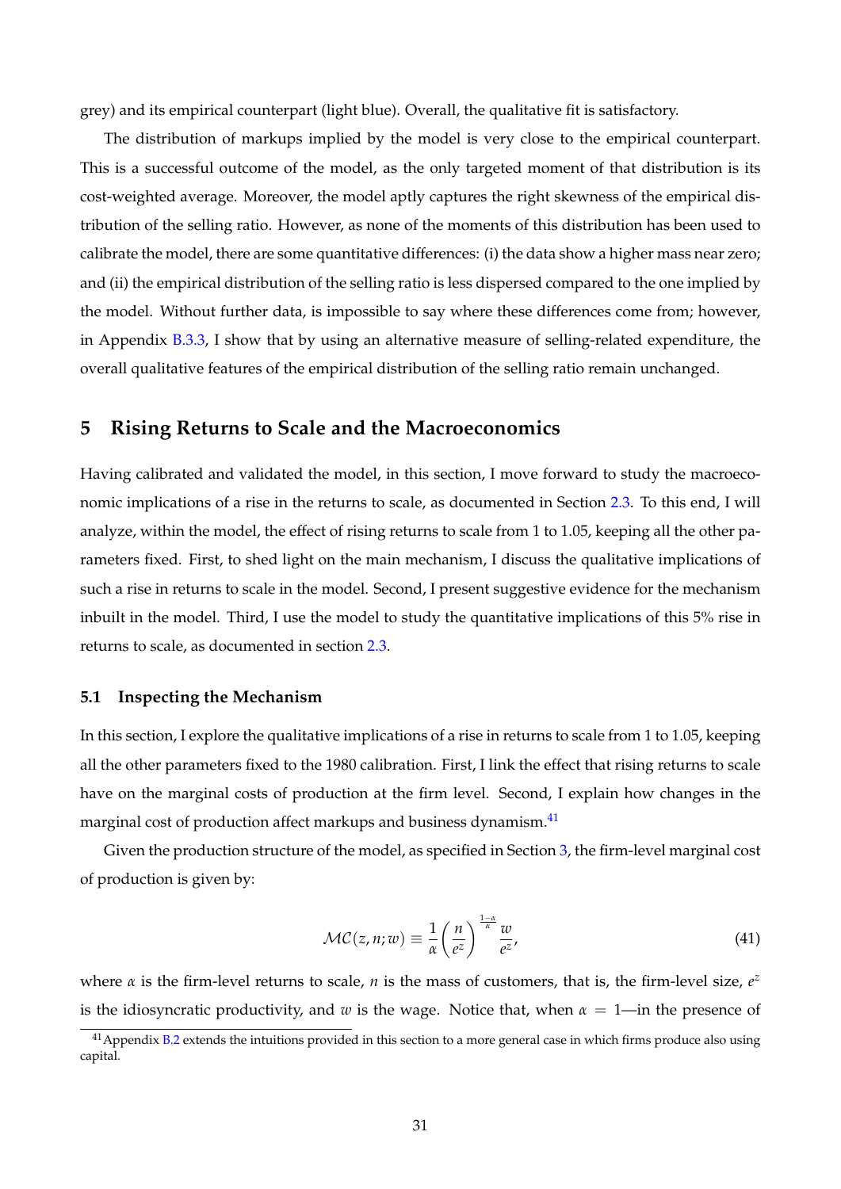grey) and its empirical counterpart (light blue). Overall, the qualitative fit is satisfactory.

The distribution of markups implied by the model is very close to the empirical counterpart. This is a successful outcome of the model, as the only targeted moment of that distribution is its cost-weighted average. Moreover, the model aptly captures the right skewness of the empirical distribution of the selling ratio. However, as none of the moments of this distribution has been used to calibrate the model, there are some quantitative differences: (i) the data show a higher mass near zero; and (ii) the empirical distribution of the selling ratio is less dispersed compared to the one implied by the model. Without further data, is impossible to say where these differences come from; however, in Appendix B.3.3, I show that by using an alternative measure of selling-related expenditure, the overall qualitative features of the empirical distribution of the selling ratio remain unchanged.

## 5 Rising Returns to Scale and the Macroeconomics

Having calibrated and validated the model, in this section, I move forward to study the macroeconomic implications of a rise in the returns to scale, as documented in Section 2.3. To this end, I will analyze, within the model, the effect of rising returns to scale from 1 to 1.05, keeping all the other parameters fixed. First, to shed light on the main mechanism, I discuss the qualitative implications of such a rise in returns to scale in the model. Second, I present suggestive evidence for the mechanism inbuilt in the model. Third, I use the model to study the quantitative implications of this 5% rise in returns to scale, as documented in section 2.3.

### 5.1 Inspecting the Mechanism

In this section, I explore the qualitative implications of a rise in returns to scale from 1 to 1.05, keeping all the other parameters fixed to the 1980 calibration. First, I link the effect that rising returns to scale have on the marginal costs of production at the firm level. Second, I explain how changes in the marginal cost of production affect markups and business dynamism.[41]

Given the production structure of the model, as specified in Section 3, the firm-level marginal cost of production is given by:

$$\mathcal{MC}(z, n; w) \equiv \frac{1}{\alpha}\left(\frac{n}{e^z}\right)^{\frac{1-\alpha}{\alpha}} \frac{w}{e^z}, \tag{41}$$

where $\alpha$ is the firm-level returns to scale, $n$ is the mass of customers, that is, the firm-level size, $e^z$ is the idiosyncratic productivity, and $w$ is the wage. Notice that, when $\alpha = 1$—in the presence of

[41] Appendix B.2 extends the intuitions provided in this section to a more general case in which firms produce also using capital.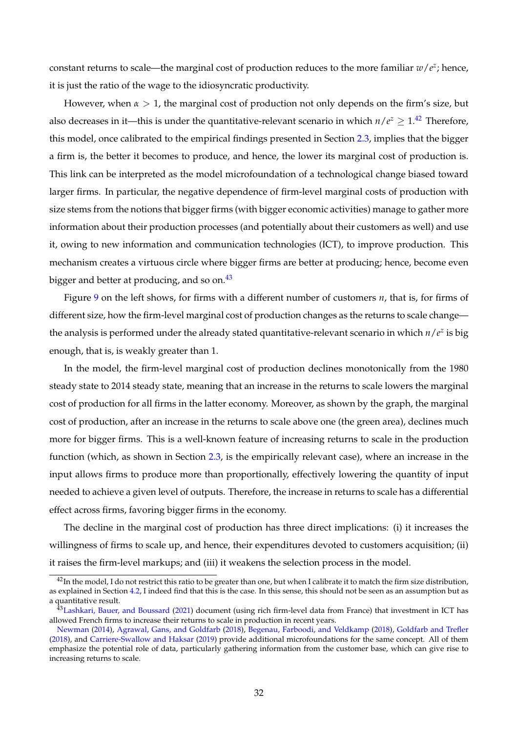constant returns to scale—the marginal cost of production reduces to the more familiar $w/e^z$; hence, it is just the ratio of the wage to the idiosyncratic productivity.

However, when $\alpha > 1$, the marginal cost of production not only depends on the firm's size, but also decreases in it—this is under the quantitative-relevant scenario in which $n/e^z \geq 1$.[42] Therefore, this model, once calibrated to the empirical findings presented in Section 2.3, implies that the bigger a firm is, the better it becomes to produce, and hence, the lower its marginal cost of production is. This link can be interpreted as the model microfoundation of a technological change biased toward larger firms. In particular, the negative dependence of firm-level marginal costs of production with size stems from the notions that bigger firms (with bigger economic activities) manage to gather more information about their production processes (and potentially about their customers as well) and use it, owing to new information and communication technologies (ICT), to improve production. This mechanism creates a virtuous circle where bigger firms are better at producing; hence, become even bigger and better at producing, and so on.[43]

Figure 9 on the left shows, for firms with a different number of customers $n$, that is, for firms of different size, how the firm-level marginal cost of production changes as the returns to scale change—the analysis is performed under the already stated quantitative-relevant scenario in which $n/e^z$ is big enough, that is, is weakly greater than 1.

In the model, the firm-level marginal cost of production declines monotonically from the 1980 steady state to 2014 steady state, meaning that an increase in the returns to scale lowers the marginal cost of production for all firms in the latter economy. Moreover, as shown by the graph, the marginal cost of production, after an increase in the returns to scale above one (the green area), declines much more for bigger firms. This is a well-known feature of increasing returns to scale in the production function (which, as shown in Section 2.3, is the empirically relevant case), where an increase in the input allows firms to produce more than proportionally, effectively lowering the quantity of input needed to achieve a given level of outputs. Therefore, the increase in returns to scale has a differential effect across firms, favoring bigger firms in the economy.

The decline in the marginal cost of production has three direct implications: (i) it increases the willingness of firms to scale up, and hence, their expenditures devoted to customers acquisition; (ii) it raises the firm-level markups; and (iii) it weakens the selection process in the model.

[42] In the model, I do not restrict this ratio to be greater than one, but when I calibrate it to match the firm size distribution, as explained in Section 4.2, I indeed find that this is the case. In this sense, this should not be seen as an assumption but as a quantitative result.

[43] Lashkari, Bauer, and Boussard (2021) document (using rich firm-level data from France) that investment in ICT has allowed French firms to increase their returns to scale in production in recent years.
Newman (2014), Agrawal, Gans, and Goldfarb (2018), Begenau, Farboodi, and Veldkamp (2018), Goldfarb and Trefler (2018), and Carriere-Swallow and Haksar (2019) provide additional microfoundations for the same concept. All of them emphasize the potential role of data, particularly gathering information from the customer base, which can give rise to increasing returns to scale.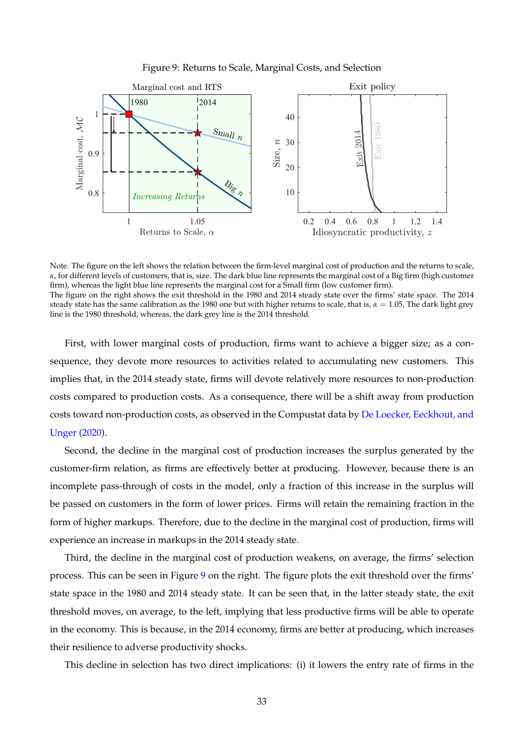Figure 9: Returns to Scale, Marginal Costs, and Selection

Note. The figure on the left shows the relation between the firm-level marginal cost of production and the returns to scale, $\alpha$, for different levels of customers, that is, size. The dark blue line represents the marginal cost of a Big firm (high customer firm), whereas the light blue line represents the marginal cost for a Small firm (low customer firm).
The figure on the right shows the exit threshold in the 1980 and 2014 steady state over the firms' state space. The 2014 steady state has the same calibration as the 1980 one but with higher returns to scale, that is, $\alpha = 1.05$, The dark light grey line is the 1980 threshold, whereas, the dark grey line is the 2014 threshold.

First, with lower marginal costs of production, firms want to achieve a bigger size; as a consequence, they devote more resources to activities related to accumulating new customers. This implies that, in the 2014 steady state, firms will devote relatively more resources to non-production costs compared to production costs. As a consequence, there will be a shift away from production costs toward non-production costs, as observed in the Compustat data by De Loecker, Eeckhout, and Unger (2020).

Second, the decline in the marginal cost of production increases the surplus generated by the customer-firm relation, as firms are effectively better at producing. However, because there is an incomplete pass-through of costs in the model, only a fraction of this increase in the surplus will be passed on customers in the form of lower prices. Firms will retain the remaining fraction in the form of higher markups. Therefore, due to the decline in the marginal cost of production, firms will experience an increase in markups in the 2014 steady state.

Third, the decline in the marginal cost of production weakens, on average, the firms' selection process. This can be seen in Figure 9 on the right. The figure plots the exit threshold over the firms' state space in the 1980 and 2014 steady state. It can be seen that, in the latter steady state, the exit threshold moves, on average, to the left, implying that less productive firms will be able to operate in the economy. This is because, in the 2014 economy, firms are better at producing, which increases their resilience to adverse productivity shocks.

This decline in selection has two direct implications: (i) it lowers the entry rate of firms in the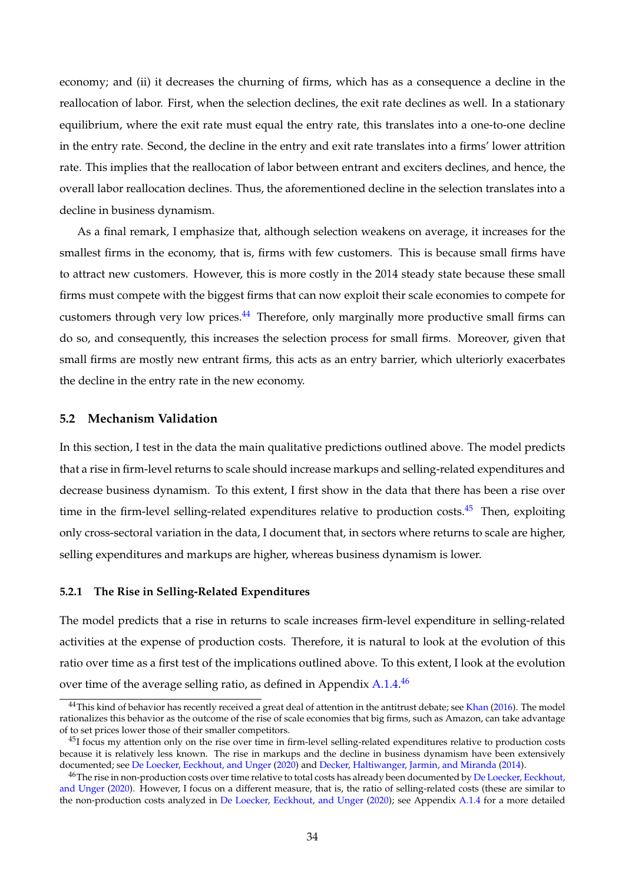economy; and (ii) it decreases the churning of firms, which has as a consequence a decline in the reallocation of labor. First, when the selection declines, the exit rate declines as well. In a stationary equilibrium, where the exit rate must equal the entry rate, this translates into a one-to-one decline in the entry rate. Second, the decline in the entry and exit rate translates into a firms' lower attrition rate. This implies that the reallocation of labor between entrant and exciters declines, and hence, the overall labor reallocation declines. Thus, the aforementioned decline in the selection translates into a decline in business dynamism.

As a final remark, I emphasize that, although selection weakens on average, it increases for the smallest firms in the economy, that is, firms with few customers. This is because small firms have to attract new customers. However, this is more costly in the 2014 steady state because these small firms must compete with the biggest firms that can now exploit their scale economies to compete for customers through very low prices.[44] Therefore, only marginally more productive small firms can do so, and consequently, this increases the selection process for small firms. Moreover, given that small firms are mostly new entrant firms, this acts as an entry barrier, which ulteriorly exacerbates the decline in the entry rate in the new economy.

### 5.2 Mechanism Validation

In this section, I test in the data the main qualitative predictions outlined above. The model predicts that a rise in firm-level returns to scale should increase markups and selling-related expenditures and decrease business dynamism. To this extent, I first show in the data that there has been a rise over time in the firm-level selling-related expenditures relative to production costs.[45] Then, exploiting only cross-sectoral variation in the data, I document that, in sectors where returns to scale are higher, selling expenditures and markups are higher, whereas business dynamism is lower.

#### 5.2.1 The Rise in Selling-Related Expenditures

The model predicts that a rise in returns to scale increases firm-level expenditure in selling-related activities at the expense of production costs. Therefore, it is natural to look at the evolution of this ratio over time as a first test of the implications outlined above. To this extent, I look at the evolution over time of the average selling ratio, as defined in Appendix A.1.4.[46]

---

[44] This kind of behavior has recently received a great deal of attention in the antitrust debate; see Khan (2016). The model rationalizes this behavior as the outcome of the rise of scale economies that big firms, such as Amazon, can take advantage of to set prices lower those of their smaller competitors.

[45] I focus my attention only on the rise over time in firm-level selling-related expenditures relative to production costs because it is relatively less known. The rise in markups and the decline in business dynamism have been extensively documented; see De Loecker, Eeckhout, and Unger (2020) and Decker, Haltiwanger, Jarmin, and Miranda (2014).

[46] The rise in non-production costs over time relative to total costs has already been documented by De Loecker, Eeckhout, and Unger (2020). However, I focus on a different measure, that is, the ratio of selling-related costs (these are similar to the non-production costs analyzed in De Loecker, Eeckhout, and Unger (2020); see Appendix A.1.4 for a more detailed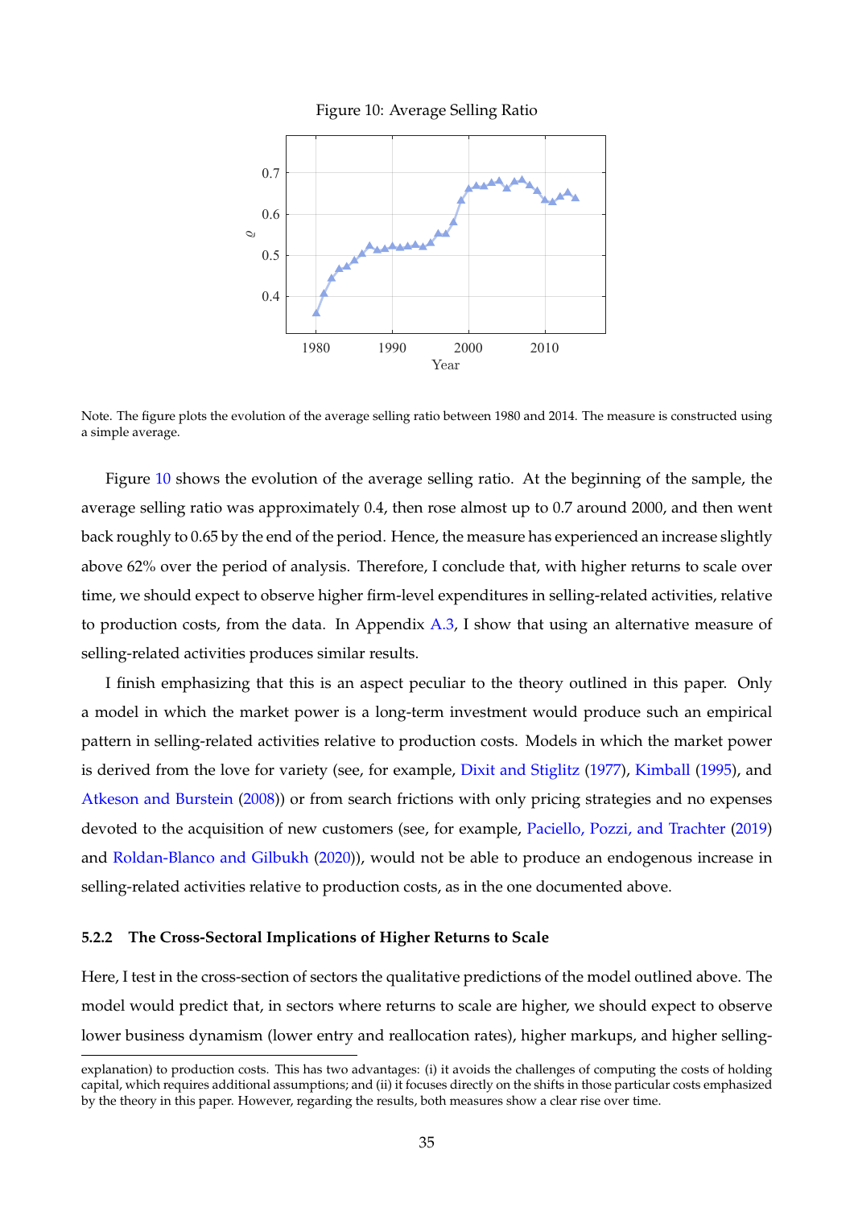Figure 10: Average Selling Ratio

Note. The figure plots the evolution of the average selling ratio between 1980 and 2014. The measure is constructed using a simple average.

Figure 10 shows the evolution of the average selling ratio. At the beginning of the sample, the average selling ratio was approximately 0.4, then rose almost up to 0.7 around 2000, and then went back roughly to 0.65 by the end of the period. Hence, the measure has experienced an increase slightly above 62% over the period of analysis. Therefore, I conclude that, with higher returns to scale over time, we should expect to observe higher firm-level expenditures in selling-related activities, relative to production costs, from the data. In Appendix A.3, I show that using an alternative measure of selling-related activities produces similar results.

I finish emphasizing that this is an aspect peculiar to the theory outlined in this paper. Only a model in which the market power is a long-term investment would produce such an empirical pattern in selling-related activities relative to production costs. Models in which the market power is derived from the love for variety (see, for example, Dixit and Stiglitz (1977), Kimball (1995), and Atkeson and Burstein (2008)) or from search frictions with only pricing strategies and no expenses devoted to the acquisition of new customers (see, for example, Paciello, Pozzi, and Trachter (2019) and Roldan-Blanco and Gilbukh (2020)), would not be able to produce an endogenous increase in selling-related activities relative to production costs, as in the one documented above.

#### 5.2.2 The Cross-Sectoral Implications of Higher Returns to Scale

Here, I test in the cross-section of sectors the qualitative predictions of the model outlined above. The model would predict that, in sectors where returns to scale are higher, we should expect to observe lower business dynamism (lower entry and reallocation rates), higher markups, and higher selling-

explanation) to production costs. This has two advantages: (i) it avoids the challenges of computing the costs of holding capital, which requires additional assumptions; and (ii) it focuses directly on the shifts in those particular costs emphasized by the theory in this paper. However, regarding the results, both measures show a clear rise over time.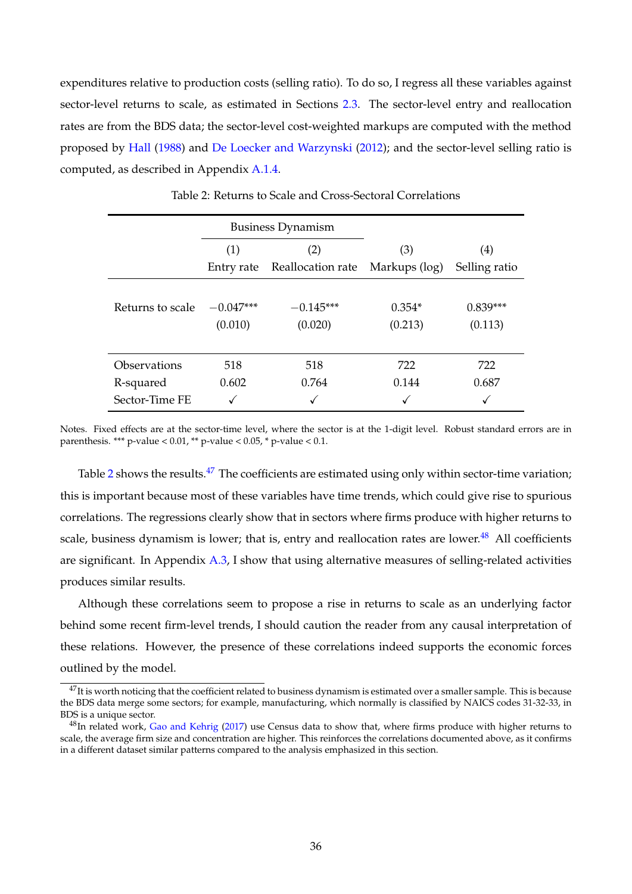expenditures relative to production costs (selling ratio). To do so, I regress all these variables against sector-level returns to scale, as estimated in Sections 2.3. The sector-level entry and reallocation rates are from the BDS data; the sector-level cost-weighted markups are computed with the method proposed by Hall (1988) and De Loecker and Warzynski (2012); and the sector-level selling ratio is computed, as described in Appendix A.1.4.

Table 2: Returns to Scale and Cross-Sectoral Correlations

| | Business Dynamism | | | |
|---|---|---|---|---|
| | (1) | (2) | (3) | (4) |
| | Entry rate | Reallocation rate | Markups (log) | Selling ratio |
| Returns to scale | $-0.047^{***}$ | $-0.145^{***}$ | $0.354^{*}$ | $0.839^{***}$ |
| | (0.010) | (0.020) | (0.213) | (0.113) |
| Observations | 518 | 518 | 722 | 722 |
| R-squared | 0.602 | 0.764 | 0.144 | 0.687 |
| Sector-Time FE | ✓ | ✓ | ✓ | ✓ |

Notes. Fixed effects are at the sector-time level, where the sector is at the 1-digit level. Robust standard errors are in parenthesis. *** p-value < 0.01, ** p-value < 0.05, * p-value < 0.1.

Table 2 shows the results.[47] The coefficients are estimated using only within sector-time variation; this is important because most of these variables have time trends, which could give rise to spurious correlations. The regressions clearly show that in sectors where firms produce with higher returns to scale, business dynamism is lower; that is, entry and reallocation rates are lower.[48] All coefficients are significant. In Appendix A.3, I show that using alternative measures of selling-related activities produces similar results.

Although these correlations seem to propose a rise in returns to scale as an underlying factor behind some recent firm-level trends, I should caution the reader from any causal interpretation of these relations. However, the presence of these correlations indeed supports the economic forces outlined by the model.

[47] It is worth noticing that the coefficient related to business dynamism is estimated over a smaller sample. This is because the BDS data merge some sectors; for example, manufacturing, which normally is classified by NAICS codes 31-32-33, in BDS is a unique sector.

[48] In related work, Gao and Kehrig (2017) use Census data to show that, where firms produce with higher returns to scale, the average firm size and concentration are higher. This reinforces the correlations documented above, as it confirms in a different dataset similar patterns compared to the analysis emphasized in this section.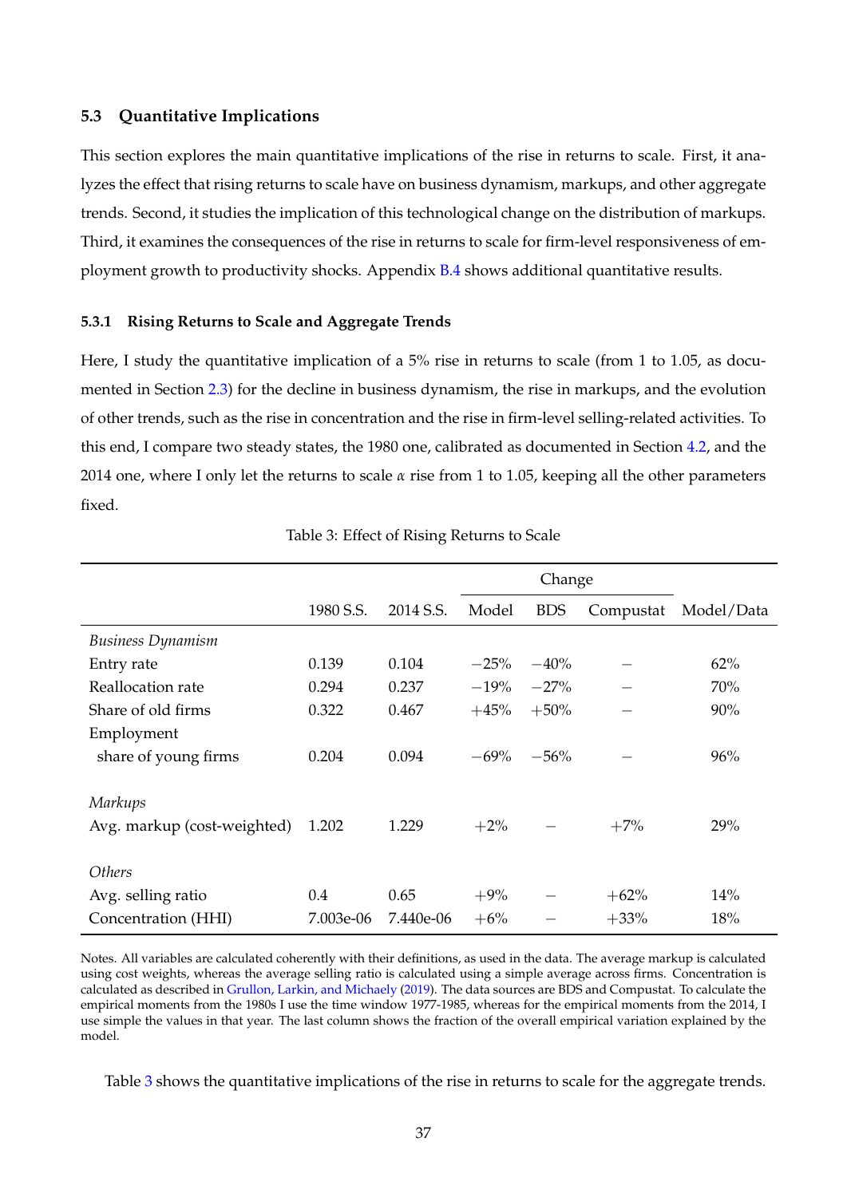### 5.3 Quantitative Implications

This section explores the main quantitative implications of the rise in returns to scale. First, it analyzes the effect that rising returns to scale have on business dynamism, markups, and other aggregate trends. Second, it studies the implication of this technological change on the distribution of markups. Third, it examines the consequences of the rise in returns to scale for firm-level responsiveness of employment growth to productivity shocks. Appendix B.4 shows additional quantitative results.

#### 5.3.1 Rising Returns to Scale and Aggregate Trends

Here, I study the quantitative implication of a 5% rise in returns to scale (from 1 to 1.05, as documented in Section 2.3) for the decline in business dynamism, the rise in markups, and the evolution of other trends, such as the rise in concentration and the rise in firm-level selling-related activities. To this end, I compare two steady states, the 1980 one, calibrated as documented in Section 4.2, and the 2014 one, where I only let the returns to scale $\alpha$ rise from 1 to 1.05, keeping all the other parameters fixed.

Table 3: Effect of Rising Returns to Scale

| | | | Change | | | |
|---|---|---|---|---|---|---|
| | 1980 S.S. | 2014 S.S. | Model | BDS | Compustat | Model/Data |
| *Business Dynamism* | | | | | | |
| Entry rate | 0.139 | 0.104 | −25% | −40% | – | 62% |
| Reallocation rate | 0.294 | 0.237 | −19% | −27% | – | 70% |
| Share of old firms | 0.322 | 0.467 | +45% | +50% | – | 90% |
| Employment share of young firms | 0.204 | 0.094 | −69% | −56% | – | 96% |
| *Markups* | | | | | | |
| Avg. markup (cost-weighted) | 1.202 | 1.229 | +2% | – | +7% | 29% |
| *Others* | | | | | | |
| Avg. selling ratio | 0.4 | 0.65 | +9% | – | +62% | 14% |
| Concentration (HHI) | 7.003e-06 | 7.440e-06 | +6% | – | +33% | 18% |

Notes. All variables are calculated coherently with their definitions, as used in the data. The average markup is calculated using cost weights, whereas the average selling ratio is calculated using a simple average across firms. Concentration is calculated as described in Grullon, Larkin, and Michaely (2019). The data sources are BDS and Compustat. To calculate the empirical moments from the 1980s I use the time window 1977-1985, whereas for the empirical moments from the 2014, I use simple the values in that year. The last column shows the fraction of the overall empirical variation explained by the model.

Table 3 shows the quantitative implications of the rise in returns to scale for the aggregate trends.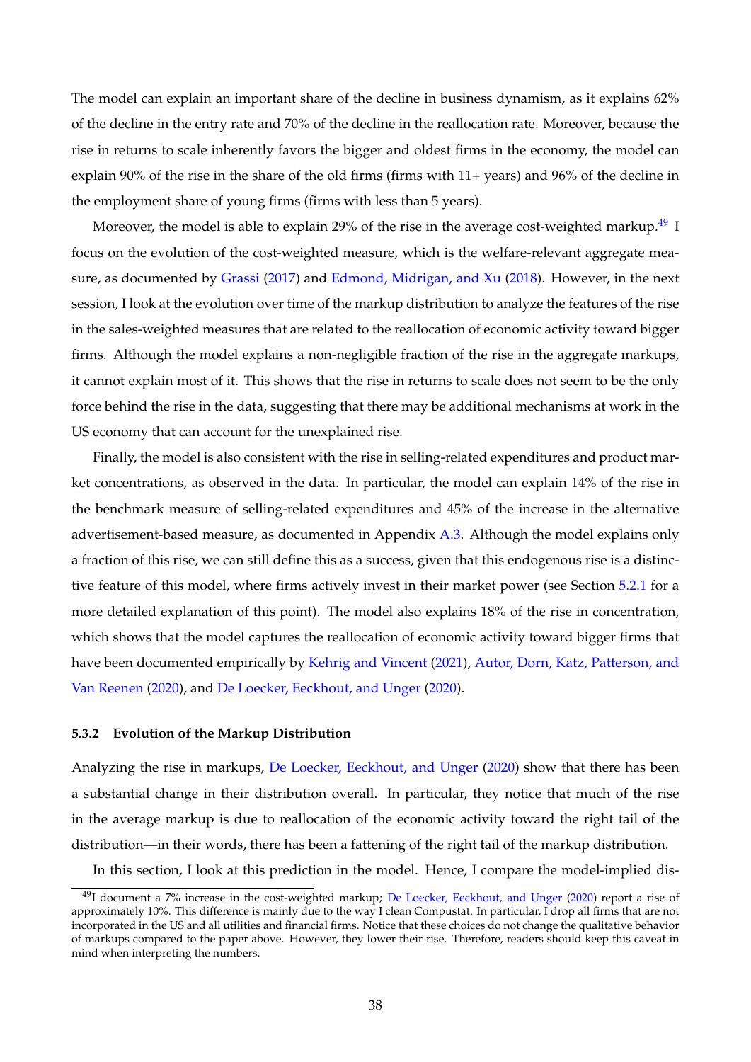The model can explain an important share of the decline in business dynamism, as it explains 62% of the decline in the entry rate and 70% of the decline in the reallocation rate. Moreover, because the rise in returns to scale inherently favors the bigger and oldest firms in the economy, the model can explain 90% of the rise in the share of the old firms (firms with 11+ years) and 96% of the decline in the employment share of young firms (firms with less than 5 years).

Moreover, the model is able to explain 29% of the rise in the average cost-weighted markup.[49] I focus on the evolution of the cost-weighted measure, which is the welfare-relevant aggregate measure, as documented by Grassi (2017) and Edmond, Midrigan, and Xu (2018). However, in the next session, I look at the evolution over time of the markup distribution to analyze the features of the rise in the sales-weighted measures that are related to the reallocation of economic activity toward bigger firms. Although the model explains a non-negligible fraction of the rise in the aggregate markups, it cannot explain most of it. This shows that the rise in returns to scale does not seem to be the only force behind the rise in the data, suggesting that there may be additional mechanisms at work in the US economy that can account for the unexplained rise.

Finally, the model is also consistent with the rise in selling-related expenditures and product market concentrations, as observed in the data. In particular, the model can explain 14% of the rise in the benchmark measure of selling-related expenditures and 45% of the increase in the alternative advertisement-based measure, as documented in Appendix A.3. Although the model explains only a fraction of this rise, we can still define this as a success, given that this endogenous rise is a distinctive feature of this model, where firms actively invest in their market power (see Section 5.2.1 for a more detailed explanation of this point). The model also explains 18% of the rise in concentration, which shows that the model captures the reallocation of economic activity toward bigger firms that have been documented empirically by Kehrig and Vincent (2021), Autor, Dorn, Katz, Patterson, and Van Reenen (2020), and De Loecker, Eeckhout, and Unger (2020).

#### 5.3.2 Evolution of the Markup Distribution

Analyzing the rise in markups, De Loecker, Eeckhout, and Unger (2020) show that there has been a substantial change in their distribution overall. In particular, they notice that much of the rise in the average markup is due to reallocation of the economic activity toward the right tail of the distribution—in their words, there has been a fattening of the right tail of the markup distribution.

In this section, I look at this prediction in the model. Hence, I compare the model-implied dis-

[49] I document a 7% increase in the cost-weighted markup; De Loecker, Eeckhout, and Unger (2020) report a rise of approximately 10%. This difference is mainly due to the way I clean Compustat. In particular, I drop all firms that are not incorporated in the US and all utilities and financial firms. Notice that these choices do not change the qualitative behavior of markups compared to the paper above. However, they lower their rise. Therefore, readers should keep this caveat in mind when interpreting the numbers.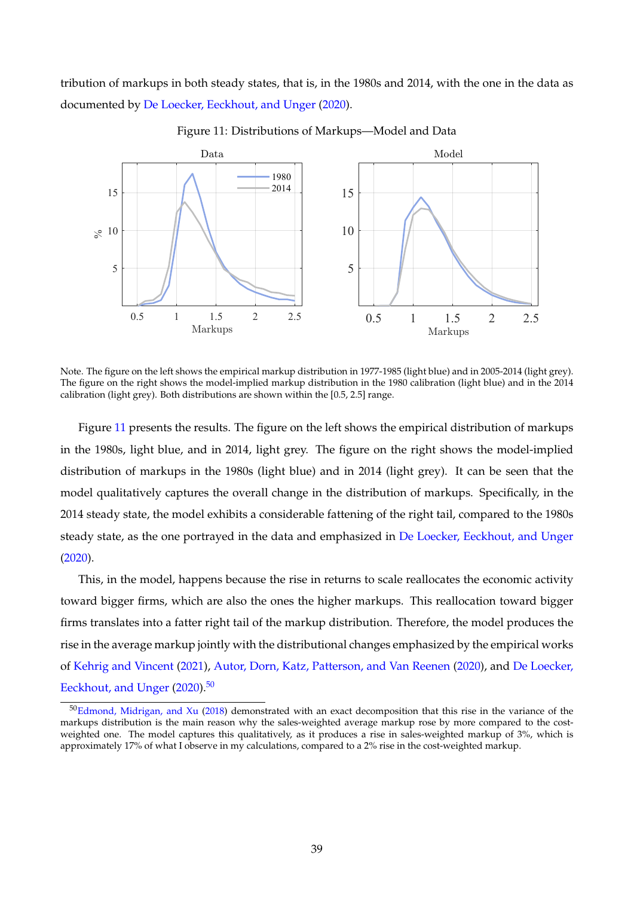tribution of markups in both steady states, that is, in the 1980s and 2014, with the one in the data as documented by De Loecker, Eeckhout, and Unger (2020).

Figure 11: Distributions of Markups—Model and Data

Note. The figure on the left shows the empirical markup distribution in 1977-1985 (light blue) and in 2005-2014 (light grey). The figure on the right shows the model-implied markup distribution in the 1980 calibration (light blue) and in the 2014 calibration (light grey). Both distributions are shown within the [0.5, 2.5] range.

Figure 11 presents the results. The figure on the left shows the empirical distribution of markups in the 1980s, light blue, and in 2014, light grey. The figure on the right shows the model-implied distribution of markups in the 1980s (light blue) and in 2014 (light grey). It can be seen that the model qualitatively captures the overall change in the distribution of markups. Specifically, in the 2014 steady state, the model exhibits a considerable fattening of the right tail, compared to the 1980s steady state, as the one portrayed in the data and emphasized in De Loecker, Eeckhout, and Unger (2020).

This, in the model, happens because the rise in returns to scale reallocates the economic activity toward bigger firms, which are also the ones the higher markups. This reallocation toward bigger firms translates into a fatter right tail of the markup distribution. Therefore, the model produces the rise in the average markup jointly with the distributional changes emphasized by the empirical works of Kehrig and Vincent (2021), Autor, Dorn, Katz, Patterson, and Van Reenen (2020), and De Loecker, Eeckhout, and Unger (2020).[50]

[50] Edmond, Midrigan, and Xu (2018) demonstrated with an exact decomposition that this rise in the variance of the markups distribution is the main reason why the sales-weighted average markup rose by more compared to the cost-weighted one. The model captures this qualitatively, as it produces a rise in sales-weighted markup of 3%, which is approximately 17% of what I observe in my calculations, compared to a 2% rise in the cost-weighted markup.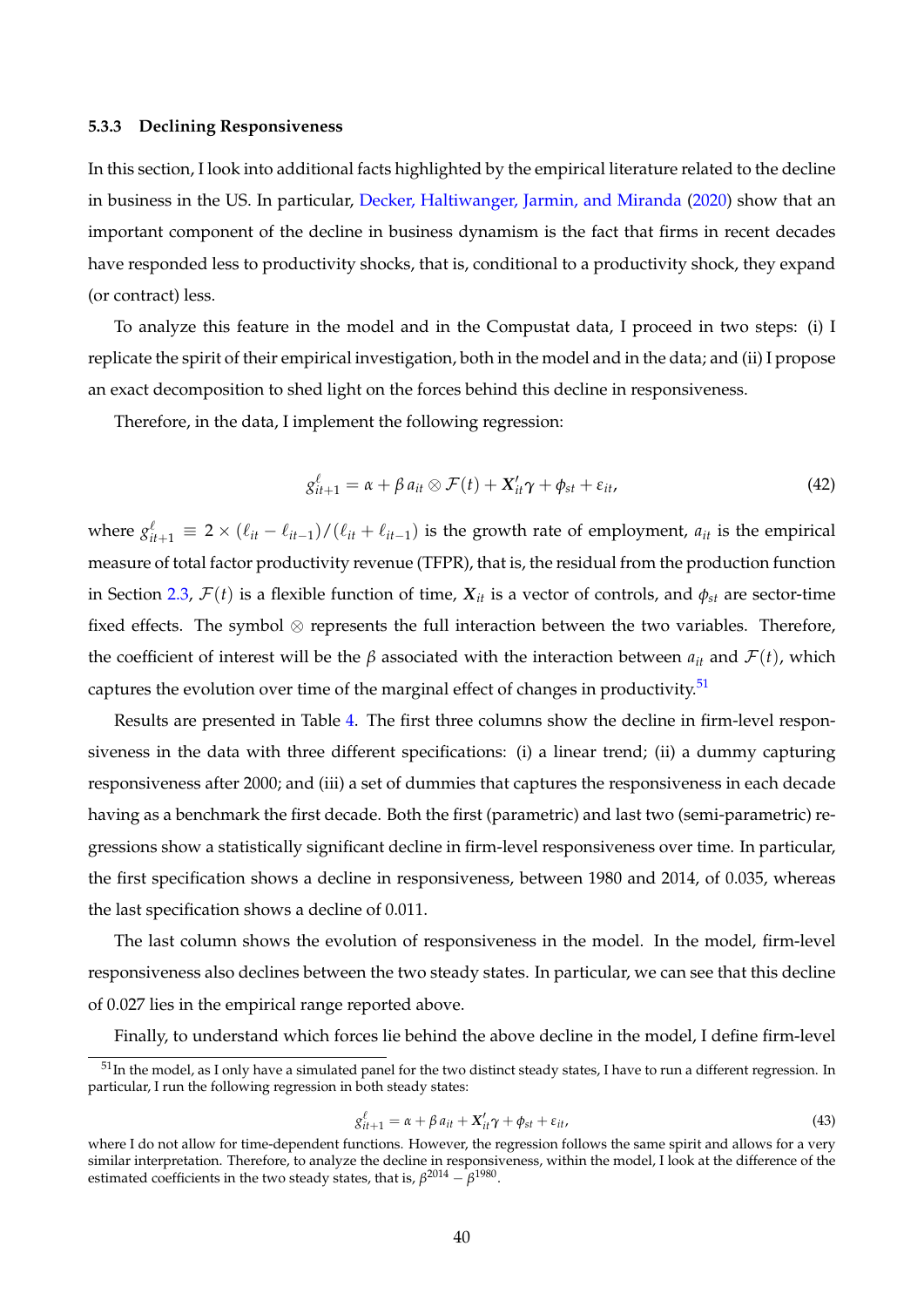### 5.3.3 Declining Responsiveness

In this section, I look into additional facts highlighted by the empirical literature related to the decline in business in the US. In particular, Decker, Haltiwanger, Jarmin, and Miranda (2020) show that an important component of the decline in business dynamism is the fact that firms in recent decades have responded less to productivity shocks, that is, conditional to a productivity shock, they expand (or contract) less.

To analyze this feature in the model and in the Compustat data, I proceed in two steps: (i) I replicate the spirit of their empirical investigation, both in the model and in the data; and (ii) I propose an exact decomposition to shed light on the forces behind this decline in responsiveness.

Therefore, in the data, I implement the following regression:

$$g^{\ell}_{it+1} = \alpha + \beta\, a_{it} \otimes \mathcal{F}(t) + \boldsymbol{X}'_{it}\gamma + \phi_{st} + \varepsilon_{it}, \tag{42}$$

where $g^{\ell}_{it+1} \equiv 2 \times (\ell_{it} - \ell_{it-1})/(\ell_{it} + \ell_{it-1})$ is the growth rate of employment, $a_{it}$ is the empirical measure of total factor productivity revenue (TFPR), that is, the residual from the production function in Section 2.3, $\mathcal{F}(t)$ is a flexible function of time, $\boldsymbol{X}_{it}$ is a vector of controls, and $\phi_{st}$ are sector-time fixed effects. The symbol $\otimes$ represents the full interaction between the two variables. Therefore, the coefficient of interest will be the $\beta$ associated with the interaction between $a_{it}$ and $\mathcal{F}(t)$, which captures the evolution over time of the marginal effect of changes in productivity.[51]

Results are presented in Table 4. The first three columns show the decline in firm-level responsiveness in the data with three different specifications: (i) a linear trend; (ii) a dummy capturing responsiveness after 2000; and (iii) a set of dummies that captures the responsiveness in each decade having as a benchmark the first decade. Both the first (parametric) and last two (semi-parametric) regressions show a statistically significant decline in firm-level responsiveness over time. In particular, the first specification shows a decline in responsiveness, between 1980 and 2014, of 0.035, whereas the last specification shows a decline of 0.011.

The last column shows the evolution of responsiveness in the model. In the model, firm-level responsiveness also declines between the two steady states. In particular, we can see that this decline of 0.027 lies in the empirical range reported above.

Finally, to understand which forces lie behind the above decline in the model, I define firm-level

[51] In the model, as I only have a simulated panel for the two distinct steady states, I have to run a different regression. In particular, I run the following regression in both steady states:

$$g^{\ell}_{it+1} = \alpha + \beta\, a_{it} + \boldsymbol{X}'_{it}\gamma + \phi_{st} + \varepsilon_{it}, \tag{43}$$

where I do not allow for time-dependent functions. However, the regression follows the same spirit and allows for a very similar interpretation. Therefore, to analyze the decline in responsiveness, within the model, I look at the difference of the estimated coefficients in the two steady states, that is, $\beta^{2014} - \beta^{1980}$.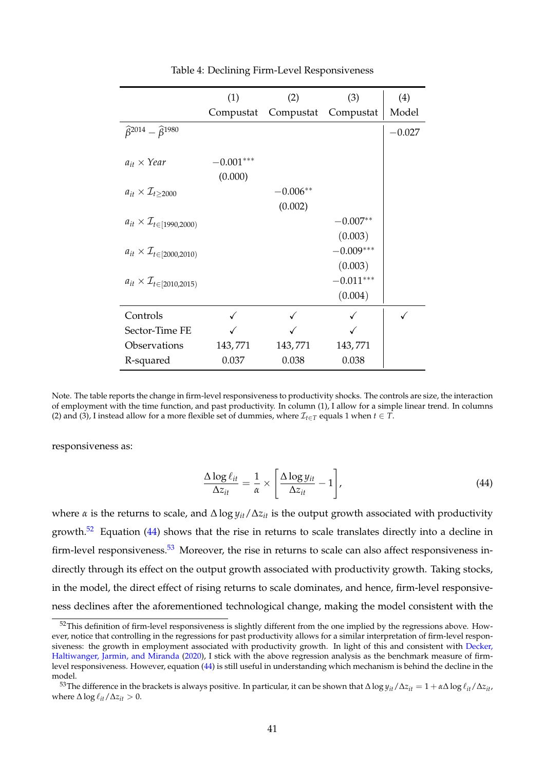Table 4: Declining Firm-Level Responsiveness

| | (1) Compustat | (2) Compustat | (3) Compustat | (4) Model |
|---|---|---|---|---|
| $\widehat{\beta}^{2014} - \widehat{\beta}^{1980}$ | | | | $-0.027$ |
| $a_{it} \times Year$ | $-0.001^{***}$ | | | |
| | (0.000) | | | |
| $a_{it} \times \mathcal{I}_{t \geq 2000}$ | | $-0.006^{**}$ | | |
| | | (0.002) | | |
| $a_{it} \times \mathcal{I}_{t \in [1990,2000)}$ | | | $-0.007^{**}$ | |
| | | | (0.003) | |
| $a_{it} \times \mathcal{I}_{t \in [2000,2010)}$ | | | $-0.009^{***}$ | |
| | | | (0.003) | |
| $a_{it} \times \mathcal{I}_{t \in [2010,2015)}$ | | | $-0.011^{***}$ | |
| | | | (0.004) | |
| Controls | ✓ | ✓ | ✓ | ✓ |
| Sector-Time FE | ✓ | ✓ | ✓ | |
| Observations | 143,771 | 143,771 | 143,771 | |
| R-squared | 0.037 | 0.038 | 0.038 | |

Note. The table reports the change in firm-level responsiveness to productivity shocks. The controls are size, the interaction of employment with the time function, and past productivity. In column (1), I allow for a simple linear trend. In columns (2) and (3), I instead allow for a more flexible set of dummies, where $\mathcal{I}_{t \in T}$ equals 1 when $t \in T$.

responsiveness as:

$$\frac{\Delta \log \ell_{it}}{\Delta z_{it}} = \frac{1}{\alpha} \times \left[ \frac{\Delta \log y_{it}}{\Delta z_{it}} - 1 \right], \tag{44}$$

where $\alpha$ is the returns to scale, and $\Delta \log y_{it} / \Delta z_{it}$ is the output growth associated with productivity growth.[52] Equation (44) shows that the rise in returns to scale translates directly into a decline in firm-level responsiveness.[53] Moreover, the rise in returns to scale can also affect responsiveness indirectly through its effect on the output growth associated with productivity growth. Taking stocks, in the model, the direct effect of rising returns to scale dominates, and hence, firm-level responsiveness declines after the aforementioned technological change, making the model consistent with the

[52] This definition of firm-level responsiveness is slightly different from the one implied by the regressions above. However, notice that controlling in the regressions for past productivity allows for a similar interpretation of firm-level responsiveness: the growth in employment associated with productivity growth. In light of this and consistent with Decker, Haltiwanger, Jarmin, and Miranda (2020), I stick with the above regression analysis as the benchmark measure of firm-level responsiveness. However, equation (44) is still useful in understanding which mechanism is behind the decline in the model.

[53] The difference in the brackets is always positive. In particular, it can be shown that $\Delta \log y_{it} / \Delta z_{it} = 1 + \alpha \Delta \log \ell_{it} / \Delta z_{it}$, where $\Delta \log \ell_{it} / \Delta z_{it} > 0$.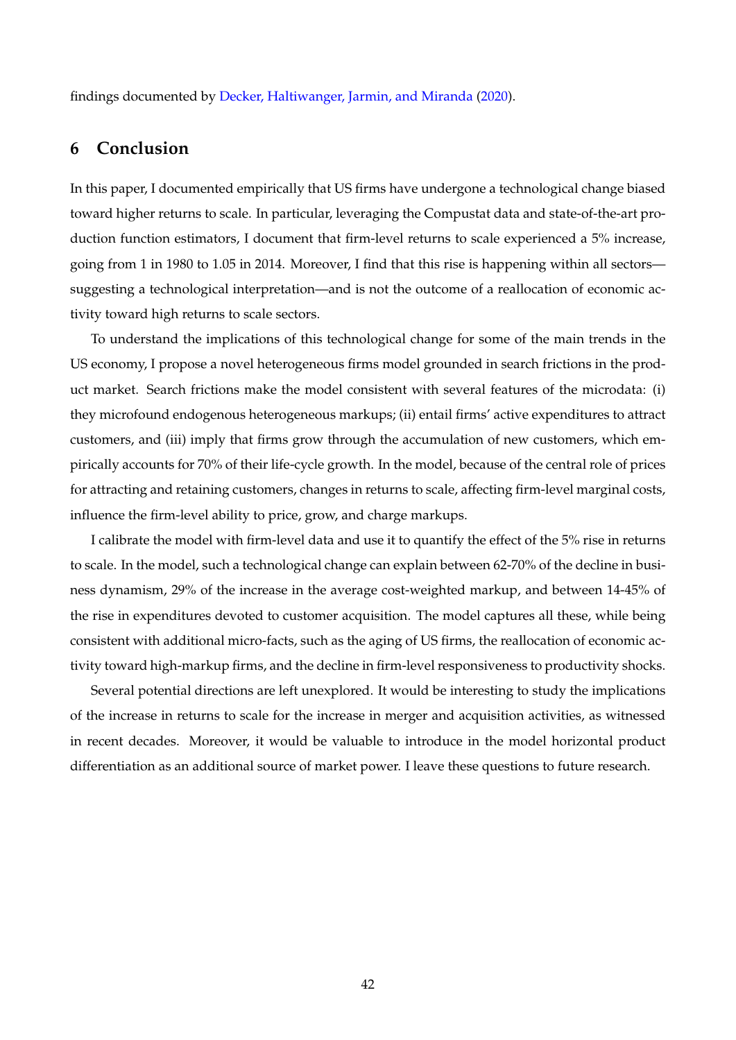findings documented by Decker, Haltiwanger, Jarmin, and Miranda (2020).

## 6 Conclusion

In this paper, I documented empirically that US firms have undergone a technological change biased toward higher returns to scale. In particular, leveraging the Compustat data and state-of-the-art production function estimators, I document that firm-level returns to scale experienced a 5% increase, going from 1 in 1980 to 1.05 in 2014. Moreover, I find that this rise is happening within all sectors—suggesting a technological interpretation—and is not the outcome of a reallocation of economic activity toward high returns to scale sectors.

To understand the implications of this technological change for some of the main trends in the US economy, I propose a novel heterogeneous firms model grounded in search frictions in the product market. Search frictions make the model consistent with several features of the microdata: (i) they microfound endogenous heterogeneous markups; (ii) entail firms' active expenditures to attract customers, and (iii) imply that firms grow through the accumulation of new customers, which empirically accounts for 70% of their life-cycle growth. In the model, because of the central role of prices for attracting and retaining customers, changes in returns to scale, affecting firm-level marginal costs, influence the firm-level ability to price, grow, and charge markups.

I calibrate the model with firm-level data and use it to quantify the effect of the 5% rise in returns to scale. In the model, such a technological change can explain between 62-70% of the decline in business dynamism, 29% of the increase in the average cost-weighted markup, and between 14-45% of the rise in expenditures devoted to customer acquisition. The model captures all these, while being consistent with additional micro-facts, such as the aging of US firms, the reallocation of economic activity toward high-markup firms, and the decline in firm-level responsiveness to productivity shocks.

Several potential directions are left unexplored. It would be interesting to study the implications of the increase in returns to scale for the increase in merger and acquisition activities, as witnessed in recent decades. Moreover, it would be valuable to introduce in the model horizontal product differentiation as an additional source of market power. I leave these questions to future research.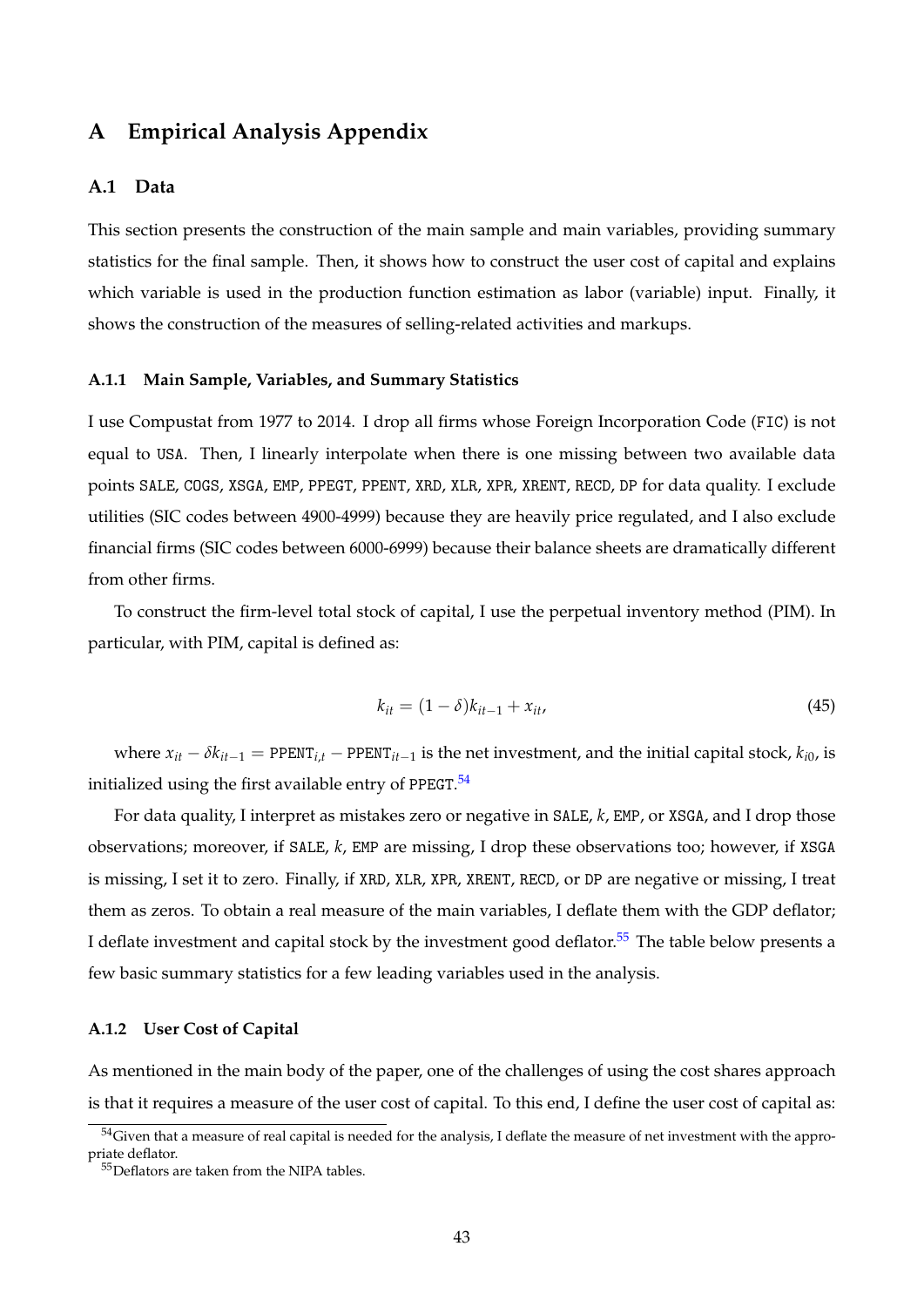# A Empirical Analysis Appendix

## A.1 Data

This section presents the construction of the main sample and main variables, providing summary statistics for the final sample. Then, it shows how to construct the user cost of capital and explains which variable is used in the production function estimation as labor (variable) input. Finally, it shows the construction of the measures of selling-related activities and markups.

### A.1.1 Main Sample, Variables, and Summary Statistics

I use Compustat from 1977 to 2014. I drop all firms whose Foreign Incorporation Code (`FIC`) is not equal to `USA`. Then, I linearly interpolate when there is one missing between two available data points `SALE`, `COGS`, `XSGA`, `EMP`, `PPEGT`, `PPENT`, `XRD`, `XLR`, `XPR`, `XRENT`, `RECD`, `DP` for data quality. I exclude utilities (SIC codes between 4900-4999) because they are heavily price regulated, and I also exclude financial firms (SIC codes between 6000-6999) because their balance sheets are dramatically different from other firms.

To construct the firm-level total stock of capital, I use the perpetual inventory method (PIM). In particular, with PIM, capital is defined as:

$$k_{it} = (1 - \delta)k_{it-1} + x_{it}, \tag{45}$$

where $x_{it} - \delta k_{it-1} = \texttt{PPENT}_{i,t} - \texttt{PPENT}_{it-1}$ is the net investment, and the initial capital stock, $k_{i0}$, is initialized using the first available entry of `PPEGT`.[54]

For data quality, I interpret as mistakes zero or negative in `SALE`, $k$, `EMP`, or `XSGA`, and I drop those observations; moreover, if `SALE`, $k$, `EMP` are missing, I drop these observations too; however, if `XSGA` is missing, I set it to zero. Finally, if `XRD`, `XLR`, `XPR`, `XRENT`, `RECD`, or `DP` are negative or missing, I treat them as zeros. To obtain a real measure of the main variables, I deflate them with the GDP deflator; I deflate investment and capital stock by the investment good deflator.[55] The table below presents a few basic summary statistics for a few leading variables used in the analysis.

### A.1.2 User Cost of Capital

As mentioned in the main body of the paper, one of the challenges of using the cost shares approach is that it requires a measure of the user cost of capital. To this end, I define the user cost of capital as:

---

[54] Given that a measure of real capital is needed for the analysis, I deflate the measure of net investment with the appropriate deflator.

[55] Deflators are taken from the NIPA tables.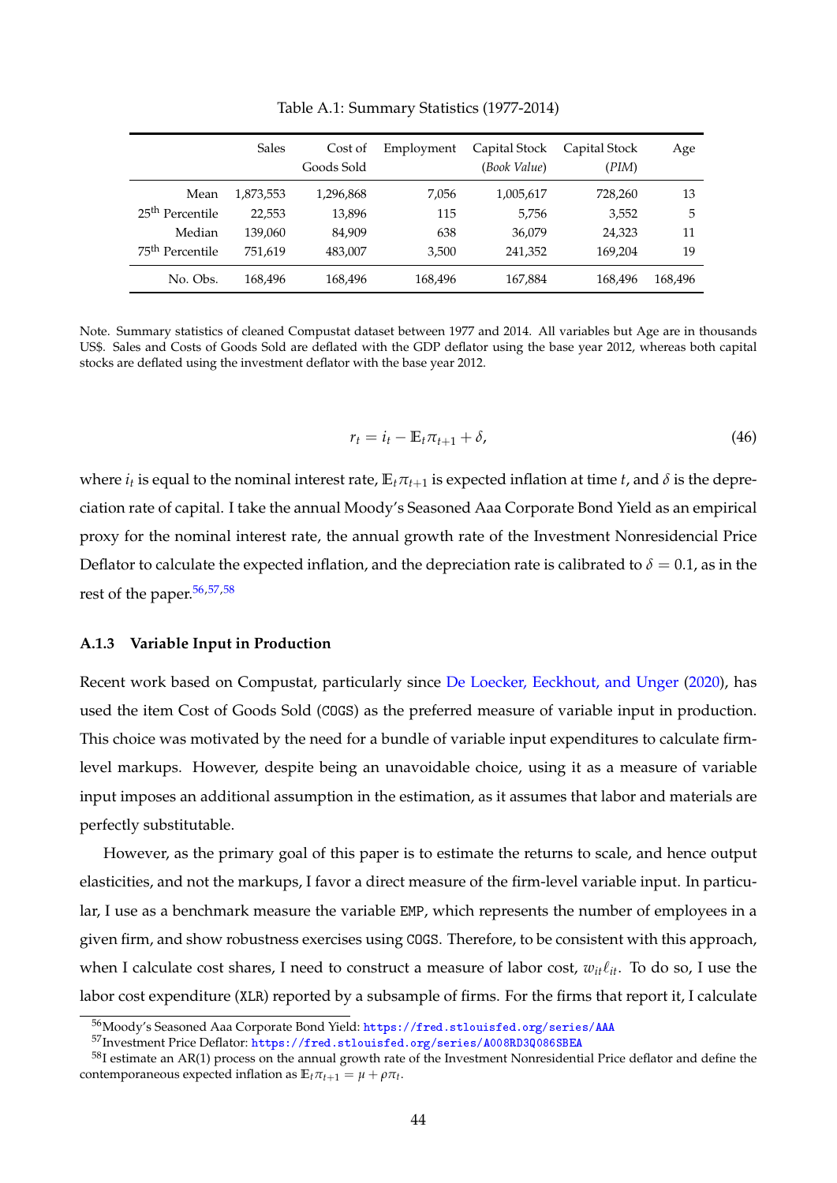Table A.1: Summary Statistics (1977-2014)

| | Sales | Cost of Goods Sold | Employment | Capital Stock (*Book Value*) | Capital Stock (*PIM*) | Age |
|---|---|---|---|---|---|---|
| Mean | 1,873,553 | 1,296,868 | 7,056 | 1,005,617 | 728,260 | 13 |
| 25th Percentile | 22,553 | 13,896 | 115 | 5,756 | 3,552 | 5 |
| Median | 139,060 | 84,909 | 638 | 36,079 | 24,323 | 11 |
| 75th Percentile | 751,619 | 483,007 | 3,500 | 241,352 | 169,204 | 19 |
| No. Obs. | 168,496 | 168,496 | 168,496 | 167,884 | 168,496 | 168,496 |

Note. Summary statistics of cleaned Compustat dataset between 1977 and 2014. All variables but Age are in thousands US$. Sales and Costs of Goods Sold are deflated with the GDP deflator using the base year 2012, whereas both capital stocks are deflated using the investment deflator with the base year 2012.

$$r_t = i_t - \mathbb{E}_t \pi_{t+1} + \delta, \tag{46}$$

where $i_t$ is equal to the nominal interest rate, $\mathbb{E}_t \pi_{t+1}$ is expected inflation at time $t$, and $\delta$ is the depreciation rate of capital. I take the annual Moody's Seasoned Aaa Corporate Bond Yield as an empirical proxy for the nominal interest rate, the annual growth rate of the Investment Nonresidencial Price Deflator to calculate the expected inflation, and the depreciation rate is calibrated to $\delta = 0.1$, as in the rest of the paper.[56,57,58]

### A.1.3 Variable Input in Production

Recent work based on Compustat, particularly since De Loecker, Eeckhout, and Unger (2020), has used the item Cost of Goods Sold (COGS) as the preferred measure of variable input in production. This choice was motivated by the need for a bundle of variable input expenditures to calculate firm-level markups. However, despite being an unavoidable choice, using it as a measure of variable input imposes an additional assumption in the estimation, as it assumes that labor and materials are perfectly substitutable.

However, as the primary goal of this paper is to estimate the returns to scale, and hence output elasticities, and not the markups, I favor a direct measure of the firm-level variable input. In particular, I use as a benchmark measure the variable EMP, which represents the number of employees in a given firm, and show robustness exercises using COGS. Therefore, to be consistent with this approach, when I calculate cost shares, I need to construct a measure of labor cost, $w_{it}\ell_{it}$. To do so, I use the labor cost expenditure (XLR) reported by a subsample of firms. For the firms that report it, I calculate

[56] Moody's Seasoned Aaa Corporate Bond Yield: https://fred.stlouisfed.org/series/AAA

[57] Investment Price Deflator: https://fred.stlouisfed.org/series/A008RD3Q086SBEA

[58] I estimate an AR(1) process on the annual growth rate of the Investment Nonresidencial Price deflator and define the contemporaneous expected inflation as $\mathbb{E}_t \pi_{t+1} = \mu + \rho \pi_t$.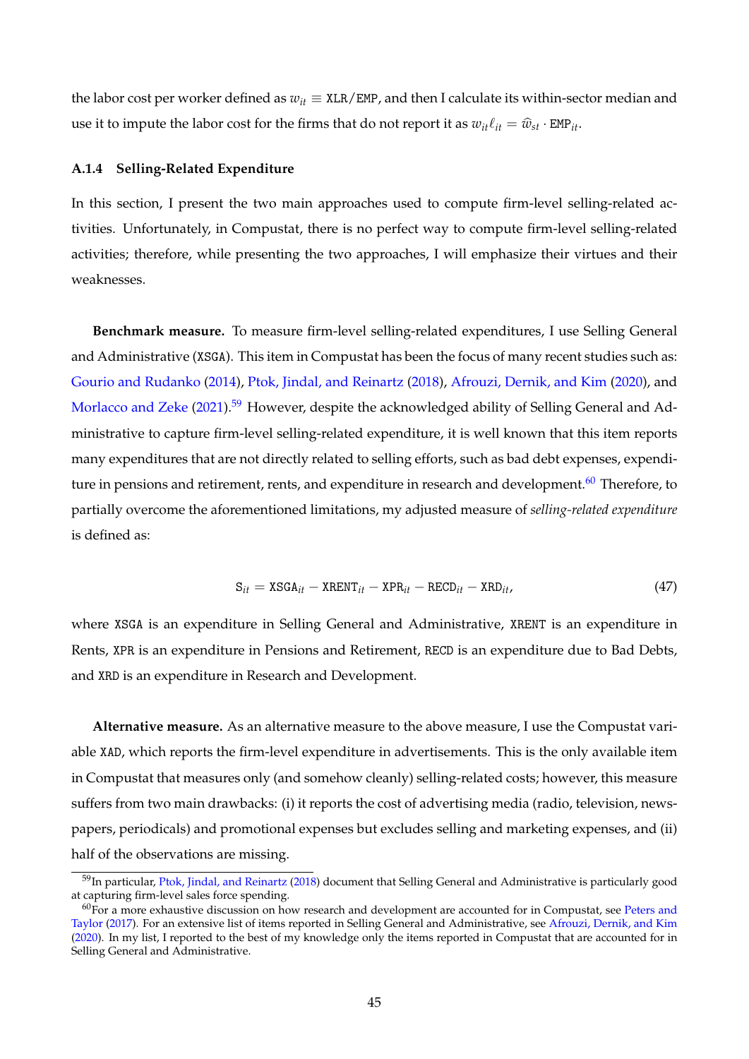the labor cost per worker defined as $w_{it} \equiv \texttt{XLR}/\texttt{EMP}$, and then I calculate its within-sector median and use it to impute the labor cost for the firms that do not report it as $w_{it}\ell_{it} = \widehat{w}_{st} \cdot \texttt{EMP}_{it}$.

### A.1.4 Selling-Related Expenditure

In this section, I present the two main approaches used to compute firm-level selling-related activities. Unfortunately, in Compustat, there is no perfect way to compute firm-level selling-related activities; therefore, while presenting the two approaches, I will emphasize their virtues and their weaknesses.

**Benchmark measure.** To measure firm-level selling-related expenditures, I use Selling General and Administrative (XSGA). This item in Compustat has been the focus of many recent studies such as: Gourio and Rudanko (2014), Ptok, Jindal, and Reinartz (2018), Afrouzi, Dernik, and Kim (2020), and Morlacco and Zeke (2021).[59] However, despite the acknowledged ability of Selling General and Administrative to capture firm-level selling-related expenditure, it is well known that this item reports many expenditures that are not directly related to selling efforts, such as bad debt expenses, expenditure in pensions and retirement, rents, and expenditure in research and development.[60] Therefore, to partially overcome the aforementioned limitations, my adjusted measure of *selling-related expenditure* is defined as:

$$\texttt{S}_{it} = \texttt{XSGA}_{it} - \texttt{XRENT}_{it} - \texttt{XPR}_{it} - \texttt{RECD}_{it} - \texttt{XRD}_{it}, \tag{47}$$

where XSGA is an expenditure in Selling General and Administrative, XRENT is an expenditure in Rents, XPR is an expenditure in Pensions and Retirement, RECD is an expenditure due to Bad Debts, and XRD is an expenditure in Research and Development.

**Alternative measure.** As an alternative measure to the above measure, I use the Compustat variable XAD, which reports the firm-level expenditure in advertisements. This is the only available item in Compustat that measures only (and somehow cleanly) selling-related costs; however, this measure suffers from two main drawbacks: (i) it reports the cost of advertising media (radio, television, newspapers, periodicals) and promotional expenses but excludes selling and marketing expenses, and (ii) half of the observations are missing.

[59] In particular, Ptok, Jindal, and Reinartz (2018) document that Selling General and Administrative is particularly good at capturing firm-level sales force spending.

[60] For a more exhaustive discussion on how research and development are accounted for in Compustat, see Peters and Taylor (2017). For an extensive list of items reported in Selling General and Administrative, see Afrouzi, Dernik, and Kim (2020). In my list, I reported to the best of my knowledge only the items reported in Compustat that are accounted for in Selling General and Administrative.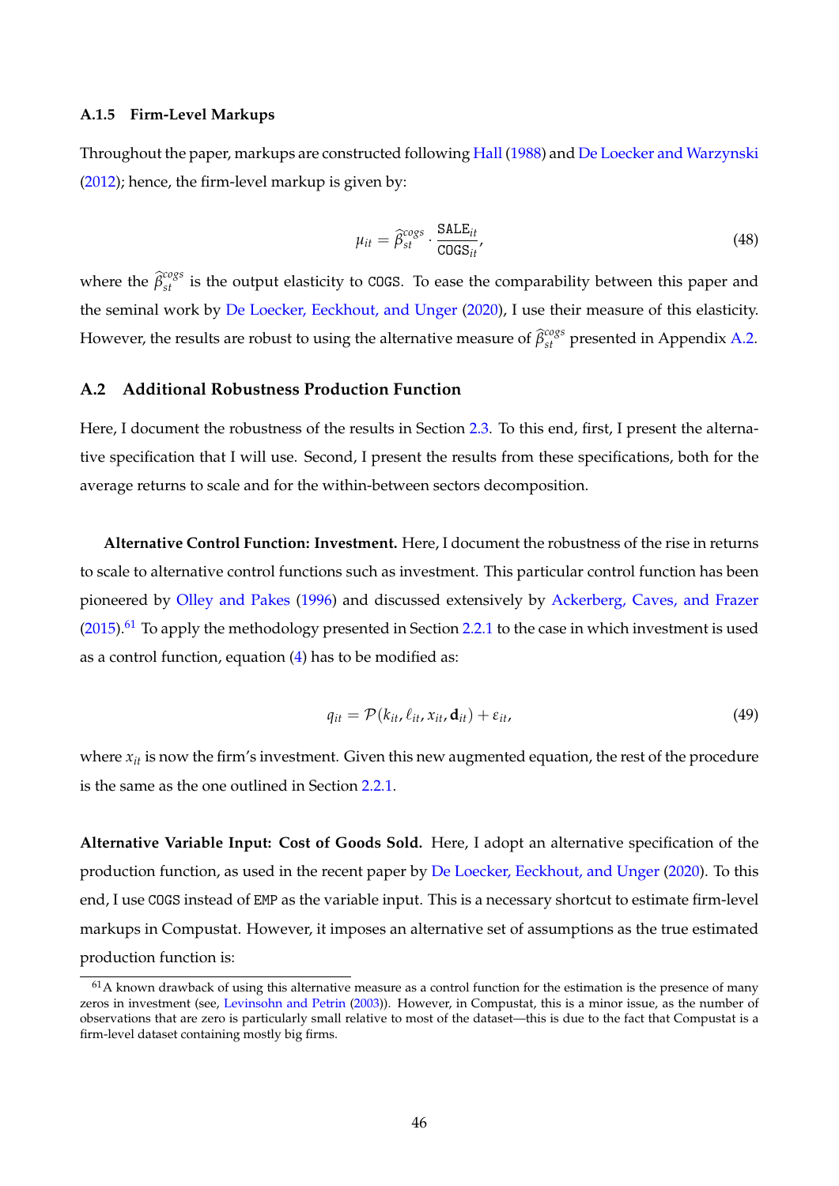### A.1.5 Firm-Level Markups

Throughout the paper, markups are constructed following Hall (1988) and De Loecker and Warzynski (2012); hence, the firm-level markup is given by:

$$\mu_{it} = \widehat{\beta}_{st}^{cogs} \cdot \frac{\texttt{SALE}_{it}}{\texttt{COGS}_{it}}, \tag{48}$$

where the $\widehat{\beta}_{st}^{cogs}$ is the output elasticity to COGS. To ease the comparability between this paper and the seminal work by De Loecker, Eeckhout, and Unger (2020), I use their measure of this elasticity. However, the results are robust to using the alternative measure of $\widehat{\beta}_{st}^{cogs}$ presented in Appendix A.2.

## A.2 Additional Robustness Production Function

Here, I document the robustness of the results in Section 2.3. To this end, first, I present the alternative specification that I will use. Second, I present the results from these specifications, both for the average returns to scale and for the within-between sectors decomposition.

**Alternative Control Function: Investment.** Here, I document the robustness of the rise in returns to scale to alternative control functions such as investment. This particular control function has been pioneered by Olley and Pakes (1996) and discussed extensively by Ackerberg, Caves, and Frazer (2015).[61] To apply the methodology presented in Section 2.2.1 to the case in which investment is used as a control function, equation (4) has to be modified as:

$$q_{it} = \mathcal{P}(k_{it}, \ell_{it}, x_{it}, \mathbf{d}_{it}) + \varepsilon_{it}, \tag{49}$$

where $x_{it}$ is now the firm's investment. Given this new augmented equation, the rest of the procedure is the same as the one outlined in Section 2.2.1.

**Alternative Variable Input: Cost of Goods Sold.** Here, I adopt an alternative specification of the production function, as used in the recent paper by De Loecker, Eeckhout, and Unger (2020). To this end, I use COGS instead of EMP as the variable input. This is a necessary shortcut to estimate firm-level markups in Compustat. However, it imposes an alternative set of assumptions as the true estimated production function is:

[61] A known drawback of using this alternative measure as a control function for the estimation is the presence of many zeros in investment (see, Levinsohn and Petrin (2003)). However, in Compustat, this is a minor issue, as the number of observations that are zero is particularly small relative to most of the dataset—this is due to the fact that Compustat is a firm-level dataset containing mostly big firms.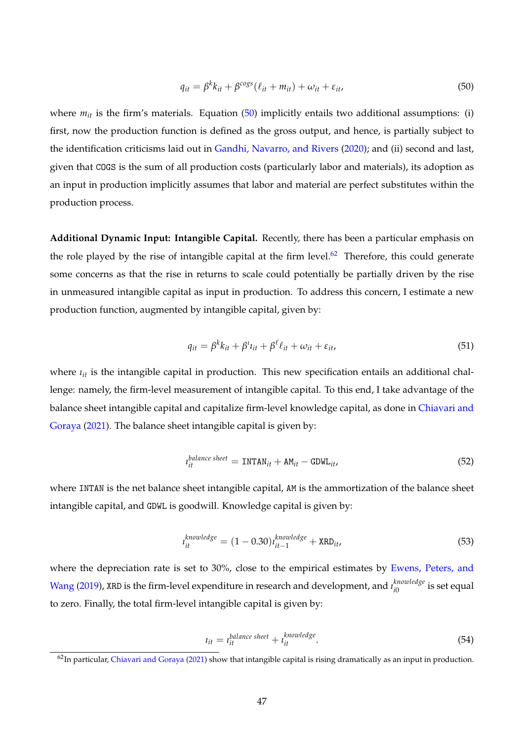$$q_{it} = \beta^k k_{it} + \beta^{cogs}(\ell_{it} + m_{it}) + \omega_{it} + \varepsilon_{it}, \tag{50}$$

where $m_{it}$ is the firm's materials. Equation (50) implicitly entails two additional assumptions: (i) first, now the production function is defined as the gross output, and hence, is partially subject to the identification criticisms laid out in Gandhi, Navarro, and Rivers (2020); and (ii) second and last, given that `COGS` is the sum of all production costs (particularly labor and materials), its adoption as an input in production implicitly assumes that labor and material are perfect substitutes within the production process.

**Additional Dynamic Input: Intangible Capital.** Recently, there has been a particular emphasis on the role played by the rise of intangible capital at the firm level.[62] Therefore, this could generate some concerns as that the rise in returns to scale could potentially be partially driven by the rise in unmeasured intangible capital as input in production. To address this concern, I estimate a new production function, augmented by intangible capital, given by:

$$q_{it} = \beta^k k_{it} + \beta^{\imath} \imath_{it} + \beta^{\ell} \ell_{it} + \omega_{it} + \varepsilon_{it}, \tag{51}$$

where $\imath_{it}$ is the intangible capital in production. This new specification entails an additional challenge: namely, the firm-level measurement of intangible capital. To this end, I take advantage of the balance sheet intangible capital and capitalize firm-level knowledge capital, as done in Chiavari and Goraya (2021). The balance sheet intangible capital is given by:

$$\imath_{it}^{balance\ sheet} = \texttt{INTAN}_{it} + \texttt{AM}_{it} - \texttt{GDWL}_{it}, \tag{52}$$

where `INTAN` is the net balance sheet intangible capital, `AM` is the ammortization of the balance sheet intangible capital, and `GDWL` is goodwill. Knowledge capital is given by:

$$\imath_{it}^{knowledge} = (1 - 0.30)\imath_{it-1}^{knowledge} + \texttt{XRD}_{it}, \tag{53}$$

where the depreciation rate is set to 30%, close to the empirical estimates by Ewens, Peters, and Wang (2019), `XRD` is the firm-level expenditure in research and development, and $\imath_{i0}^{knowledge}$ is set equal to zero. Finally, the total firm-level intangible capital is given by:

$$\imath_{it} = \imath_{it}^{balance\ sheet} + \imath_{it}^{knowledge}. \tag{54}$$

[62] In particular, Chiavari and Goraya (2021) show that intangible capital is rising dramatically as an input in production.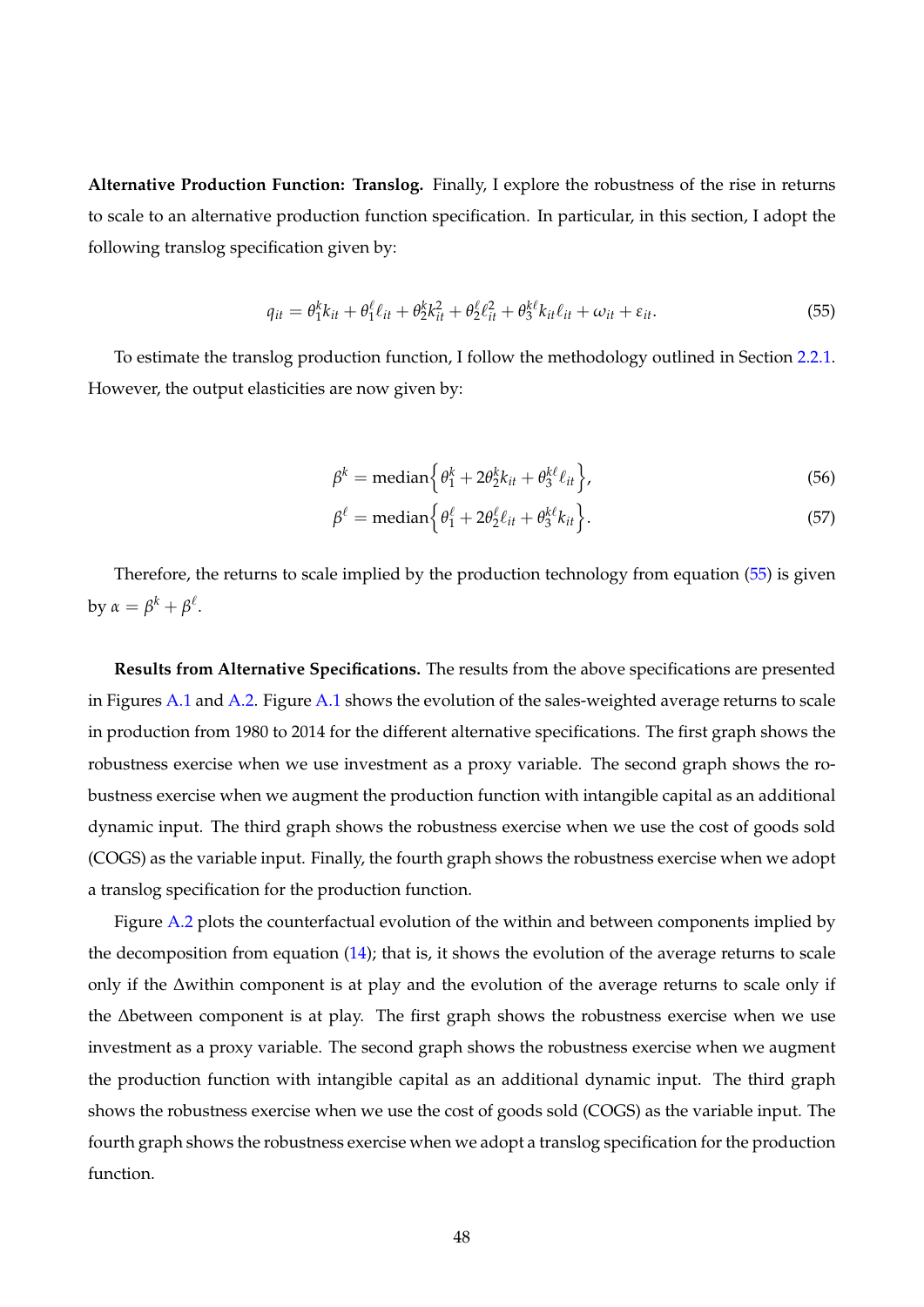**Alternative Production Function: Translog.** Finally, I explore the robustness of the rise in returns to scale to an alternative production function specification. In particular, in this section, I adopt the following translog specification given by:

$$q_{it} = \theta_1^k k_{it} + \theta_1^\ell \ell_{it} + \theta_2^k k_{it}^2 + \theta_2^\ell \ell_{it}^2 + \theta_3^{k\ell} k_{it} \ell_{it} + \omega_{it} + \varepsilon_{it}. \tag{55}$$

To estimate the translog production function, I follow the methodology outlined in Section 2.2.1. However, the output elasticities are now given by:

$$\beta^k = \text{median}\Big\{ \theta_1^k + 2\theta_2^k k_{it} + \theta_3^{k\ell} \ell_{it} \Big\}, \tag{56}$$

$$\beta^\ell = \text{median}\Big\{ \theta_1^\ell + 2\theta_2^\ell \ell_{it} + \theta_3^{k\ell} k_{it} \Big\}. \tag{57}$$

Therefore, the returns to scale implied by the production technology from equation (55) is given by $\alpha = \beta^k + \beta^\ell$.

**Results from Alternative Specifications.** The results from the above specifications are presented in Figures A.1 and A.2. Figure A.1 shows the evolution of the sales-weighted average returns to scale in production from 1980 to 2014 for the different alternative specifications. The first graph shows the robustness exercise when we use investment as a proxy variable. The second graph shows the robustness exercise when we augment the production function with intangible capital as an additional dynamic input. The third graph shows the robustness exercise when we use the cost of goods sold (COGS) as the variable input. Finally, the fourth graph shows the robustness exercise when we adopt a translog specification for the production function.

Figure A.2 plots the counterfactual evolution of the within and between components implied by the decomposition from equation (14); that is, it shows the evolution of the average returns to scale only if the $\Delta$within component is at play and the evolution of the average returns to scale only if the $\Delta$between component is at play. The first graph shows the robustness exercise when we use investment as a proxy variable. The second graph shows the robustness exercise when we augment the production function with intangible capital as an additional dynamic input. The third graph shows the robustness exercise when we use the cost of goods sold (COGS) as the variable input. The fourth graph shows the robustness exercise when we adopt a translog specification for the production function.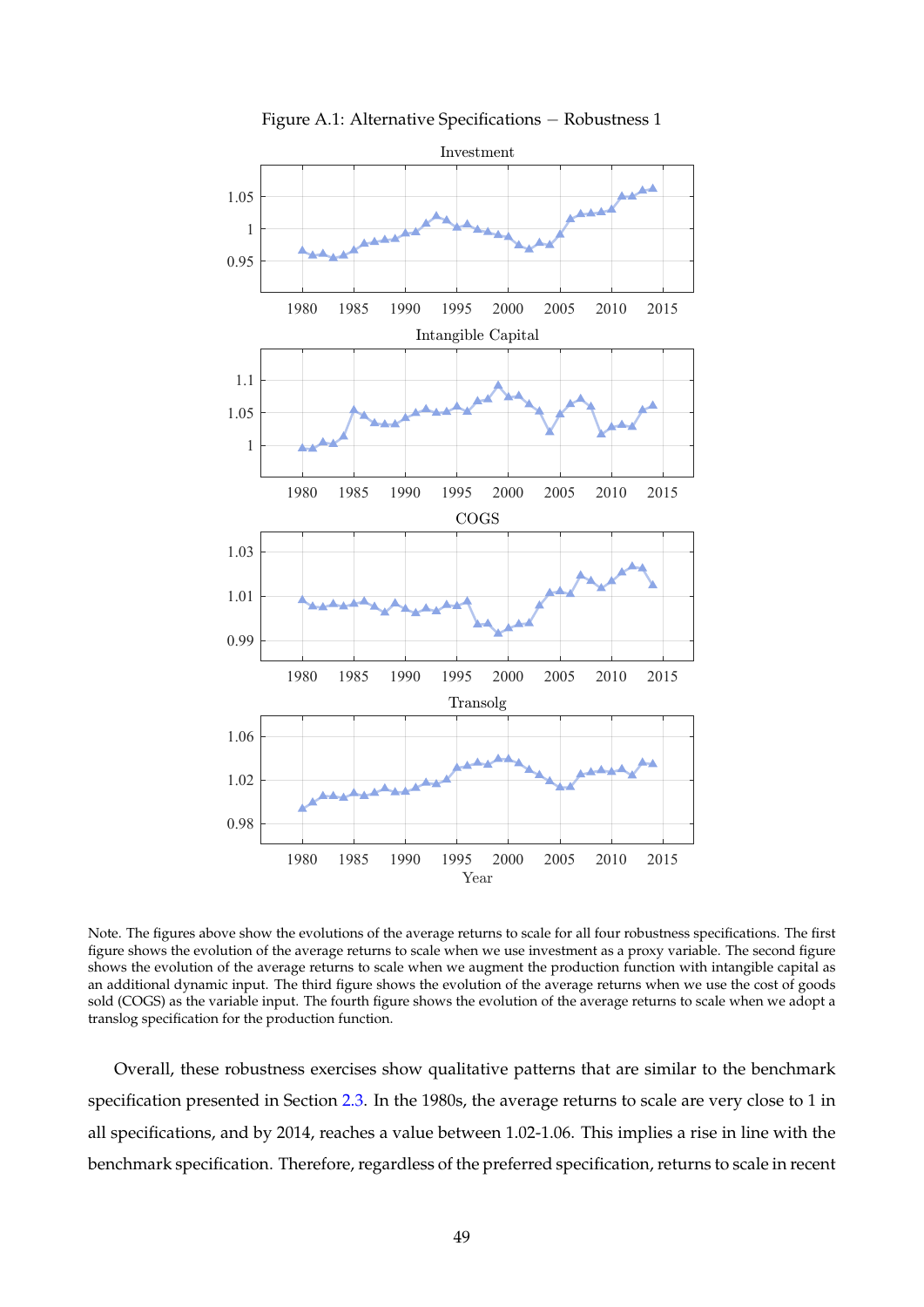Figure A.1: Alternative Specifications − Robustness 1

Note. The figures above show the evolutions of the average returns to scale for all four robustness specifications. The first figure shows the evolution of the average returns to scale when we use investment as a proxy variable. The second figure shows the evolution of the average returns to scale when we augment the production function with intangible capital as an additional dynamic input. The third figure shows the evolution of the average returns when we use the cost of goods sold (COGS) as the variable input. The fourth figure shows the evolution of the average returns to scale when we adopt a translog specification for the production function.

Overall, these robustness exercises show qualitative patterns that are similar to the benchmark specification presented in Section 2.3. In the 1980s, the average returns to scale are very close to 1 in all specifications, and by 2014, reaches a value between 1.02-1.06. This implies a rise in line with the benchmark specification. Therefore, regardless of the preferred specification, returns to scale in recent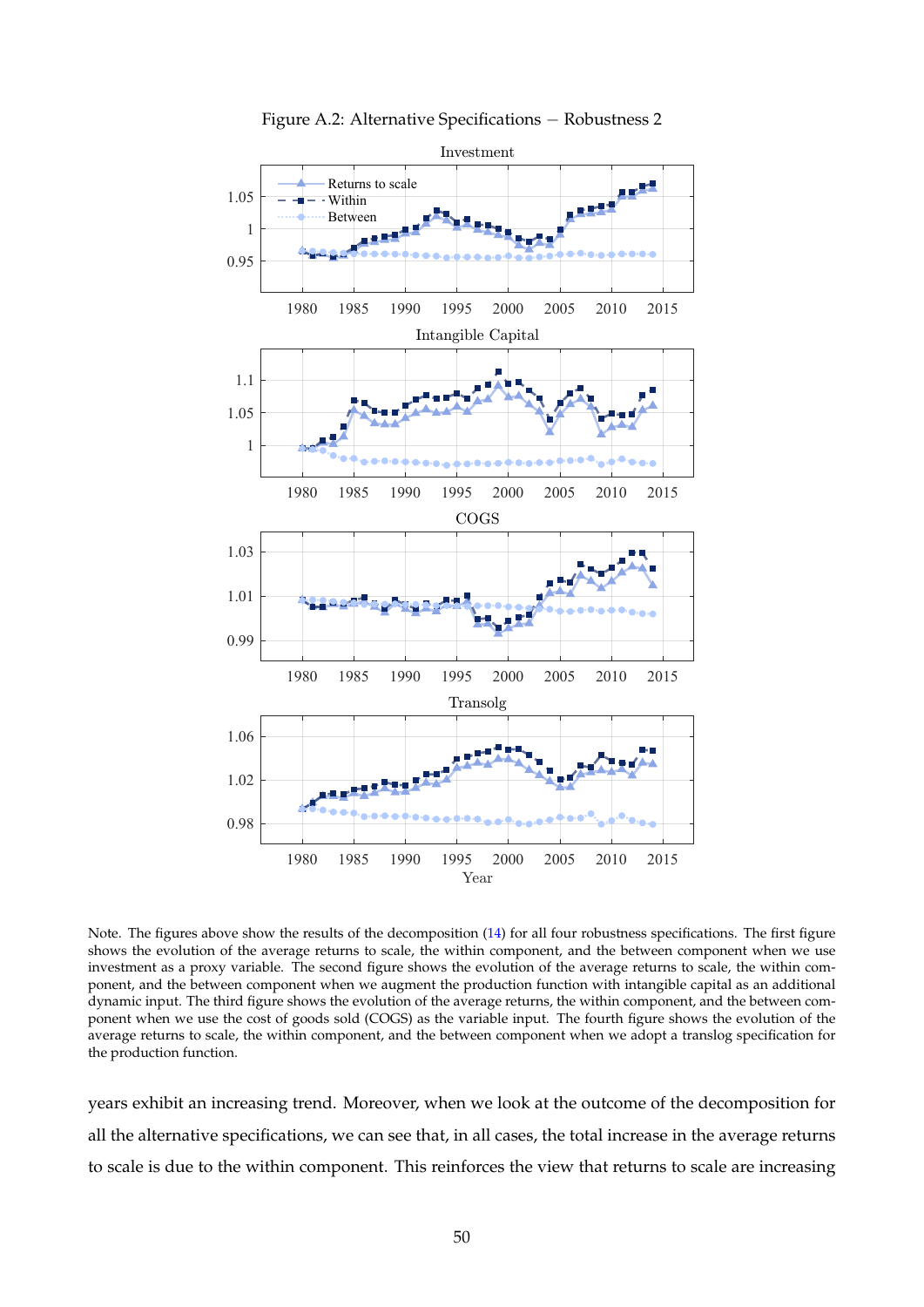Figure A.2: Alternative Specifications − Robustness 2

Note. The figures above show the results of the decomposition (14) for all four robustness specifications. The first figure shows the evolution of the average returns to scale, the within component, and the between component when we use investment as a proxy variable. The second figure shows the evolution of the average returns to scale, the within component, and the between component when we augment the production function with intangible capital as an additional dynamic input. The third figure shows the evolution of the average returns, the within component, and the between component when we use the cost of goods sold (COGS) as the variable input. The fourth figure shows the evolution of the average returns to scale, the within component, and the between component when we adopt a translog specification for the production function.

years exhibit an increasing trend. Moreover, when we look at the outcome of the decomposition for all the alternative specifications, we can see that, in all cases, the total increase in the average returns to scale is due to the within component. This reinforces the view that returns to scale are increasing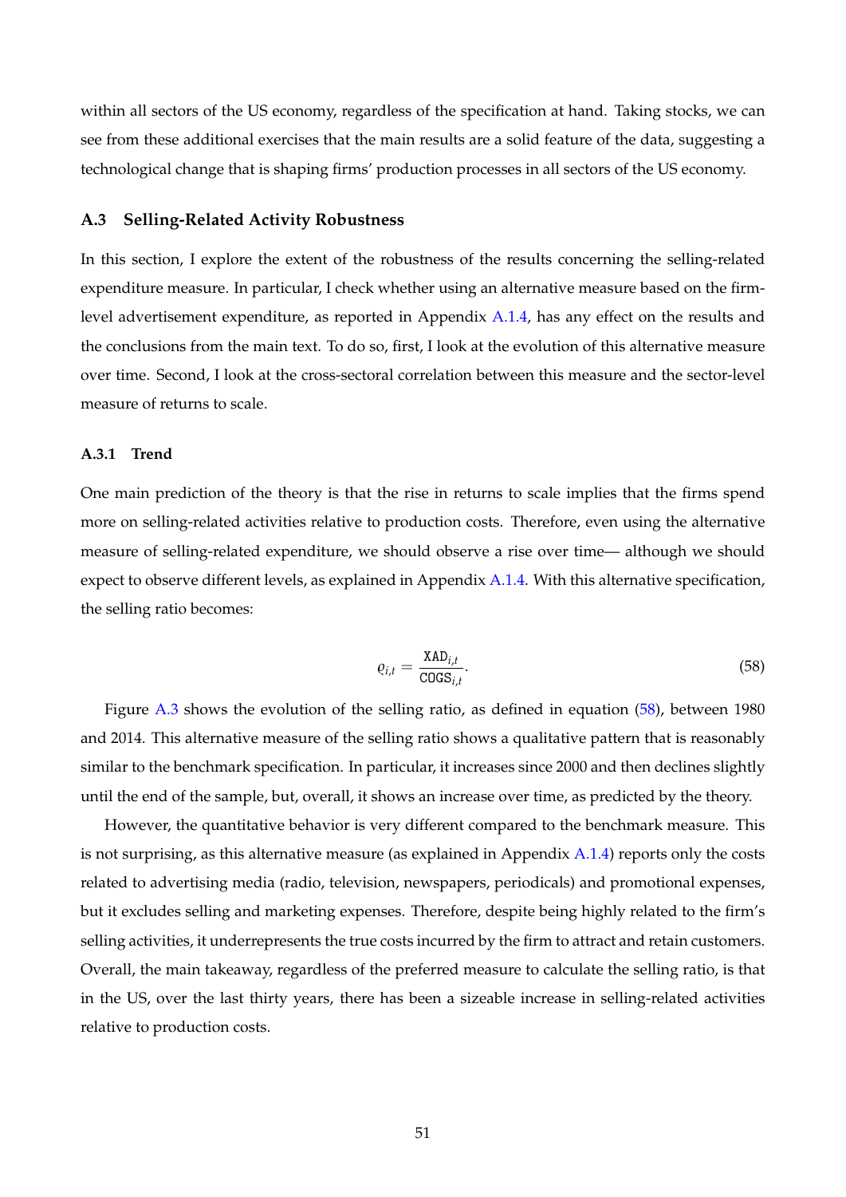within all sectors of the US economy, regardless of the specification at hand. Taking stocks, we can see from these additional exercises that the main results are a solid feature of the data, suggesting a technological change that is shaping firms' production processes in all sectors of the US economy.

## A.3 Selling-Related Activity Robustness

In this section, I explore the extent of the robustness of the results concerning the selling-related expenditure measure. In particular, I check whether using an alternative measure based on the firm-level advertisement expenditure, as reported in Appendix A.1.4, has any effect on the results and the conclusions from the main text. To do so, first, I look at the evolution of this alternative measure over time. Second, I look at the cross-sectoral correlation between this measure and the sector-level measure of returns to scale.

### A.3.1 Trend

One main prediction of the theory is that the rise in returns to scale implies that the firms spend more on selling-related activities relative to production costs. Therefore, even using the alternative measure of selling-related expenditure, we should observe a rise over time— although we should expect to observe different levels, as explained in Appendix A.1.4. With this alternative specification, the selling ratio becomes:

$$\varrho_{i,t} = \frac{\mathtt{XAD}_{i,t}}{\mathtt{COGS}_{i,t}}. \tag{58}$$

Figure A.3 shows the evolution of the selling ratio, as defined in equation (58), between 1980 and 2014. This alternative measure of the selling ratio shows a qualitative pattern that is reasonably similar to the benchmark specification. In particular, it increases since 2000 and then declines slightly until the end of the sample, but, overall, it shows an increase over time, as predicted by the theory.

However, the quantitative behavior is very different compared to the benchmark measure. This is not surprising, as this alternative measure (as explained in Appendix A.1.4) reports only the costs related to advertising media (radio, television, newspapers, periodicals) and promotional expenses, but it excludes selling and marketing expenses. Therefore, despite being highly related to the firm's selling activities, it underrepresents the true costs incurred by the firm to attract and retain customers. Overall, the main takeaway, regardless of the preferred measure to calculate the selling ratio, is that in the US, over the last thirty years, there has been a sizeable increase in selling-related activities relative to production costs.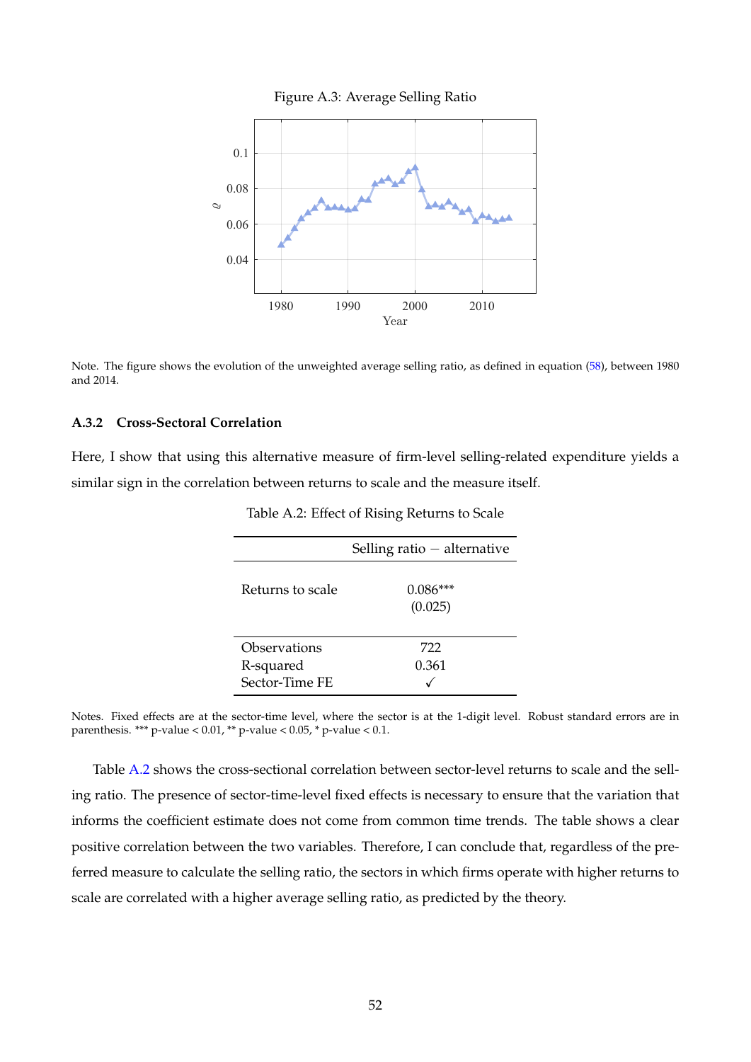Figure A.3: Average Selling Ratio

Note. The figure shows the evolution of the unweighted average selling ratio, as defined in equation (58), between 1980 and 2014.

### A.3.2 Cross-Sectoral Correlation

Here, I show that using this alternative measure of firm-level selling-related expenditure yields a similar sign in the correlation between returns to scale and the measure itself.

Table A.2: Effect of Rising Returns to Scale

| | Selling ratio − alternative |
|---|---|
| Returns to scale | 0.086*** |
| | (0.025) |
| Observations | 722 |
| R-squared | 0.361 |
| Sector-Time FE | ✓ |

Notes. Fixed effects are at the sector-time level, where the sector is at the 1-digit level. Robust standard errors are in parenthesis. *** p-value < 0.01, ** p-value < 0.05, * p-value < 0.1.

Table A.2 shows the cross-sectional correlation between sector-level returns to scale and the selling ratio. The presence of sector-time-level fixed effects is necessary to ensure that the variation that informs the coefficient estimate does not come from common time trends. The table shows a clear positive correlation between the two variables. Therefore, I can conclude that, regardless of the preferred measure to calculate the selling ratio, the sectors in which firms operate with higher returns to scale are correlated with a higher average selling ratio, as predicted by the theory.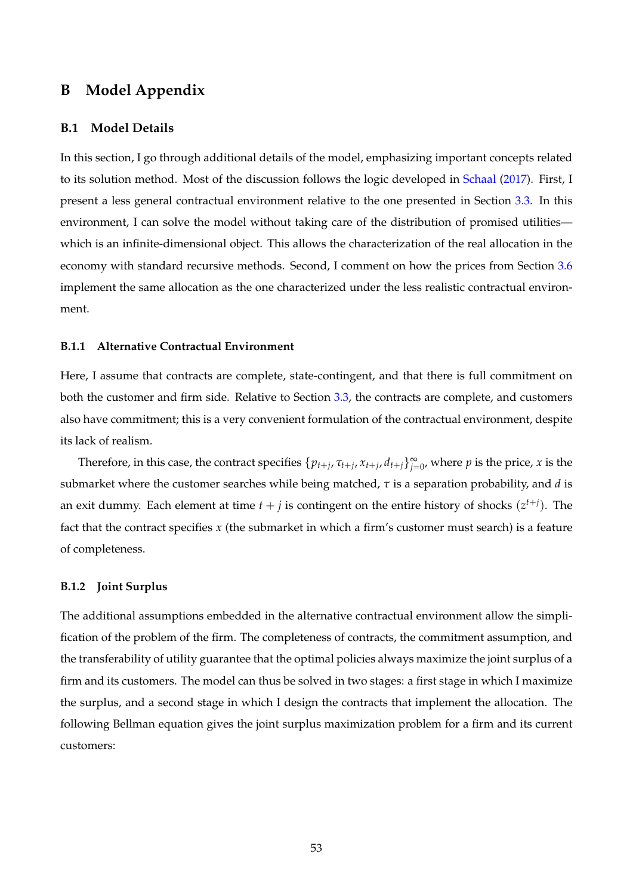# B Model Appendix

## B.1 Model Details

In this section, I go through additional details of the model, emphasizing important concepts related to its solution method. Most of the discussion follows the logic developed in Schaal (2017). First, I present a less general contractual environment relative to the one presented in Section 3.3. In this environment, I can solve the model without taking care of the distribution of promised utilities—which is an infinite-dimensional object. This allows the characterization of the real allocation in the economy with standard recursive methods. Second, I comment on how the prices from Section 3.6 implement the same allocation as the one characterized under the less realistic contractual environment.

### B.1.1 Alternative Contractual Environment

Here, I assume that contracts are complete, state-contingent, and that there is full commitment on both the customer and firm side. Relative to Section 3.3, the contracts are complete, and customers also have commitment; this is a very convenient formulation of the contractual environment, despite its lack of realism.

Therefore, in this case, the contract specifies $\{p_{t+j}, \tau_{t+j}, x_{t+j}, d_{t+j}\}_{j=0}^{\infty}$, where $p$ is the price, $x$ is the submarket where the customer searches while being matched, $\tau$ is a separation probability, and $d$ is an exit dummy. Each element at time $t + j$ is contingent on the entire history of shocks $(z^{t+j})$. The fact that the contract specifies $x$ (the submarket in which a firm's customer must search) is a feature of completeness.

### B.1.2 Joint Surplus

The additional assumptions embedded in the alternative contractual environment allow the simplification of the problem of the firm. The completeness of contracts, the commitment assumption, and the transferability of utility guarantee that the optimal policies always maximize the joint surplus of a firm and its customers. The model can thus be solved in two stages: a first stage in which I maximize the surplus, and a second stage in which I design the contracts that implement the allocation. The following Bellman equation gives the joint surplus maximization problem for a firm and its current customers: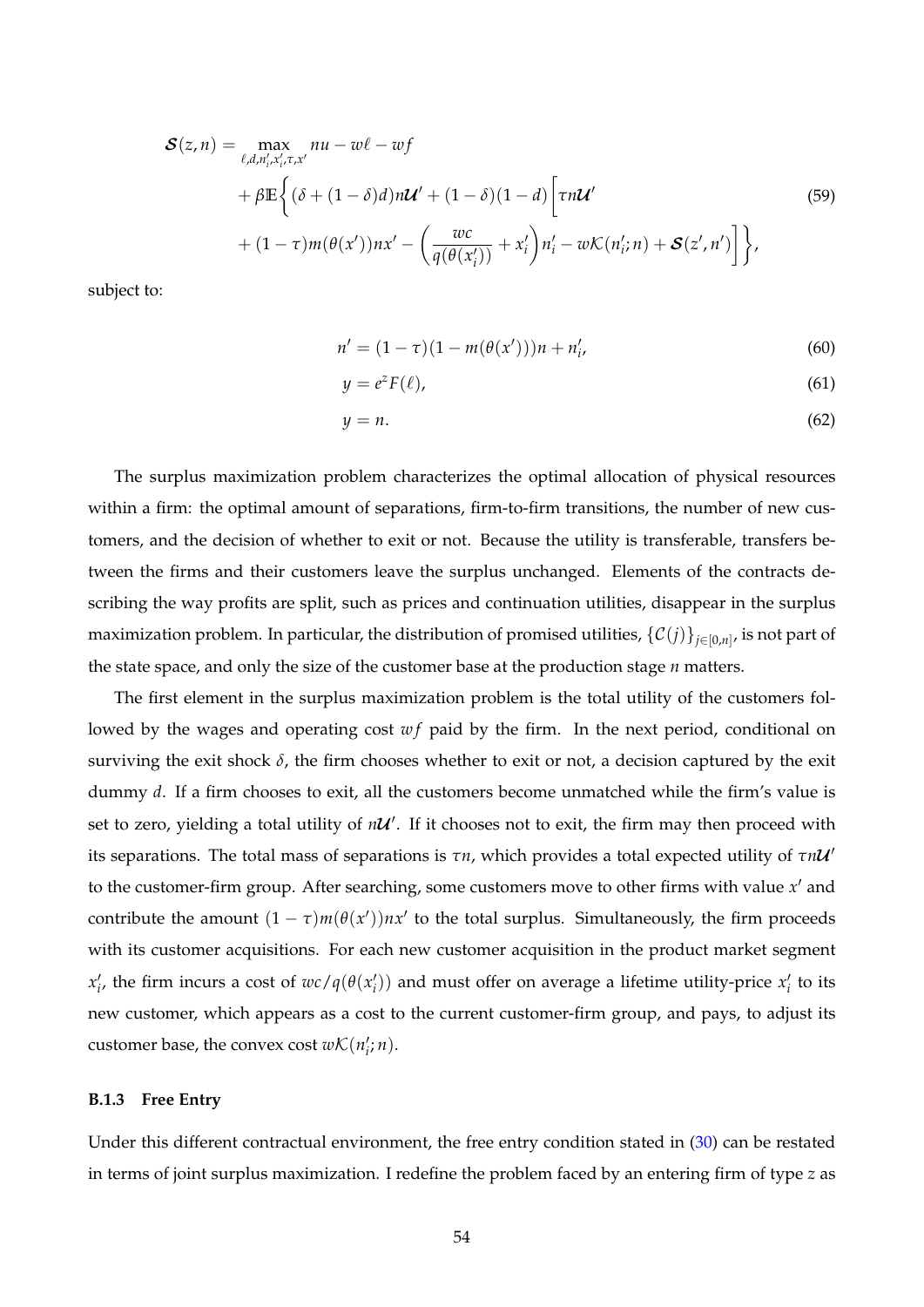$$
\begin{aligned}
\boldsymbol{\mathcal{S}}(z,n) = \max_{\ell,d,n_i',x_i',\tau,x'} \; & nu - w\ell - wf \\
& + \beta \mathbb{E}\bigg\{ (\delta + (1-\delta)d) n\boldsymbol{\mathcal{U}}' + (1-\delta)(1-d)\bigg[ \tau n \boldsymbol{\mathcal{U}}' \\
& + (1-\tau) m(\theta(x')) n x' - \left( \frac{wc}{q(\theta(x_i'))} + x_i' \right) n_i' - w\mathcal{K}(n_i';n) + \boldsymbol{\mathcal{S}}(z',n') \bigg] \bigg\},
\end{aligned} \tag{59}
$$

subject to:

$$
n' = (1-\tau)(1 - m(\theta(x')))n + n_i', \tag{60}
$$

$$
y = e^z F(\ell), \tag{61}
$$

$$
y = n. \tag{62}
$$

The surplus maximization problem characterizes the optimal allocation of physical resources within a firm: the optimal amount of separations, firm-to-firm transitions, the number of new customers, and the decision of whether to exit or not. Because the utility is transferable, transfers between the firms and their customers leave the surplus unchanged. Elements of the contracts describing the way profits are split, such as prices and continuation utilities, disappear in the surplus maximization problem. In particular, the distribution of promised utilities, $\{\mathcal{C}(j)\}_{j\in[0,n]}$, is not part of the state space, and only the size of the customer base at the production stage $n$ matters.

The first element in the surplus maximization problem is the total utility of the customers followed by the wages and operating cost $wf$ paid by the firm. In the next period, conditional on surviving the exit shock $\delta$, the firm chooses whether to exit or not, a decision captured by the exit dummy $d$. If a firm chooses to exit, all the customers become unmatched while the firm's value is set to zero, yielding a total utility of $n\boldsymbol{\mathcal{U}}'$. If it chooses not to exit, the firm may then proceed with its separations. The total mass of separations is $\tau n$, which provides a total expected utility of $\tau n \boldsymbol{\mathcal{U}}'$ to the customer-firm group. After searching, some customers move to other firms with value $x'$ and contribute the amount $(1-\tau)m(\theta(x'))nx'$ to the total surplus. Simultaneously, the firm proceeds with its customer acquisitions. For each new customer acquisition in the product market segment $x_i'$, the firm incurs a cost of $wc/q(\theta(x_i'))$ and must offer on average a lifetime utility-price $x_i'$ to its new customer, which appears as a cost to the current customer-firm group, and pays, to adjust its customer base, the convex cost $w\mathcal{K}(n_i';n)$.

### B.1.3 Free Entry

Under this different contractual environment, the free entry condition stated in (30) can be restated in terms of joint surplus maximization. I redefine the problem faced by an entering firm of type $z$ as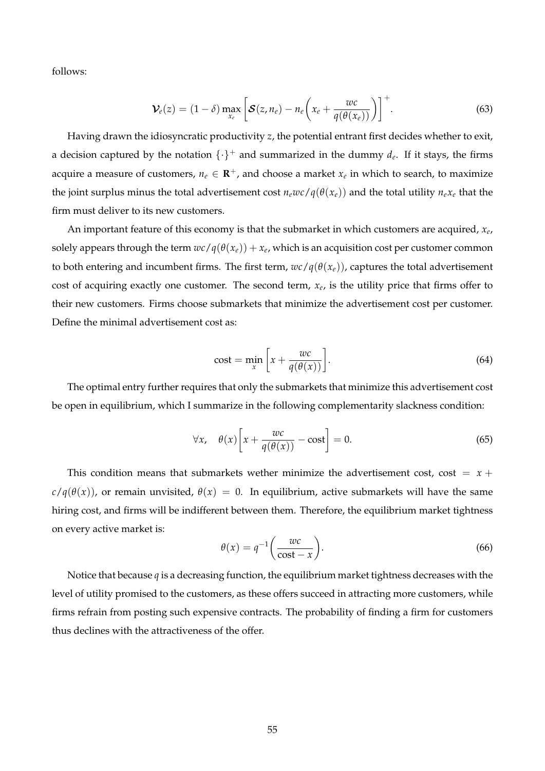follows:

$$\boldsymbol{\mathcal{V}}_e(z) = (1-\delta) \max_{x_e} \left[ \boldsymbol{\mathcal{S}}(z, n_e) - n_e \left( x_e + \frac{wc}{q(\theta(x_e))} \right) \right]^+. \tag{63}$$

Having drawn the idiosyncratic productivity $z$, the potential entrant first decides whether to exit, a decision captured by the notation $\{\cdot\}^+$ and summarized in the dummy $d_e$. If it stays, the firms acquire a measure of customers, $n_e \in \mathbf{R}^+$, and choose a market $x_e$ in which to search, to maximize the joint surplus minus the total advertisement cost $n_e wc/q(\theta(x_e))$ and the total utility $n_e x_e$ that the firm must deliver to its new customers.

An important feature of this economy is that the submarket in which customers are acquired, $x_e$, solely appears through the term $wc/q(\theta(x_e)) + x_e$, which is an acquisition cost per customer common to both entering and incumbent firms. The first term, $wc/q(\theta(x_e))$, captures the total advertisement cost of acquiring exactly one customer. The second term, $x_e$, is the utility price that firms offer to their new customers. Firms choose submarkets that minimize the advertisement cost per customer. Define the minimal advertisement cost as:

$$\text{cost} = \min_x \left[ x + \frac{wc}{q(\theta(x))} \right]. \tag{64}$$

The optimal entry further requires that only the submarkets that minimize this advertisement cost be open in equilibrium, which I summarize in the following complementarity slackness condition:

$$\forall x, \quad \theta(x) \left[ x + \frac{wc}{q(\theta(x))} - \text{cost} \right] = 0. \tag{65}$$

This condition means that submarkets wether minimize the advertisement cost, cost $= x + c/q(\theta(x))$, or remain unvisited, $\theta(x) = 0$. In equilibrium, active submarkets will have the same hiring cost, and firms will be indifferent between them. Therefore, the equilibrium market tightness on every active market is:

$$\theta(x) = q^{-1}\left( \frac{wc}{\text{cost} - x} \right). \tag{66}$$

Notice that because $q$ is a decreasing function, the equilibrium market tightness decreases with the level of utility promised to the customers, as these offers succeed in attracting more customers, while firms refrain from posting such expensive contracts. The probability of finding a firm for customers thus declines with the attractiveness of the offer.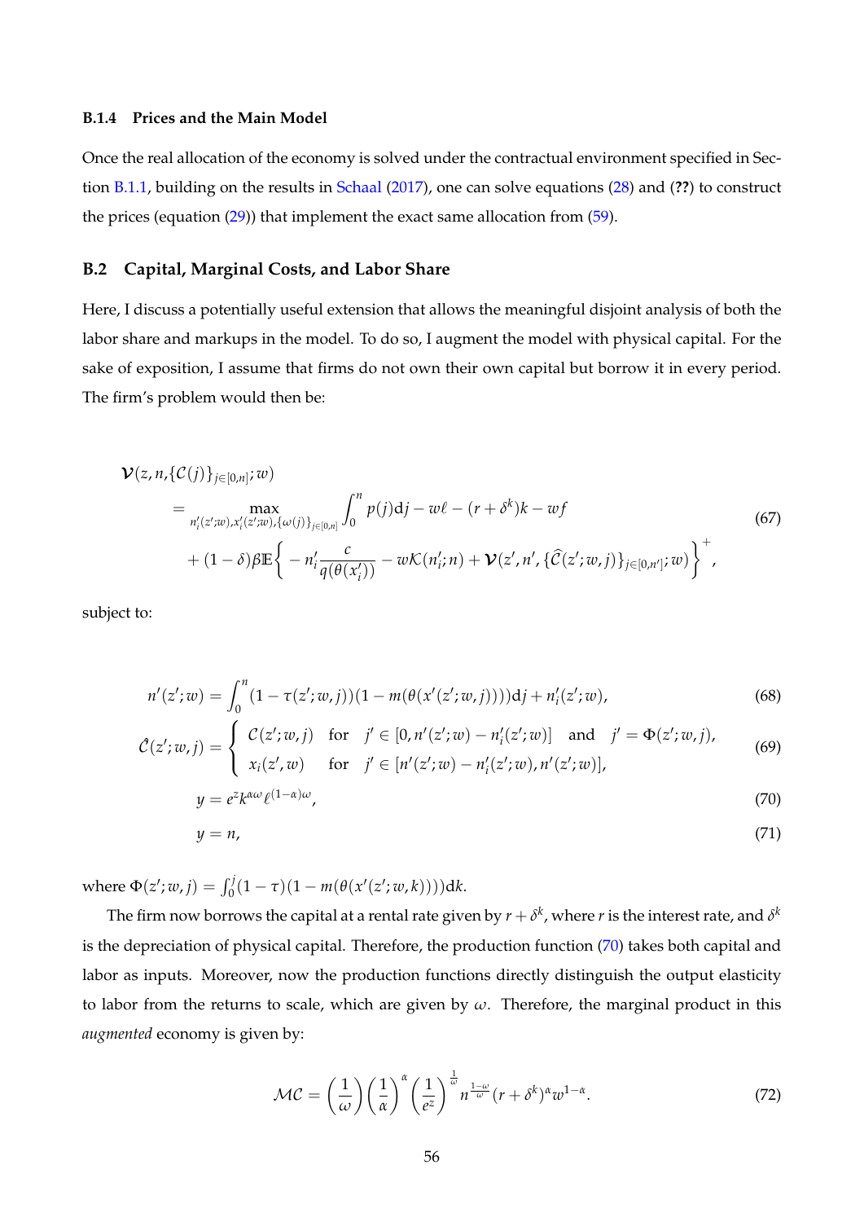#### B.1.4 Prices and the Main Model

Once the real allocation of the economy is solved under the contractual environment specified in Section B.1.1, building on the results in Schaal (2017), one can solve equations (28) and (**??**) to construct the prices (equation (29)) that implement the exact same allocation from (59).

### B.2 Capital, Marginal Costs, and Labor Share

Here, I discuss a potentially useful extension that allows the meaningful disjoint analysis of both the labor share and markups in the model. To do so, I augment the model with physical capital. For the sake of exposition, I assume that firms do not own their own capital but borrow it in every period. The firm's problem would then be:

$$
\begin{aligned}
&\boldsymbol{\mathcal{V}}(z,n,\{\mathcal{C}(j)\}_{j\in[0,n]};w) \\
&\quad = \max_{n_i'(z';w),x_i'(z';w),\{\omega(j)\}_{j\in[0,n]}} \int_0^n p(j)\mathrm{d}j - w\ell - (r+\delta^k)k - wf \\
&\quad + (1-\delta)\beta\mathbb{E}\bigg\{ - n_i'\frac{c}{q(\theta(x_i'))} - w\mathcal{K}(n_i';n) + \boldsymbol{\mathcal{V}}(z',n',\{\widehat{\mathcal{C}}(z';w,j)\}_{j\in[0,n']};w)\bigg\}^+,
\end{aligned} \tag{67}
$$

subject to:

$$
n'(z';w) = \int_0^n (1-\tau(z';w,j))(1-m(\theta(x'(z';w,j))))\mathrm{d}j + n_i'(z';w), \tag{68}
$$

$$
\hat{\mathcal{C}}(z';w,j) = \begin{cases} \mathcal{C}(z';w,j) & \text{for} \quad j' \in [0, n'(z';w) - n_i'(z';w)] \quad \text{and} \quad j' = \Phi(z';w,j), \\ x_i(z',w) & \text{for} \quad j' \in [n'(z';w) - n_i'(z';w), n'(z';w)], \end{cases} \tag{69}
$$

$$
y = e^z k^{\alpha\omega} \ell^{(1-\alpha)\omega}, \tag{70}
$$

$$
y = n, \tag{71}
$$

where $\Phi(z';w,j) = \int_0^j (1-\tau)(1-m(\theta(x'(z';w,k))))\mathrm{d}k$.

The firm now borrows the capital at a rental rate given by $r+\delta^k$, where $r$ is the interest rate, and $\delta^k$ is the depreciation of physical capital. Therefore, the production function (70) takes both capital and labor as inputs. Moreover, now the production functions directly distinguish the output elasticity to labor from the returns to scale, which are given by $\omega$. Therefore, the marginal product in this *augmented* economy is given by:

$$
\mathcal{MC} = \left(\frac{1}{\omega}\right)\left(\frac{1}{\alpha}\right)^{\alpha}\left(\frac{1}{e^z}\right)^{\frac{1}{\omega}} n^{\frac{1-\omega}{\omega}} (r+\delta^k)^{\alpha} w^{1-\alpha}. \tag{72}
$$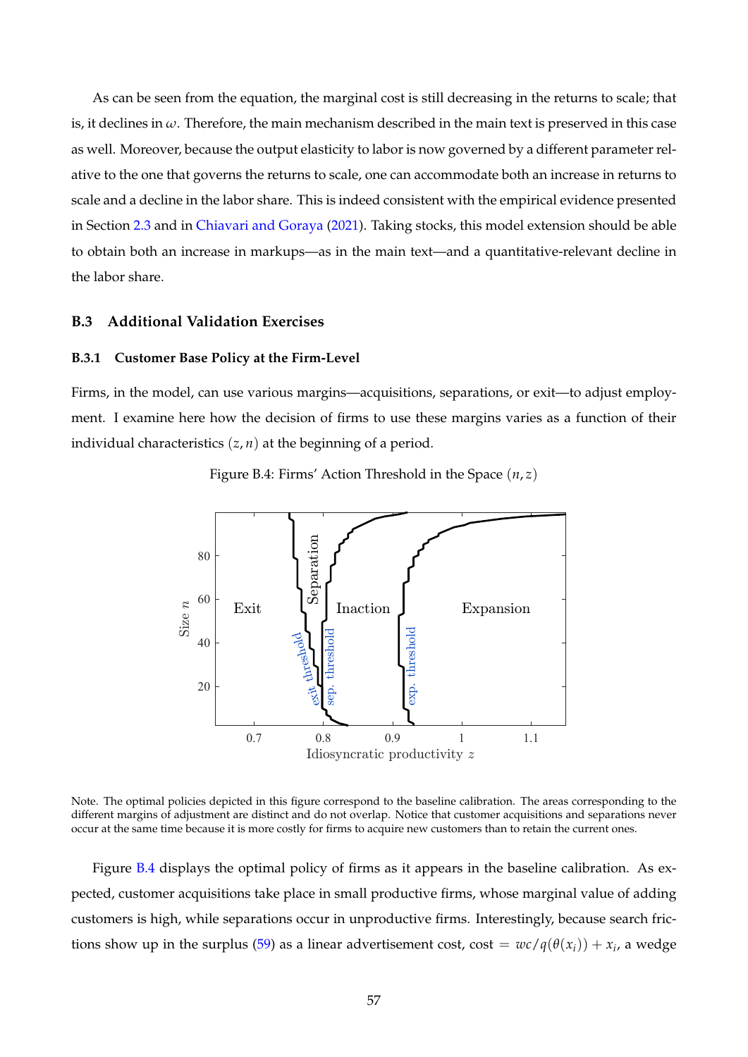As can be seen from the equation, the marginal cost is still decreasing in the returns to scale; that is, it declines in $\omega$. Therefore, the main mechanism described in the main text is preserved in this case as well. Moreover, because the output elasticity to labor is now governed by a different parameter relative to the one that governs the returns to scale, one can accommodate both an increase in returns to scale and a decline in the labor share. This is indeed consistent with the empirical evidence presented in Section 2.3 and in Chiavari and Goraya (2021). Taking stocks, this model extension should be able to obtain both an increase in markups—as in the main text—and a quantitative-relevant decline in the labor share.

### B.3 Additional Validation Exercises

#### B.3.1 Customer Base Policy at the Firm-Level

Firms, in the model, can use various margins—acquisitions, separations, or exit—to adjust employment. I examine here how the decision of firms to use these margins varies as a function of their individual characteristics $(z, n)$ at the beginning of a period.

Figure B.4: Firms' Action Threshold in the Space $(n, z)$

Note. The optimal policies depicted in this figure correspond to the baseline calibration. The areas corresponding to the different margins of adjustment are distinct and do not overlap. Notice that customer acquisitions and separations never occur at the same time because it is more costly for firms to acquire new customers than to retain the current ones.

Figure B.4 displays the optimal policy of firms as it appears in the baseline calibration. As expected, customer acquisitions take place in small productive firms, whose marginal value of adding customers is high, while separations occur in unproductive firms. Interestingly, because search frictions show up in the surplus (59) as a linear advertisement cost, cost $= wc/q(\theta(x_i)) + x_i$, a wedge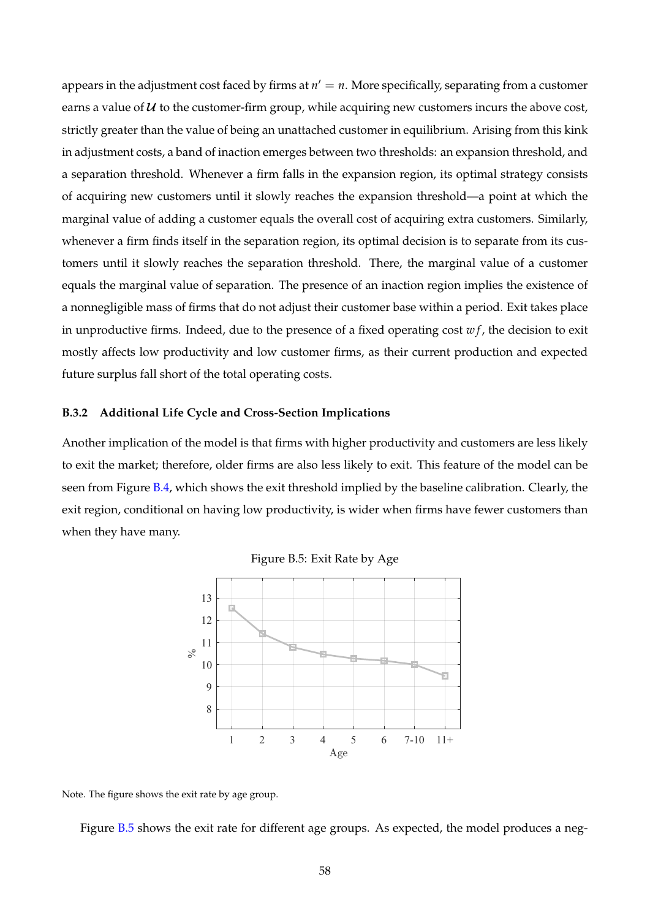appears in the adjustment cost faced by firms at $n' = n$. More specifically, separating from a customer earns a value of $\mathcal{U}$ to the customer-firm group, while acquiring new customers incurs the above cost, strictly greater than the value of being an unattached customer in equilibrium. Arising from this kink in adjustment costs, a band of inaction emerges between two thresholds: an expansion threshold, and a separation threshold. Whenever a firm falls in the expansion region, its optimal strategy consists of acquiring new customers until it slowly reaches the expansion threshold—a point at which the marginal value of adding a customer equals the overall cost of acquiring extra customers. Similarly, whenever a firm finds itself in the separation region, its optimal decision is to separate from its customers until it slowly reaches the separation threshold. There, the marginal value of a customer equals the marginal value of separation. The presence of an inaction region implies the existence of a nonnegligible mass of firms that do not adjust their customer base within a period. Exit takes place in unproductive firms. Indeed, due to the presence of a fixed operating cost $wf$, the decision to exit mostly affects low productivity and low customer firms, as their current production and expected future surplus fall short of the total operating costs.

### B.3.2 Additional Life Cycle and Cross-Section Implications

Another implication of the model is that firms with higher productivity and customers are less likely to exit the market; therefore, older firms are also less likely to exit. This feature of the model can be seen from Figure B.4, which shows the exit threshold implied by the baseline calibration. Clearly, the exit region, conditional on having low productivity, is wider when firms have fewer customers than when they have many.

Figure B.5: Exit Rate by Age

| Age | 1 | 2 | 3 | 4 | 5 | 6 | 7-10 | 11+ |
|---|---|---|---|---|---|---|---|---|
| % | 12.5 | 11.4 | 10.8 | 10.5 | 10.3 | 10.2 | 10.0 | 9.5 |

Note. The figure shows the exit rate by age group.

Figure B.5 shows the exit rate for different age groups. As expected, the model produces a neg-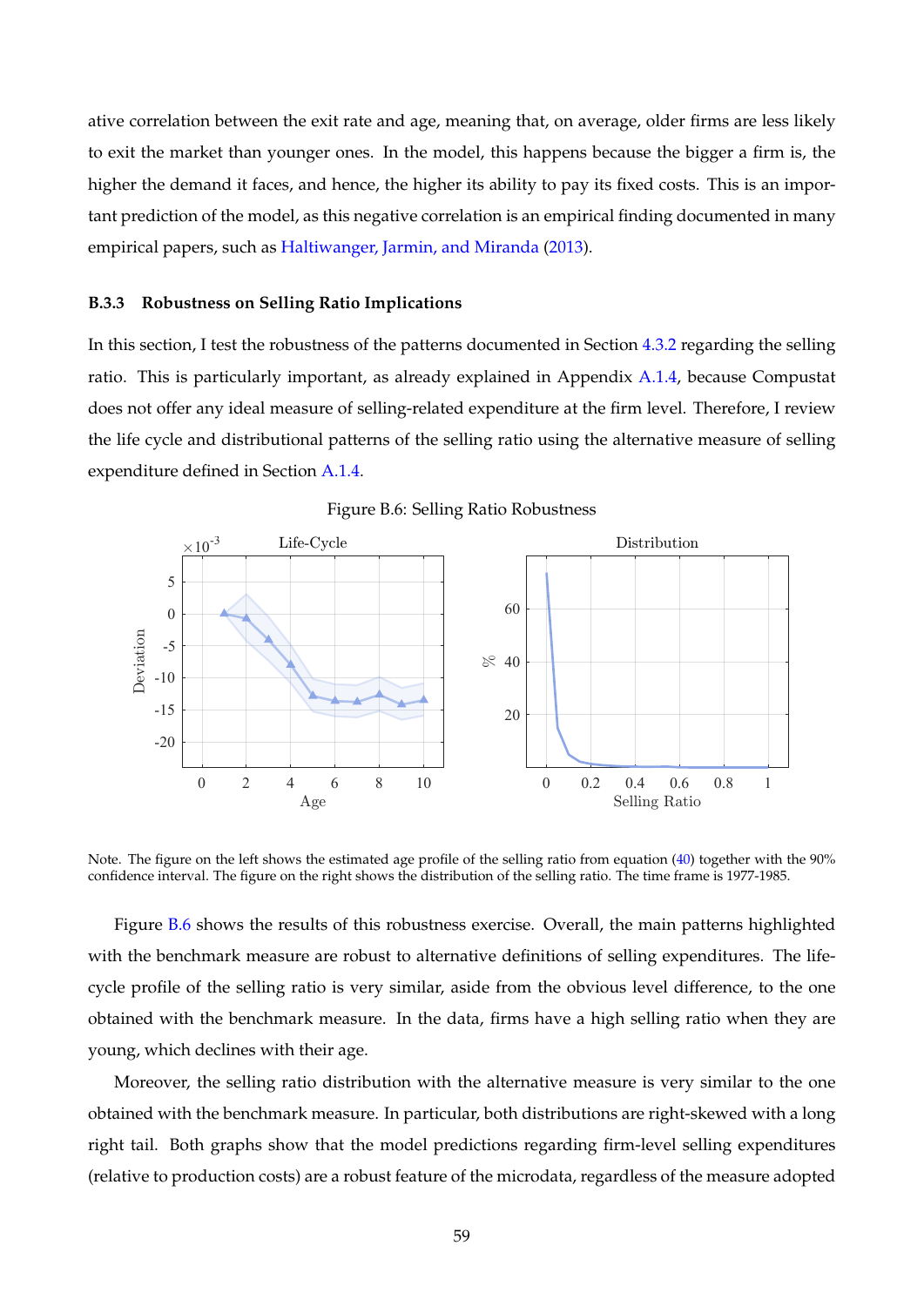ative correlation between the exit rate and age, meaning that, on average, older firms are less likely to exit the market than younger ones. In the model, this happens because the bigger a firm is, the higher the demand it faces, and hence, the higher its ability to pay its fixed costs. This is an important prediction of the model, as this negative correlation is an empirical finding documented in many empirical papers, such as Haltiwanger, Jarmin, and Miranda (2013).

### B.3.3 Robustness on Selling Ratio Implications

In this section, I test the robustness of the patterns documented in Section 4.3.2 regarding the selling ratio. This is particularly important, as already explained in Appendix A.1.4, because Compustat does not offer any ideal measure of selling-related expenditure at the firm level. Therefore, I review the life cycle and distributional patterns of the selling ratio using the alternative measure of selling expenditure defined in Section A.1.4.

Figure B.6: Selling Ratio Robustness

Note. The figure on the left shows the estimated age profile of the selling ratio from equation (40) together with the 90% confidence interval. The figure on the right shows the distribution of the selling ratio. The time frame is 1977-1985.

Figure B.6 shows the results of this robustness exercise. Overall, the main patterns highlighted with the benchmark measure are robust to alternative definitions of selling expenditures. The life-cycle profile of the selling ratio is very similar, aside from the obvious level difference, to the one obtained with the benchmark measure. In the data, firms have a high selling ratio when they are young, which declines with their age.

Moreover, the selling ratio distribution with the alternative measure is very similar to the one obtained with the benchmark measure. In particular, both distributions are right-skewed with a long right tail. Both graphs show that the model predictions regarding firm-level selling expenditures (relative to production costs) are a robust feature of the microdata, regardless of the measure adopted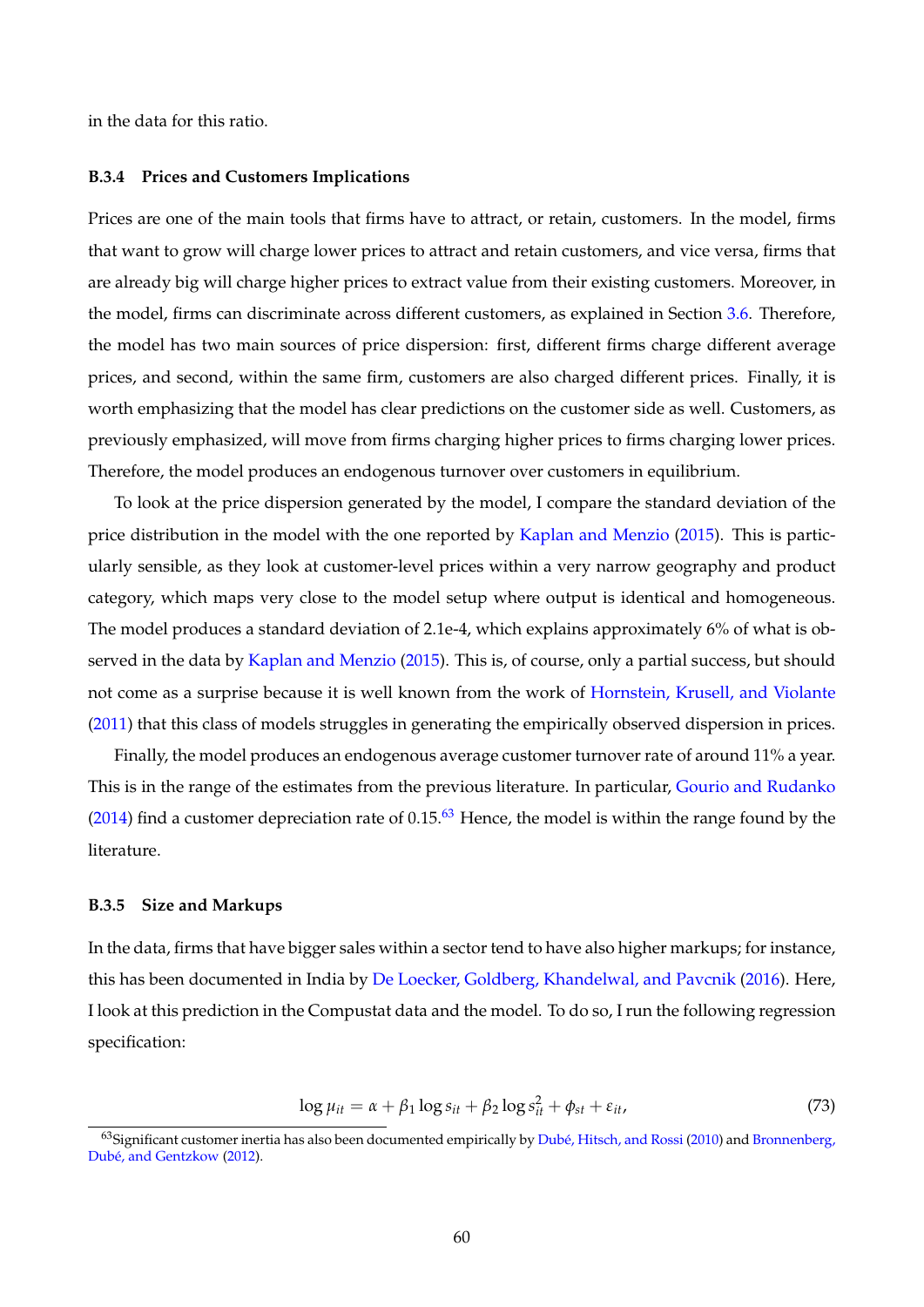in the data for this ratio.

### B.3.4 Prices and Customers Implications

Prices are one of the main tools that firms have to attract, or retain, customers. In the model, firms that want to grow will charge lower prices to attract and retain customers, and vice versa, firms that are already big will charge higher prices to extract value from their existing customers. Moreover, in the model, firms can discriminate across different customers, as explained in Section 3.6. Therefore, the model has two main sources of price dispersion: first, different firms charge different average prices, and second, within the same firm, customers are also charged different prices. Finally, it is worth emphasizing that the model has clear predictions on the customer side as well. Customers, as previously emphasized, will move from firms charging higher prices to firms charging lower prices. Therefore, the model produces an endogenous turnover over customers in equilibrium.

To look at the price dispersion generated by the model, I compare the standard deviation of the price distribution in the model with the one reported by Kaplan and Menzio (2015). This is particularly sensible, as they look at customer-level prices within a very narrow geography and product category, which maps very close to the model setup where output is identical and homogeneous. The model produces a standard deviation of 2.1e-4, which explains approximately 6% of what is observed in the data by Kaplan and Menzio (2015). This is, of course, only a partial success, but should not come as a surprise because it is well known from the work of Hornstein, Krusell, and Violante (2011) that this class of models struggles in generating the empirically observed dispersion in prices.

Finally, the model produces an endogenous average customer turnover rate of around 11% a year. This is in the range of the estimates from the previous literature. In particular, Gourio and Rudanko (2014) find a customer depreciation rate of 0.15.[63] Hence, the model is within the range found by the literature.

### B.3.5 Size and Markups

In the data, firms that have bigger sales within a sector tend to have also higher markups; for instance, this has been documented in India by De Loecker, Goldberg, Khandelwal, and Pavcnik (2016). Here, I look at this prediction in the Compustat data and the model. To do so, I run the following regression specification:

$$\log \mu_{it} = \alpha + \beta_1 \log s_{it} + \beta_2 \log s_{it}^2 + \phi_{st} + \varepsilon_{it}, \tag{73}$$

[63] Significant customer inertia has also been documented empirically by Dubé, Hitsch, and Rossi (2010) and Bronnenberg, Dubé, and Gentzkow (2012).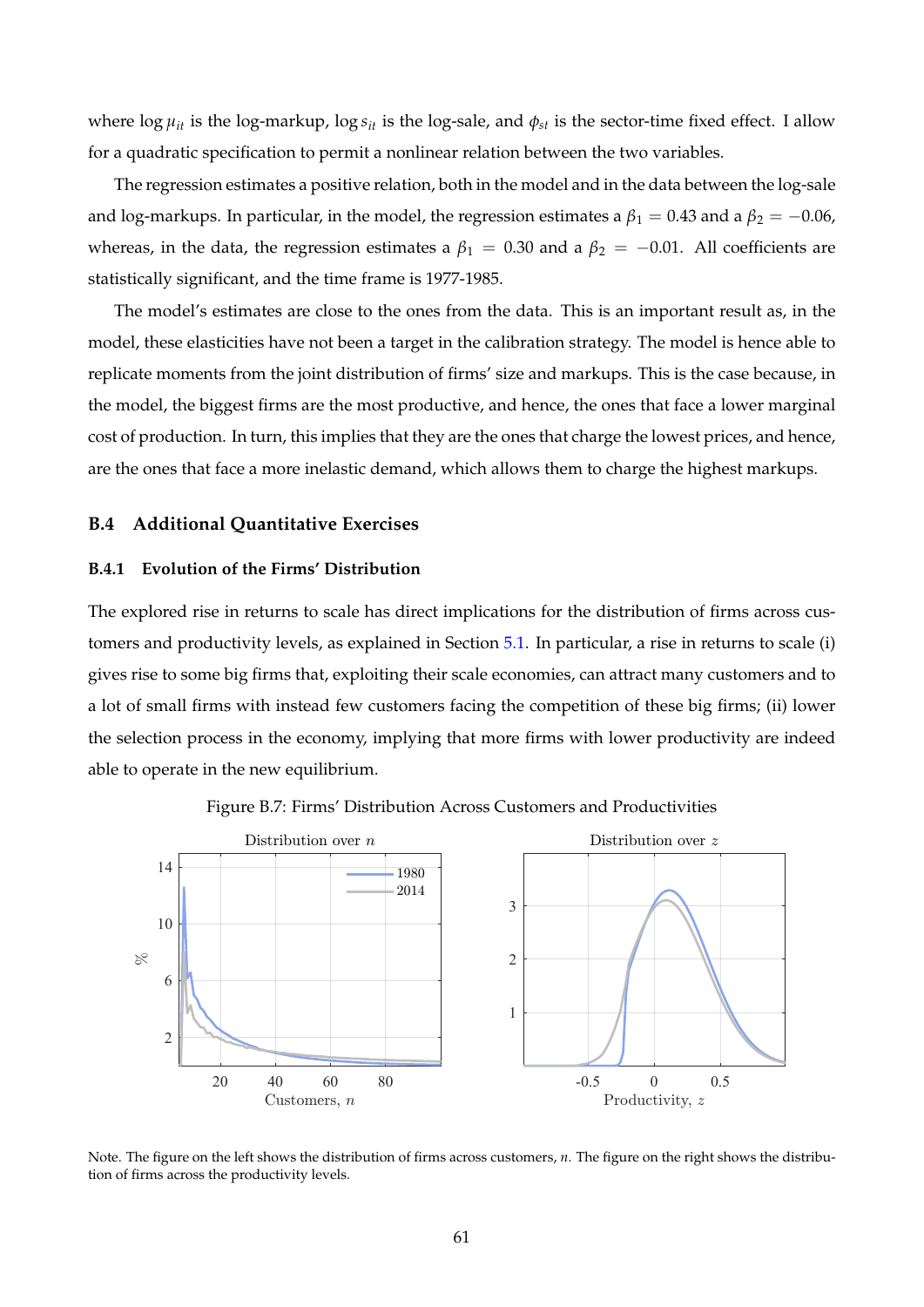where $\log \mu_{it}$ is the log-markup, $\log s_{it}$ is the log-sale, and $\phi_{st}$ is the sector-time fixed effect. I allow for a quadratic specification to permit a nonlinear relation between the two variables.

The regression estimates a positive relation, both in the model and in the data between the log-sale and log-markups. In particular, in the model, the regression estimates a $\beta_1 = 0.43$ and a $\beta_2 = -0.06$, whereas, in the data, the regression estimates a $\beta_1 = 0.30$ and a $\beta_2 = -0.01$. All coefficients are statistically significant, and the time frame is 1977-1985.

The model's estimates are close to the ones from the data. This is an important result as, in the model, these elasticities have not been a target in the calibration strategy. The model is hence able to replicate moments from the joint distribution of firms' size and markups. This is the case because, in the model, the biggest firms are the most productive, and hence, the ones that face a lower marginal cost of production. In turn, this implies that they are the ones that charge the lowest prices, and hence, are the ones that face a more inelastic demand, which allows them to charge the highest markups.

## B.4 Additional Quantitative Exercises

### B.4.1 Evolution of the Firms' Distribution

The explored rise in returns to scale has direct implications for the distribution of firms across customers and productivity levels, as explained in Section 5.1. In particular, a rise in returns to scale (i) gives rise to some big firms that, exploiting their scale economies, can attract many customers and to a lot of small firms with instead few customers facing the competition of these big firms; (ii) lower the selection process in the economy, implying that more firms with lower productivity are indeed able to operate in the new equilibrium.

Figure B.7: Firms' Distribution Across Customers and Productivities

Note. The figure on the left shows the distribution of firms across customers, $n$. The figure on the right shows the distribution of firms across the productivity levels.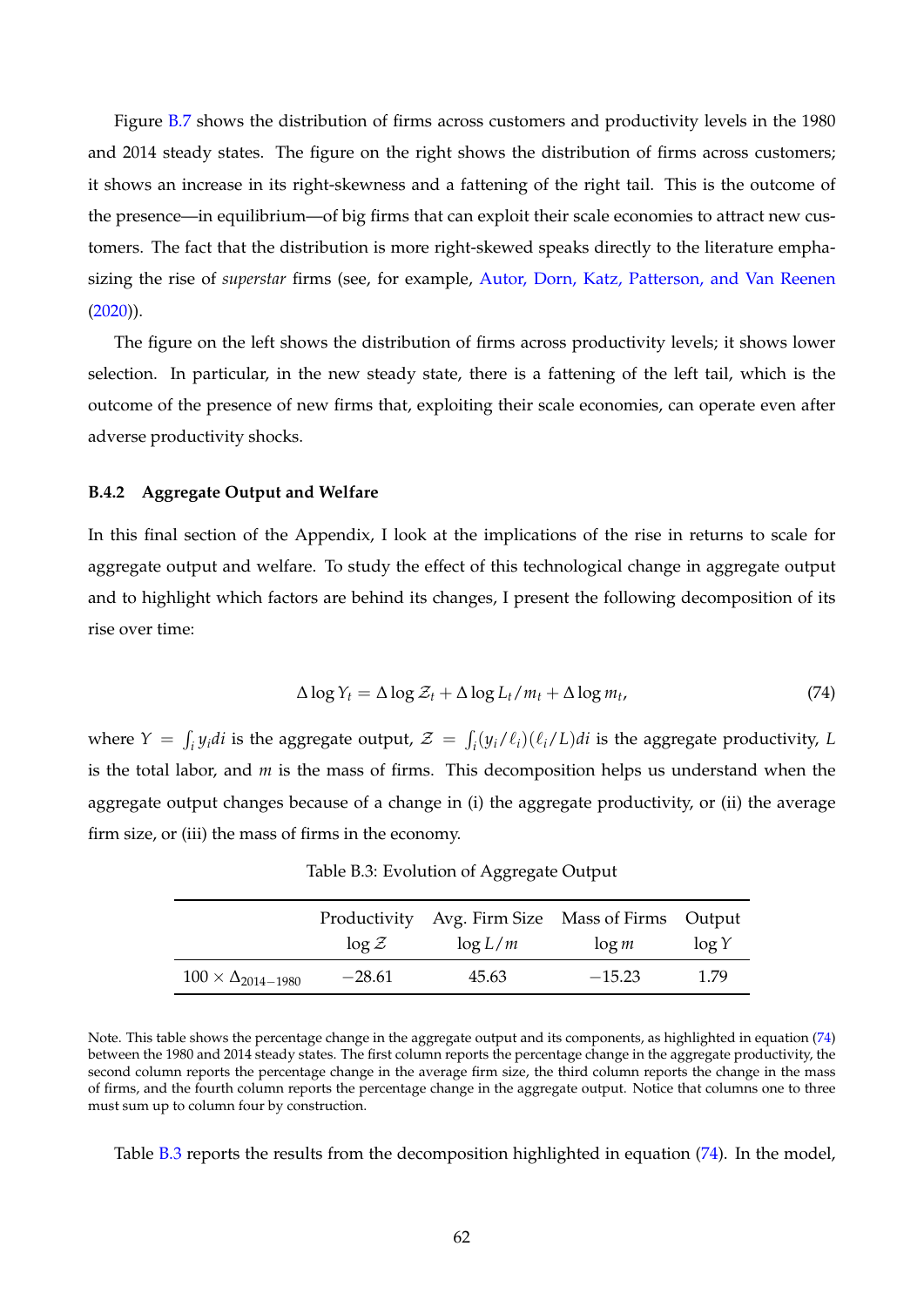Figure B.7 shows the distribution of firms across customers and productivity levels in the 1980 and 2014 steady states. The figure on the right shows the distribution of firms across customers; it shows an increase in its right-skewness and a fattening of the right tail. This is the outcome of the presence—in equilibrium—of big firms that can exploit their scale economies to attract new customers. The fact that the distribution is more right-skewed speaks directly to the literature emphasizing the rise of *superstar* firms (see, for example, Autor, Dorn, Katz, Patterson, and Van Reenen (2020)).

The figure on the left shows the distribution of firms across productivity levels; it shows lower selection. In particular, in the new steady state, there is a fattening of the left tail, which is the outcome of the presence of new firms that, exploiting their scale economies, can operate even after adverse productivity shocks.

### B.4.2 Aggregate Output and Welfare

In this final section of the Appendix, I look at the implications of the rise in returns to scale for aggregate output and welfare. To study the effect of this technological change in aggregate output and to highlight which factors are behind its changes, I present the following decomposition of its rise over time:

$$\Delta \log Y_t = \Delta \log \mathcal{Z}_t + \Delta \log L_t/m_t + \Delta \log m_t, \tag{74}$$

where $Y = \int_i y_i di$ is the aggregate output, $\mathcal{Z} = \int_i (y_i/\ell_i)(\ell_i/L)di$ is the aggregate productivity, $L$ is the total labor, and $m$ is the mass of firms. This decomposition helps us understand when the aggregate output changes because of a change in (i) the aggregate productivity, or (ii) the average firm size, or (iii) the mass of firms in the economy.

Table B.3: Evolution of Aggregate Output

| | Productivity $\log \mathcal{Z}$ | Avg. Firm Size $\log L/m$ | Mass of Firms $\log m$ | Output $\log Y$ |
|---|---|---|---|---|
| $100 \times \Delta_{2014-1980}$ | $-28.61$ | 45.63 | $-15.23$ | 1.79 |

Note. This table shows the percentage change in the aggregate output and its components, as highlighted in equation (74) between the 1980 and 2014 steady states. The first column reports the percentage change in the aggregate productivity, the second column reports the percentage change in the average firm size, the third column reports the change in the mass of firms, and the fourth column reports the percentage change in the aggregate output. Notice that columns one to three must sum up to column four by construction.

Table B.3 reports the results from the decomposition highlighted in equation (74). In the model,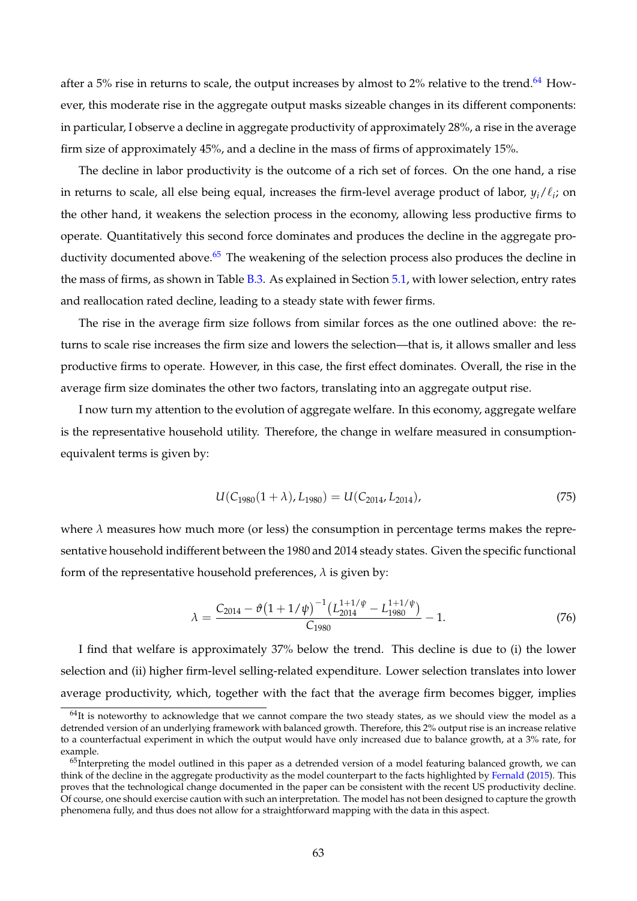after a 5% rise in returns to scale, the output increases by almost to 2% relative to the trend.[64] However, this moderate rise in the aggregate output masks sizeable changes in its different components: in particular, I observe a decline in aggregate productivity of approximately 28%, a rise in the average firm size of approximately 45%, and a decline in the mass of firms of approximately 15%.

The decline in labor productivity is the outcome of a rich set of forces. On the one hand, a rise in returns to scale, all else being equal, increases the firm-level average product of labor, $y_i/\ell_i$; on the other hand, it weakens the selection process in the economy, allowing less productive firms to operate. Quantitatively this second force dominates and produces the decline in the aggregate productivity documented above.[65] The weakening of the selection process also produces the decline in the mass of firms, as shown in Table B.3. As explained in Section 5.1, with lower selection, entry rates and reallocation rated decline, leading to a steady state with fewer firms.

The rise in the average firm size follows from similar forces as the one outlined above: the returns to scale rise increases the firm size and lowers the selection—that is, it allows smaller and less productive firms to operate. However, in this case, the first effect dominates. Overall, the rise in the average firm size dominates the other two factors, translating into an aggregate output rise.

I now turn my attention to the evolution of aggregate welfare. In this economy, aggregate welfare is the representative household utility. Therefore, the change in welfare measured in consumption-equivalent terms is given by:

$$U(C_{1980}(1+\lambda), L_{1980}) = U(C_{2014}, L_{2014}), \tag{75}$$

where $\lambda$ measures how much more (or less) the consumption in percentage terms makes the representative household indifferent between the 1980 and 2014 steady states. Given the specific functional form of the representative household preferences, $\lambda$ is given by:

$$\lambda = \frac{C_{2014} - \vartheta\big(1+1/\psi\big)^{-1}\big(L_{2014}^{1+1/\psi} - L_{1980}^{1+1/\psi}\big)}{C_{1980}} - 1. \tag{76}$$

I find that welfare is approximately 37% below the trend. This decline is due to (i) the lower selection and (ii) higher firm-level selling-related expenditure. Lower selection translates into lower average productivity, which, together with the fact that the average firm becomes bigger, implies

[64] It is noteworthy to acknowledge that we cannot compare the two steady states, as we should view the model as a detrended version of an underlying framework with balanced growth. Therefore, this 2% output rise is an increase relative to a counterfactual experiment in which the output would have only increased due to balance growth, at a 3% rate, for example.

[65] Interpreting the model outlined in this paper as a detrended version of a model featuring balanced growth, we can think of the decline in the aggregate productivity as the model counterpart to the facts highlighted by Fernald (2015). This proves that the technological change documented in the paper can be consistent with the recent US productivity decline. Of course, one should exercise caution with such an interpretation. The model has not been designed to capture the growth phenomena fully, and thus does not allow for a straightforward mapping with the data in this aspect.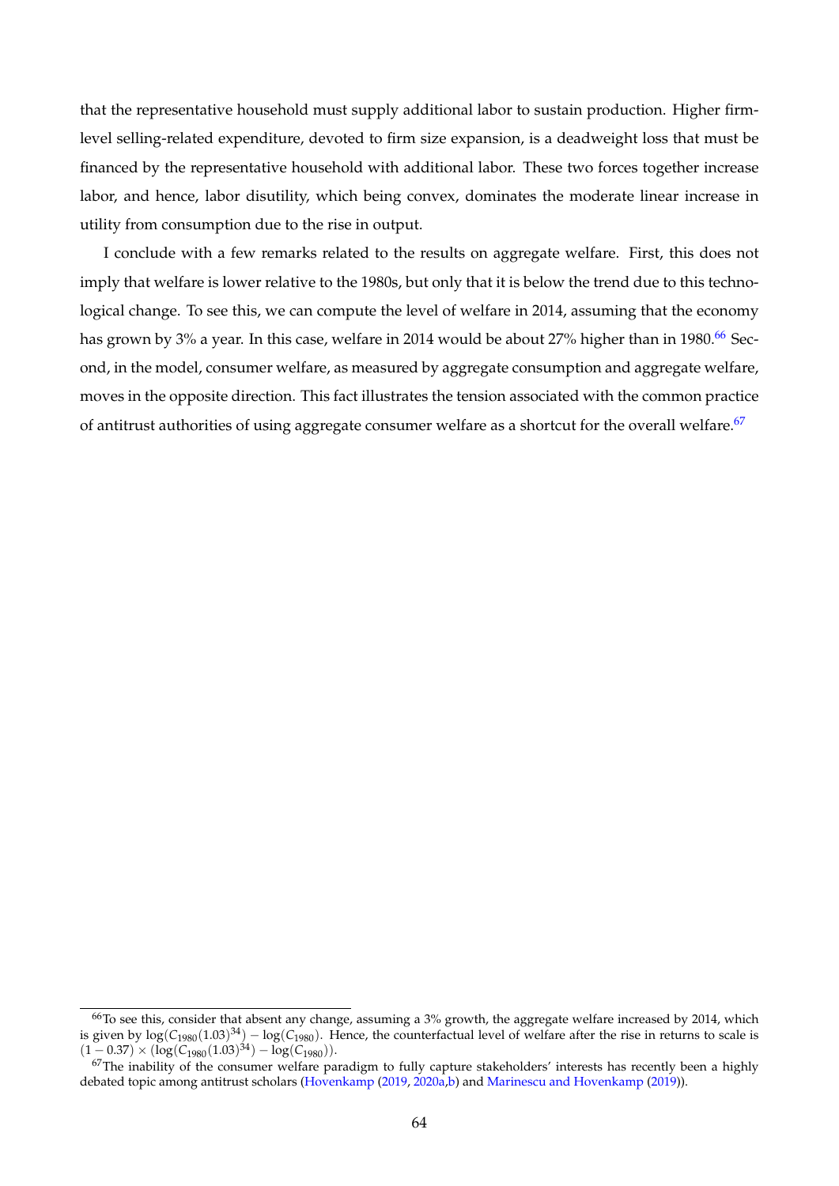that the representative household must supply additional labor to sustain production. Higher firm-level selling-related expenditure, devoted to firm size expansion, is a deadweight loss that must be financed by the representative household with additional labor. These two forces together increase labor, and hence, labor disutility, which being convex, dominates the moderate linear increase in utility from consumption due to the rise in output.

I conclude with a few remarks related to the results on aggregate welfare. First, this does not imply that welfare is lower relative to the 1980s, but only that it is below the trend due to this technological change. To see this, we can compute the level of welfare in 2014, assuming that the economy has grown by 3% a year. In this case, welfare in 2014 would be about 27% higher than in 1980.[66] Second, in the model, consumer welfare, as measured by aggregate consumption and aggregate welfare, moves in the opposite direction. This fact illustrates the tension associated with the common practice of antitrust authorities of using aggregate consumer welfare as a shortcut for the overall welfare.[67]

---

[66] To see this, consider that absent any change, assuming a 3% growth, the aggregate welfare increased by 2014, which is given by $\log(C_{1980}(1.03)^{34}) - \log(C_{1980})$. Hence, the counterfactual level of welfare after the rise in returns to scale is $(1 - 0.37) \times (\log(C_{1980}(1.03)^{34}) - \log(C_{1980}))$.

[67] The inability of the consumer welfare paradigm to fully capture stakeholders' interests has recently been a highly debated topic among antitrust scholars (Hovenkamp (2019, 2020a,b) and Marinescu and Hovenkamp (2019)).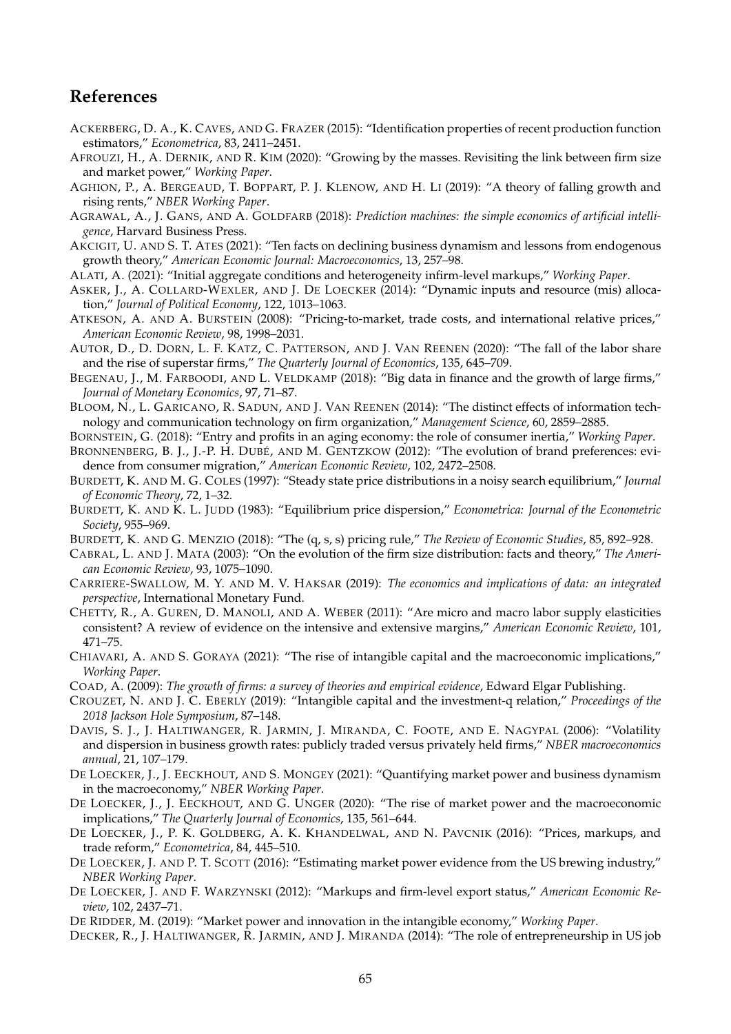## References

Ackerberg, D. A., K. Caves, and G. Frazer (2015): "Identification properties of recent production function estimators," *Econometrica*, 83, 2411–2451.

Afrouzi, H., A. Dernik, and R. Kim (2020): "Growing by the masses. Revisiting the link between firm size and market power," *Working Paper*.

Aghion, P., A. Bergeaud, T. Boppart, P. J. Klenow, and H. Li (2019): "A theory of falling growth and rising rents," *NBER Working Paper*.

Agrawal, A., J. Gans, and A. Goldfarb (2018): *Prediction machines: the simple economics of artificial intelligence*, Harvard Business Press.

Akcigit, U. and S. T. Ates (2021): "Ten facts on declining business dynamism and lessons from endogenous growth theory," *American Economic Journal: Macroeconomics*, 13, 257–98.

Alati, A. (2021): "Initial aggregate conditions and heterogeneity infirm-level markups," *Working Paper*.

Asker, J., A. Collard-Wexler, and J. De Loecker (2014): "Dynamic inputs and resource (mis) allocation," *Journal of Political Economy*, 122, 1013–1063.

Atkeson, A. and A. Burstein (2008): "Pricing-to-market, trade costs, and international relative prices," *American Economic Review*, 98, 1998–2031.

Autor, D., D. Dorn, L. F. Katz, C. Patterson, and J. Van Reenen (2020): "The fall of the labor share and the rise of superstar firms," *The Quarterly Journal of Economics*, 135, 645–709.

Begenau, J., M. Farboodi, and L. Veldkamp (2018): "Big data in finance and the growth of large firms," *Journal of Monetary Economics*, 97, 71–87.

Bloom, N., L. Garicano, R. Sadun, and J. Van Reenen (2014): "The distinct effects of information technology and communication technology on firm organization," *Management Science*, 60, 2859–2885.

Bornstein, G. (2018): "Entry and profits in an aging economy: the role of consumer inertia," *Working Paper*.

Bronnenberg, B. J., J.-P. H. Dubé, and M. Gentzkow (2012): "The evolution of brand preferences: evidence from consumer migration," *American Economic Review*, 102, 2472–2508.

Burdett, K. and M. G. Coles (1997): "Steady state price distributions in a noisy search equilibrium," *Journal of Economic Theory*, 72, 1–32.

Burdett, K. and K. L. Judd (1983): "Equilibrium price dispersion," *Econometrica: Journal of the Econometric Society*, 955–969.

Burdett, K. and G. Menzio (2018): "The (q, s, s) pricing rule," *The Review of Economic Studies*, 85, 892–928.

Cabral, L. and J. Mata (2003): "On the evolution of the firm size distribution: facts and theory," *The American Economic Review*, 93, 1075–1090.

Carriere-Swallow, M. Y. and M. V. Haksar (2019): *The economics and implications of data: an integrated perspective*, International Monetary Fund.

Chetty, R., A. Guren, D. Manoli, and A. Weber (2011): "Are micro and macro labor supply elasticities consistent? A review of evidence on the intensive and extensive margins," *American Economic Review*, 101, 471–75.

Chiavari, A. and S. Goraya (2021): "The rise of intangible capital and the macroeconomic implications," *Working Paper*.

Coad, A. (2009): *The growth of firms: a survey of theories and empirical evidence*, Edward Elgar Publishing.

Crouzet, N. and J. C. Eberly (2019): "Intangible capital and the investment-q relation," *Proceedings of the 2018 Jackson Hole Symposium*, 87–148.

Davis, S. J., J. Haltiwanger, R. Jarmin, J. Miranda, C. Foote, and E. Nagypal (2006): "Volatility and dispersion in business growth rates: publicly traded versus privately held firms," *NBER macroeconomics annual*, 21, 107–179.

De Loecker, J., J. Eeckhout, and S. Mongey (2021): "Quantifying market power and business dynamism in the macroeconomy," *NBER Working Paper*.

De Loecker, J., J. Eeckhout, and G. Unger (2020): "The rise of market power and the macroeconomic implications," *The Quarterly Journal of Economics*, 135, 561–644.

De Loecker, J., P. K. Goldberg, A. K. Khandelwal, and N. Pavcnik (2016): "Prices, markups, and trade reform," *Econometrica*, 84, 445–510.

De Loecker, J. and P. T. Scott (2016): "Estimating market power evidence from the US brewing industry," *NBER Working Paper*.

De Loecker, J. and F. Warzynski (2012): "Markups and firm-level export status," *American Economic Review*, 102, 2437–71.

De Ridder, M. (2019): "Market power and innovation in the intangible economy," *Working Paper*.

Decker, R., J. Haltiwanger, R. Jarmin, and J. Miranda (2014): "The role of entrepreneurship in US job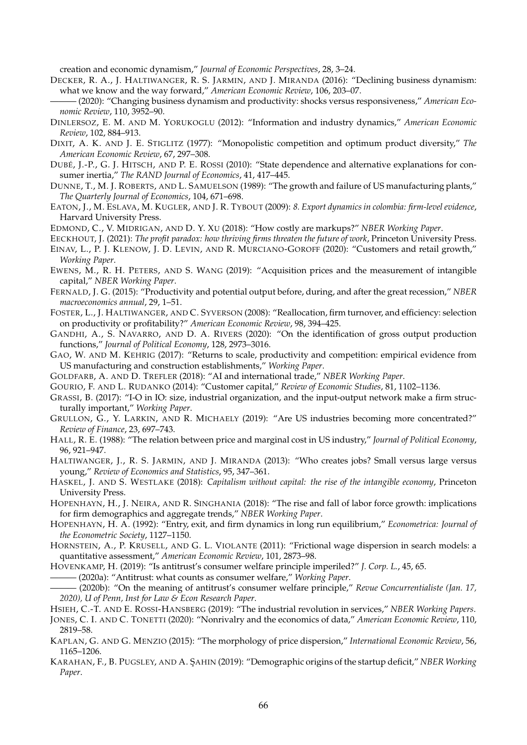creation and economic dynamism," *Journal of Economic Perspectives*, 28, 3–24.

DECKER, R. A., J. HALTIWANGER, R. S. JARMIN, AND J. MIRANDA (2016): "Declining business dynamism: what we know and the way forward," *American Economic Review*, 106, 203–07.

——— (2020): "Changing business dynamism and productivity: shocks versus responsiveness," *American Economic Review*, 110, 3952–90.

DINLERSOZ, E. M. AND M. YORUKOGLU (2012): "Information and industry dynamics," *American Economic Review*, 102, 884–913.

DIXIT, A. K. AND J. E. STIGLITZ (1977): "Monopolistic competition and optimum product diversity," *The American Economic Review*, 67, 297–308.

DUBÉ, J.-P., G. J. HITSCH, AND P. E. ROSSI (2010): "State dependence and alternative explanations for consumer inertia," *The RAND Journal of Economics*, 41, 417–445.

DUNNE, T., M. J. ROBERTS, AND L. SAMUELSON (1989): "The growth and failure of US manufacturing plants," *The Quarterly Journal of Economics*, 104, 671–698.

EATON, J., M. ESLAVA, M. KUGLER, AND J. R. TYBOUT (2009): *8. Export dynamics in colombia: firm-level evidence*, Harvard University Press.

EDMOND, C., V. MIDRIGAN, AND D. Y. XU (2018): "How costly are markups?" *NBER Working Paper*.

EECKHOUT, J. (2021): *The profit paradox: how thriving firms threaten the future of work*, Princeton University Press.

EINAV, L., P. J. KLENOW, J. D. LEVIN, AND R. MURCIANO-GOROFF (2020): "Customers and retail growth," *Working Paper*.

EWENS, M., R. H. PETERS, AND S. WANG (2019): "Acquisition prices and the measurement of intangible capital," *NBER Working Paper*.

FERNALD, J. G. (2015): "Productivity and potential output before, during, and after the great recession," *NBER macroeconomics annual*, 29, 1–51.

FOSTER, L., J. HALTIWANGER, AND C. SYVERSON (2008): "Reallocation, firm turnover, and efficiency: selection on productivity or profitability?" *American Economic Review*, 98, 394–425.

GANDHI, A., S. NAVARRO, AND D. A. RIVERS (2020): "On the identification of gross output production functions," *Journal of Political Economy*, 128, 2973–3016.

GAO, W. AND M. KEHRIG (2017): "Returns to scale, productivity and competition: empirical evidence from US manufacturing and construction establishments," *Working Paper*.

GOLDFARB, A. AND D. TREFLER (2018): "AI and international trade," *NBER Working Paper*.

GOURIO, F. AND L. RUDANKO (2014): "Customer capital," *Review of Economic Studies*, 81, 1102–1136.

GRASSI, B. (2017): "I-O in IO: size, industrial organization, and the input-output network make a firm structurally important," *Working Paper*.

GRULLON, G., Y. LARKIN, AND R. MICHAELY (2019): "Are US industries becoming more concentrated?" *Review of Finance*, 23, 697–743.

HALL, R. E. (1988): "The relation between price and marginal cost in US industry," *Journal of Political Economy*, 96, 921–947.

HALTIWANGER, J., R. S. JARMIN, AND J. MIRANDA (2013): "Who creates jobs? Small versus large versus young," *Review of Economics and Statistics*, 95, 347–361.

HASKEL, J. AND S. WESTLAKE (2018): *Capitalism without capital: the rise of the intangible economy*, Princeton University Press.

HOPENHAYN, H., J. NEIRA, AND R. SINGHANIA (2018): "The rise and fall of labor force growth: implications for firm demographics and aggregate trends," *NBER Working Paper*.

HOPENHAYN, H. A. (1992): "Entry, exit, and firm dynamics in long run equilibrium," *Econometrica: Journal of the Econometric Society*, 1127–1150.

HORNSTEIN, A., P. KRUSELL, AND G. L. VIOLANTE (2011): "Frictional wage dispersion in search models: a quantitative assessment," *American Economic Review*, 101, 2873–98.

HOVENKAMP, H. (2019): "Is antitrust's consumer welfare principle imperiled?" *J. Corp. L.*, 45, 65.

——— (2020a): "Antitrust: what counts as consumer welfare," *Working Paper*.

——— (2020b): "On the meaning of antitrust's consumer welfare principle," *Revue Concurrentialiste (Jan. 17, 2020), U of Penn, Inst for Law & Econ Research Paper*.

HSIEH, C.-T. AND E. ROSSI-HANSBERG (2019): "The industrial revolution in services," *NBER Working Papers*.

JONES, C. I. AND C. TONETTI (2020): "Nonrivalry and the economics of data," *American Economic Review*, 110, 2819–58.

KAPLAN, G. AND G. MENZIO (2015): "The morphology of price dispersion," *International Economic Review*, 56, 1165–1206.

KARAHAN, F., B. PUGSLEY, AND A. ŞAHIN (2019): "Demographic origins of the startup deficit," *NBER Working Paper*.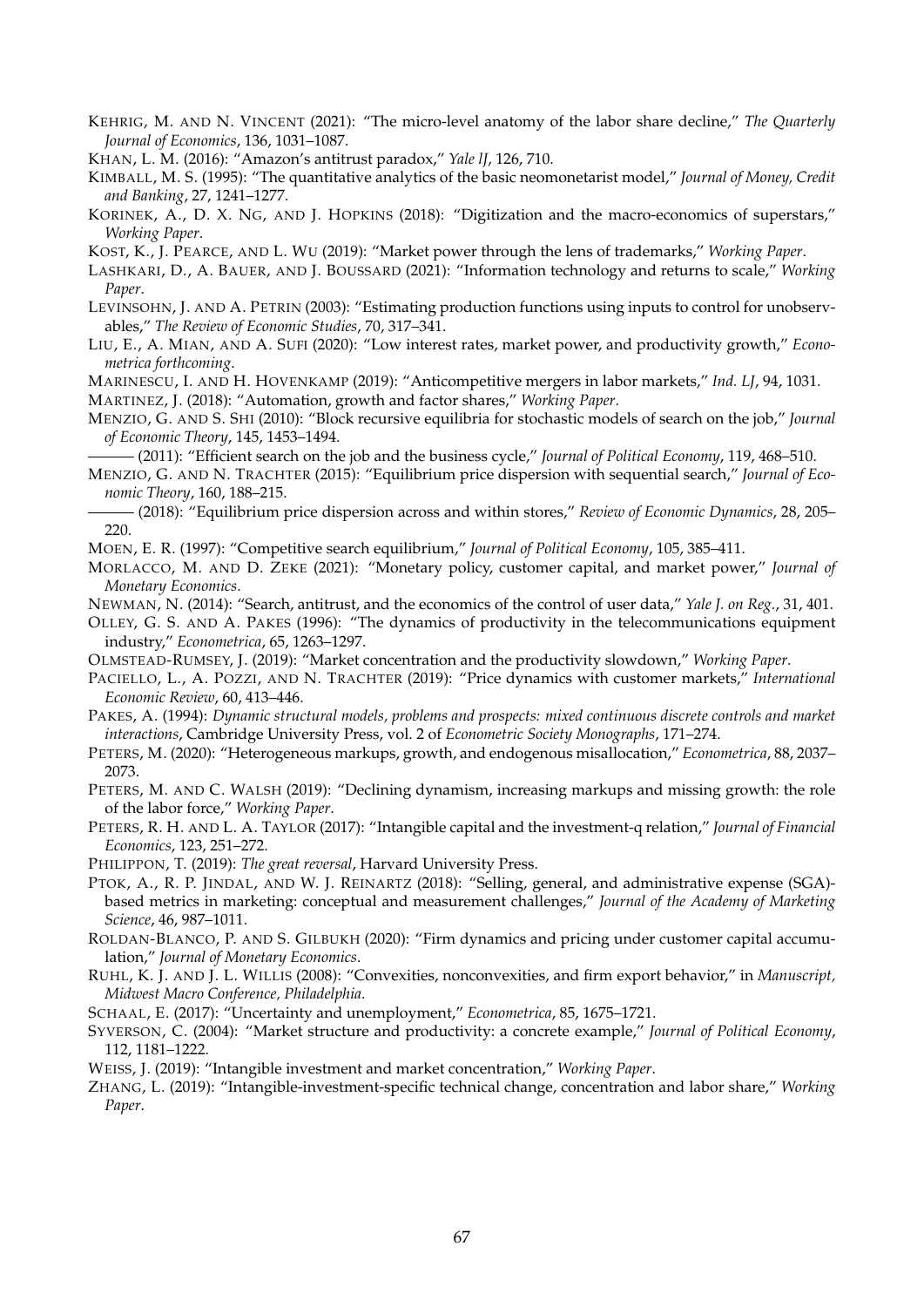KEHRIG, M. AND N. VINCENT (2021): "The micro-level anatomy of the labor share decline," *The Quarterly Journal of Economics*, 136, 1031–1087.

KHAN, L. M. (2016): "Amazon's antitrust paradox," *Yale lJ*, 126, 710.

KIMBALL, M. S. (1995): "The quantitative analytics of the basic neomonetarist model," *Journal of Money, Credit and Banking*, 27, 1241–1277.

KORINEK, A., D. X. NG, AND J. HOPKINS (2018): "Digitization and the macro-economics of superstars," *Working Paper*.

KOST, K., J. PEARCE, AND L. WU (2019): "Market power through the lens of trademarks," *Working Paper*.

LASHKARI, D., A. BAUER, AND J. BOUSSARD (2021): "Information technology and returns to scale," *Working Paper*.

LEVINSOHN, J. AND A. PETRIN (2003): "Estimating production functions using inputs to control for unobservables," *The Review of Economic Studies*, 70, 317–341.

LIU, E., A. MIAN, AND A. SUFI (2020): "Low interest rates, market power, and productivity growth," *Econometrica forthcoming*.

MARINESCU, I. AND H. HOVENKAMP (2019): "Anticompetitive mergers in labor markets," *Ind. LJ*, 94, 1031.

MARTINEZ, J. (2018): "Automation, growth and factor shares," *Working Paper*.

MENZIO, G. AND S. SHI (2010): "Block recursive equilibria for stochastic models of search on the job," *Journal of Economic Theory*, 145, 1453–1494.

——— (2011): "Efficient search on the job and the business cycle," *Journal of Political Economy*, 119, 468–510.

MENZIO, G. AND N. TRACHTER (2015): "Equilibrium price dispersion with sequential search," *Journal of Economic Theory*, 160, 188–215.

——— (2018): "Equilibrium price dispersion across and within stores," *Review of Economic Dynamics*, 28, 205–220.

MOEN, E. R. (1997): "Competitive search equilibrium," *Journal of Political Economy*, 105, 385–411.

MORLACCO, M. AND D. ZEKE (2021): "Monetary policy, customer capital, and market power," *Journal of Monetary Economics*.

NEWMAN, N. (2014): "Search, antitrust, and the economics of the control of user data," *Yale J. on Reg.*, 31, 401.

OLLEY, G. S. AND A. PAKES (1996): "The dynamics of productivity in the telecommunications equipment industry," *Econometrica*, 65, 1263–1297.

OLMSTEAD-RUMSEY, J. (2019): "Market concentration and the productivity slowdown," *Working Paper*.

PACIELLO, L., A. POZZI, AND N. TRACHTER (2019): "Price dynamics with customer markets," *International Economic Review*, 60, 413–446.

PAKES, A. (1994): *Dynamic structural models, problems and prospects: mixed continuous discrete controls and market interactions*, Cambridge University Press, vol. 2 of *Econometric Society Monographs*, 171–274.

PETERS, M. (2020): "Heterogeneous markups, growth, and endogenous misallocation," *Econometrica*, 88, 2037–2073.

PETERS, M. AND C. WALSH (2019): "Declining dynamism, increasing markups and missing growth: the role of the labor force," *Working Paper*.

PETERS, R. H. AND L. A. TAYLOR (2017): "Intangible capital and the investment-q relation," *Journal of Financial Economics*, 123, 251–272.

PHILIPPON, T. (2019): *The great reversal*, Harvard University Press.

PTOK, A., R. P. JINDAL, AND W. J. REINARTZ (2018): "Selling, general, and administrative expense (SGA)-based metrics in marketing: conceptual and measurement challenges," *Journal of the Academy of Marketing Science*, 46, 987–1011.

ROLDAN-BLANCO, P. AND S. GILBUKH (2020): "Firm dynamics and pricing under customer capital accumulation," *Journal of Monetary Economics*.

RUHL, K. J. AND J. L. WILLIS (2008): "Convexities, nonconvexities, and firm export behavior," in *Manuscript, Midwest Macro Conference, Philadelphia*.

SCHAAL, E. (2017): "Uncertainty and unemployment," *Econometrica*, 85, 1675–1721.

SYVERSON, C. (2004): "Market structure and productivity: a concrete example," *Journal of Political Economy*, 112, 1181–1222.

WEISS, J. (2019): "Intangible investment and market concentration," *Working Paper*.

ZHANG, L. (2019): "Intangible-investment-specific technical change, concentration and labor share," *Working Paper*.